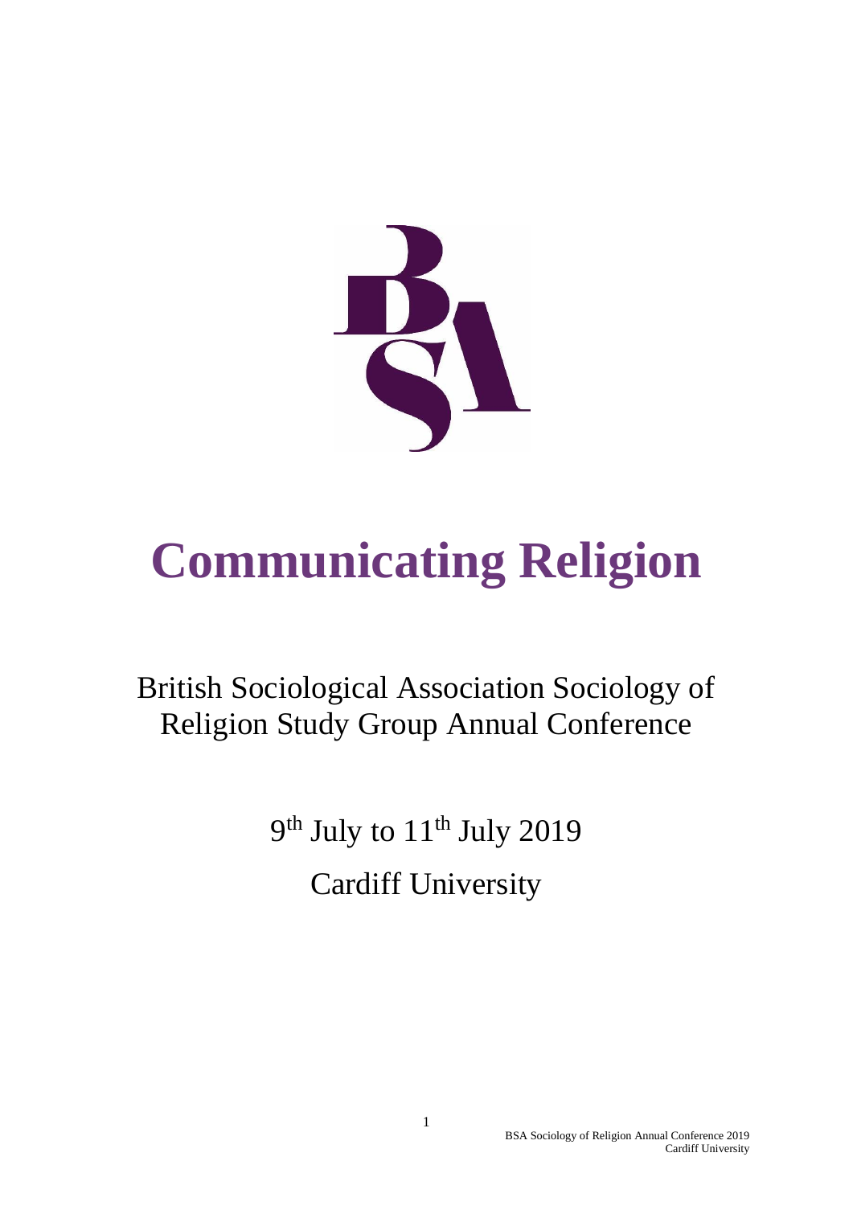# Communicating Religion

British Sociological Association Sociology of Religion Study Group Annual Conference

9th July to 11th July 2019

Cardiff University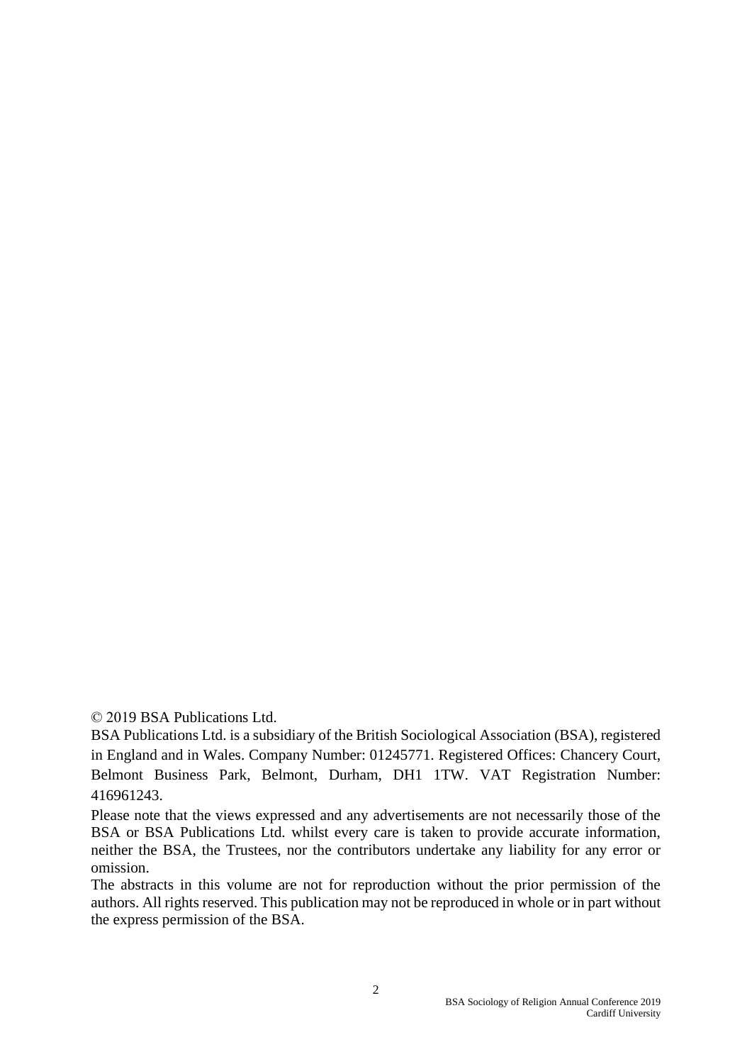© 2019 BSA Publications Ltd.

BSA Publications Ltd. is a subsidiary of the British Sociological Association (BSA), registered in England and in Wales. Company Number: 01245771. Registered Offices: Chancery Court, Belmont Business Park, Belmont, Durham, DH1 1TW. VAT Registration Number: 416961243.

Please note that the views expressed and any advertisements are not necessarily those of the BSA or BSA Publications Ltd. whilst every care is taken to provide accurate information, neither the BSA, the Trustees, nor the contributors undertake any liability for any error or omission.

The abstracts in this volume are not for reproduction without the prior permission of the authors. All rights reserved. This publication may not be reproduced in whole or in part without the express permission of the BSA.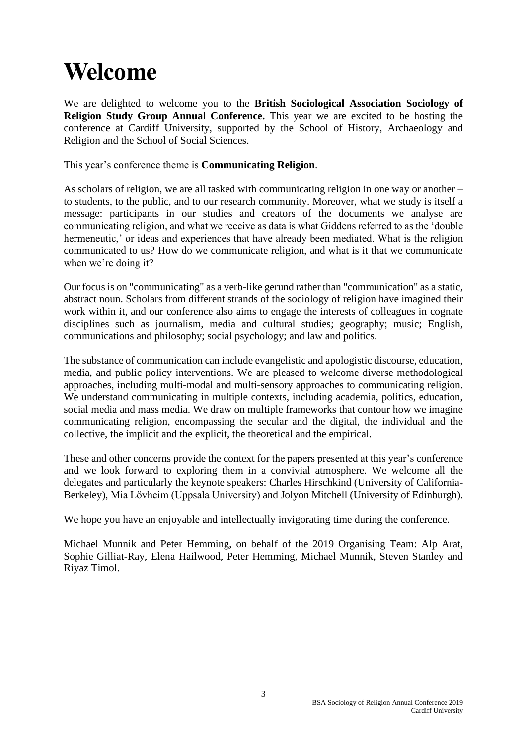# Welcome

We are delighted to welcome you to the **British Sociological Association Sociology of Religion Study Group Annual Conference.** This year we are excited to be hosting the conference at Cardiff University, supported by the School of History, Archaeology and Religion and the School of Social Sciences.

This year's conference theme is **Communicating Religion**.

As scholars of religion, we are all tasked with communicating religion in one way or another – to students, to the public, and to our research community. Moreover, what we study is itself a message: participants in our studies and creators of the documents we analyse are communicating religion, and what we receive as data is what Giddens referred to as the 'double hermeneutic,' or ideas and experiences that have already been mediated. What is the religion communicated to us? How do we communicate religion, and what is it that we communicate when we're doing it?

Our focus is on "communicating" as a verb-like gerund rather than "communication" as a static, abstract noun. Scholars from different strands of the sociology of religion have imagined their work within it, and our conference also aims to engage the interests of colleagues in cognate disciplines such as journalism, media and cultural studies; geography; music; English, communications and philosophy; social psychology; and law and politics.

The substance of communication can include evangelistic and apologistic discourse, education, media, and public policy interventions. We are pleased to welcome diverse methodological approaches, including multi-modal and multi-sensory approaches to communicating religion. We understand communicating in multiple contexts, including academia, politics, education, social media and mass media. We draw on multiple frameworks that contour how we imagine communicating religion, encompassing the secular and the digital, the individual and the collective, the implicit and the explicit, the theoretical and the empirical.

These and other concerns provide the context for the papers presented at this year's conference and we look forward to exploring them in a convivial atmosphere. We welcome all the delegates and particularly the keynote speakers: Charles Hirschkind (University of California-Berkeley), Mia Lövheim (Uppsala University) and Jolyon Mitchell (University of Edinburgh).

We hope you have an enjoyable and intellectually invigorating time during the conference.

Michael Munnik and Peter Hemming, on behalf of the 2019 Organising Team: Alp Arat, Sophie Gilliat-Ray, Elena Hailwood, Peter Hemming, Michael Munnik, Steven Stanley and Riyaz Timol.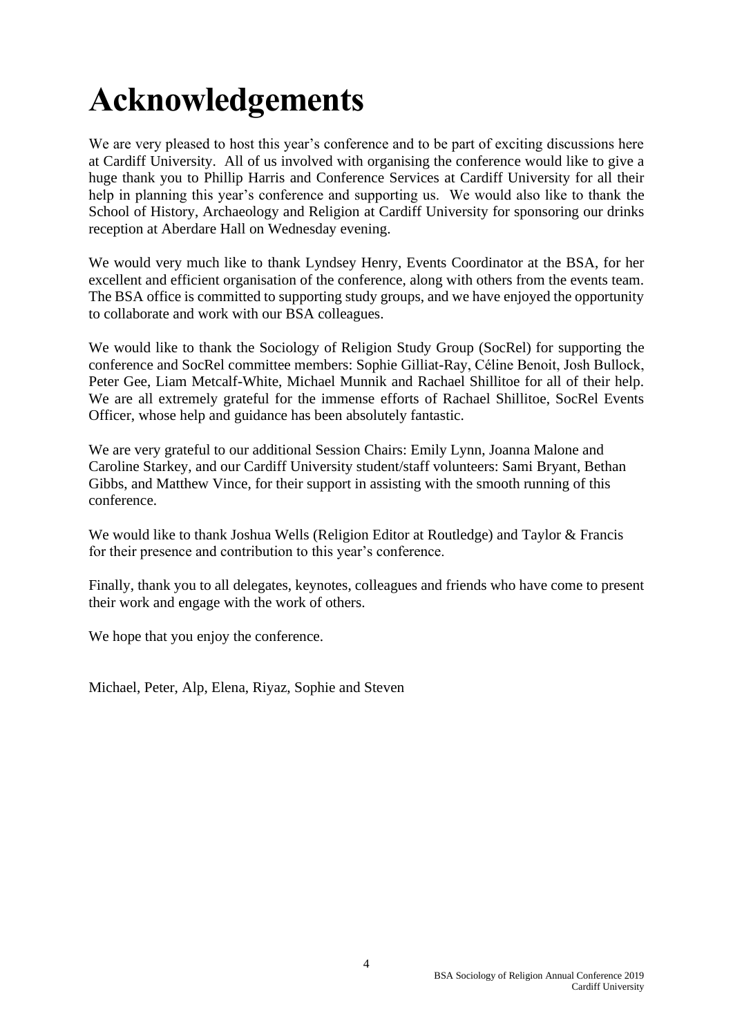# Acknowledgements

We are very pleased to host this year's conference and to be part of exciting discussions here at Cardiff University. All of us involved with organising the conference would like to give a huge thank you to Phillip Harris and Conference Services at Cardiff University for all their help in planning this year's conference and supporting us. We would also like to thank the School of History, Archaeology and Religion at Cardiff University for sponsoring our drinks reception at Aberdare Hall on Wednesday evening.

We would very much like to thank Lyndsey Henry, Events Coordinator at the BSA, for her excellent and efficient organisation of the conference, along with others from the events team. The BSA office is committed to supporting study groups, and we have enjoyed the opportunity to collaborate and work with our BSA colleagues.

We would like to thank the Sociology of Religion Study Group (SocRel) for supporting the conference and SocRel committee members: Sophie Gilliat-Ray, Céline Benoit, Josh Bullock, Peter Gee, Liam Metcalf-White, Michael Munnik and Rachael Shillitoe for all of their help. We are all extremely grateful for the immense efforts of Rachael Shillitoe, SocRel Events Officer, whose help and guidance has been absolutely fantastic.

We are very grateful to our additional Session Chairs: Emily Lynn, Joanna Malone and Caroline Starkey, and our Cardiff University student/staff volunteers: Sami Bryant, Bethan Gibbs, and Matthew Vince, for their support in assisting with the smooth running of this conference.

We would like to thank Joshua Wells (Religion Editor at Routledge) and Taylor & Francis for their presence and contribution to this year's conference.

Finally, thank you to all delegates, keynotes, colleagues and friends who have come to present their work and engage with the work of others.

We hope that you enjoy the conference.

Michael, Peter, Alp, Elena, Riyaz, Sophie and Steven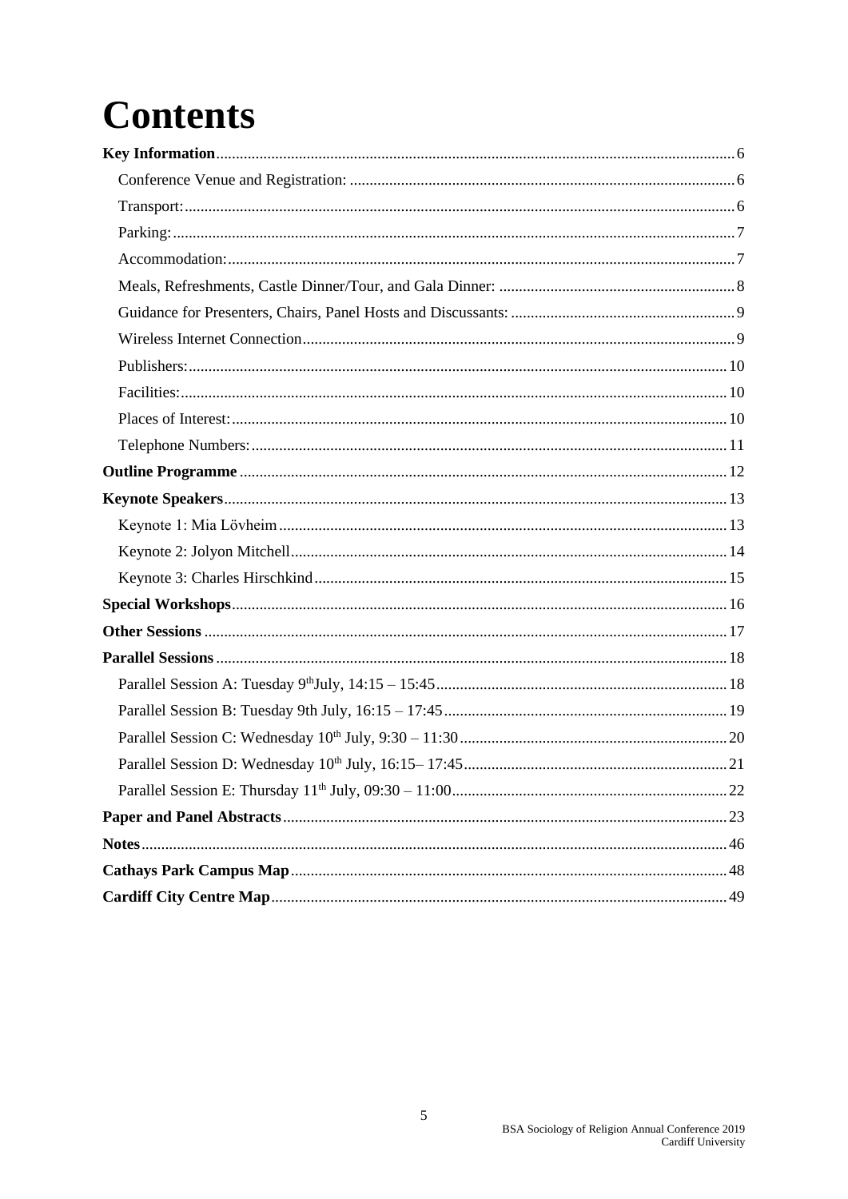# Contents

**Key Information** ... 6

- Conference Venue and Registration: ... 6
- Transport: ... 6
- Parking: ... 7
- Accommodation: ... 7
- Meals, Refreshments, Castle Dinner/Tour, and Gala Dinner: ... 8
- Guidance for Presenters, Chairs, Panel Hosts and Discussants: ... 9
- Wireless Internet Connection ... 9
- Publishers: ... 10
- Facilities: ... 10
- Places of Interest: ... 10
- Telephone Numbers: ... 11

**Outline Programme** ... 12

**Keynote Speakers** ... 13

- Keynote 1: Mia Lövheim ... 13
- Keynote 2: Jolyon Mitchell ... 14
- Keynote 3: Charles Hirschkind ... 15

**Special Workshops** ... 16

**Other Sessions** ... 17

**Parallel Sessions** ... 18

- Parallel Session A: Tuesday 9th July, 14:15 – 15:45 ... 18
- Parallel Session B: Tuesday 9th July, 16:15 – 17:45 ... 19
- Parallel Session C: Wednesday 10th July, 9:30 – 11:30 ... 20
- Parallel Session D: Wednesday 10th July, 16:15– 17:45 ... 21
- Parallel Session E: Thursday 11th July, 09:30 – 11:00 ... 22

**Paper and Panel Abstracts** ... 23

**Notes** ... 46

**Cathays Park Campus Map** ... 48

**Cardiff City Centre Map** ... 49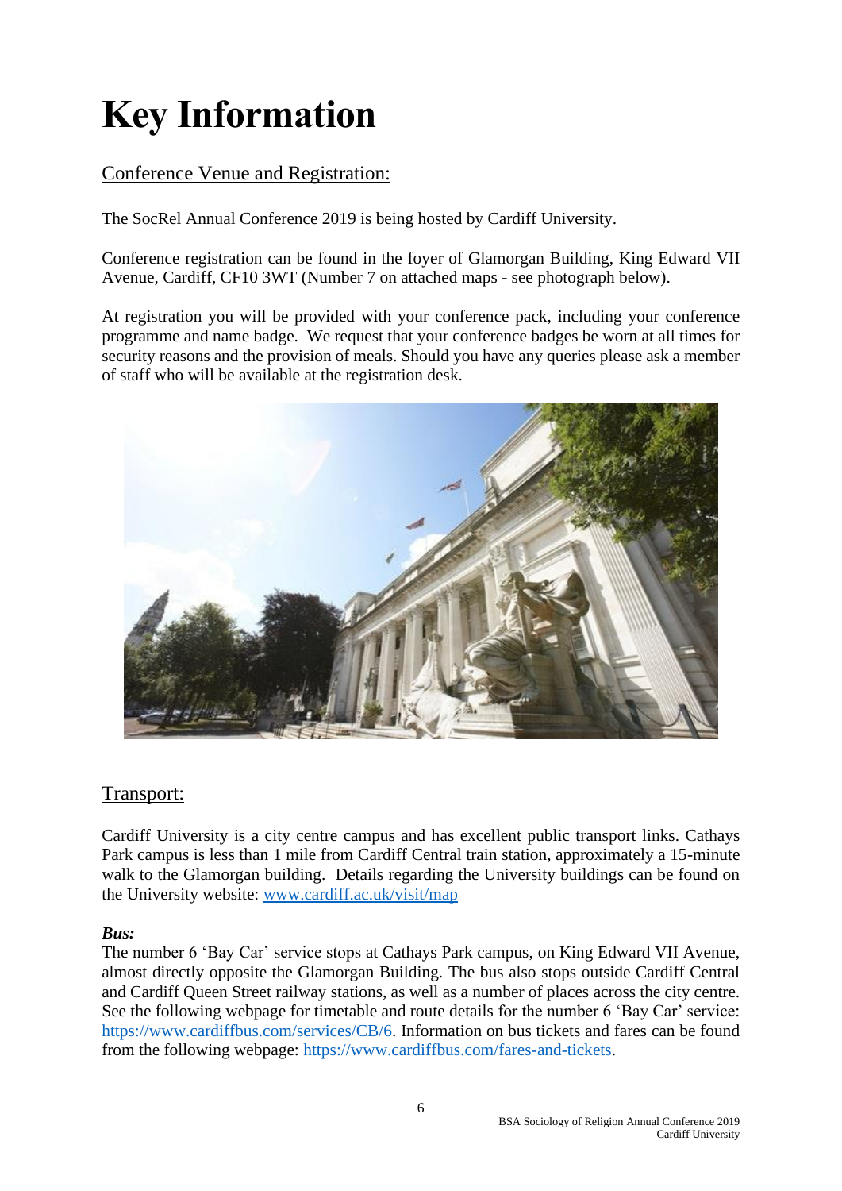# Key Information

## Conference Venue and Registration:

The SocRel Annual Conference 2019 is being hosted by Cardiff University.

Conference registration can be found in the foyer of Glamorgan Building, King Edward VII Avenue, Cardiff, CF10 3WT (Number 7 on attached maps - see photograph below).

At registration you will be provided with your conference pack, including your conference programme and name badge. We request that your conference badges be worn at all times for security reasons and the provision of meals. Should you have any queries please ask a member of staff who will be available at the registration desk.

## Transport:

Cardiff University is a city centre campus and has excellent public transport links. Cathays Park campus is less than 1 mile from Cardiff Central train station, approximately a 15-minute walk to the Glamorgan building. Details regarding the University buildings can be found on the University website: [www.cardiff.ac.uk/visit/map](www.cardiff.ac.uk/visit/map)

***Bus:***

The number 6 'Bay Car' service stops at Cathays Park campus, on King Edward VII Avenue, almost directly opposite the Glamorgan Building. The bus also stops outside Cardiff Central and Cardiff Queen Street railway stations, as well as a number of places across the city centre. See the following webpage for timetable and route details for the number 6 'Bay Car' service: [https://www.cardiffbus.com/services/CB/6](https://www.cardiffbus.com/services/CB/6). Information on bus tickets and fares can be found from the following webpage: [https://www.cardiffbus.com/fares-and-tickets](https://www.cardiffbus.com/fares-and-tickets).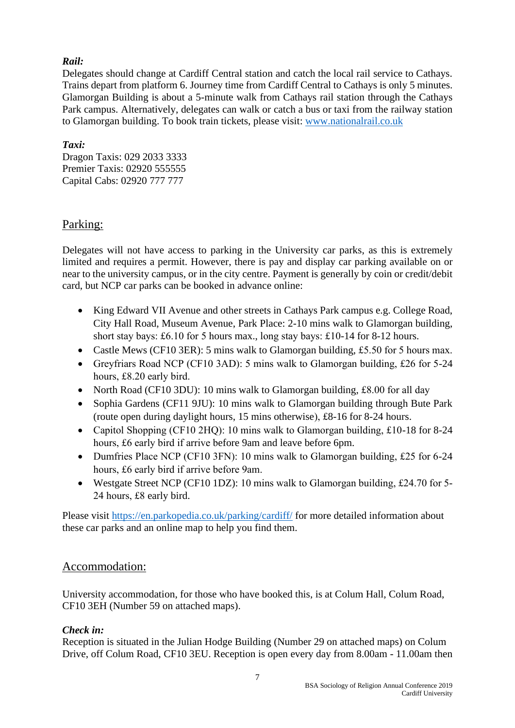***Rail:***
Delegates should change at Cardiff Central station and catch the local rail service to Cathays. Trains depart from platform 6. Journey time from Cardiff Central to Cathays is only 5 minutes. Glamorgan Building is about a 5-minute walk from Cathays rail station through the Cathays Park campus. Alternatively, delegates can walk or catch a bus or taxi from the railway station to Glamorgan building. To book train tickets, please visit: [www.nationalrail.co.uk](www.nationalrail.co.uk)

***Taxi:***
Dragon Taxis: 029 2033 3333
Premier Taxis: 02920 555555
Capital Cabs: 02920 777 777

## Parking:

Delegates will not have access to parking in the University car parks, as this is extremely limited and requires a permit. However, there is pay and display car parking available on or near to the university campus, or in the city centre. Payment is generally by coin or credit/debit card, but NCP car parks can be booked in advance online:

- King Edward VII Avenue and other streets in Cathays Park campus e.g. College Road, City Hall Road, Museum Avenue, Park Place: 2-10 mins walk to Glamorgan building, short stay bays: £6.10 for 5 hours max., long stay bays: £10-14 for 8-12 hours.
- Castle Mews (CF10 3ER): 5 mins walk to Glamorgan building, £5.50 for 5 hours max.
- Greyfriars Road NCP (CF10 3AD): 5 mins walk to Glamorgan building, £26 for 5-24 hours, £8.20 early bird.
- North Road (CF10 3DU): 10 mins walk to Glamorgan building, £8.00 for all day
- Sophia Gardens (CF11 9JU): 10 mins walk to Glamorgan building through Bute Park (route open during daylight hours, 15 mins otherwise), £8-16 for 8-24 hours.
- Capitol Shopping (CF10 2HQ): 10 mins walk to Glamorgan building, £10-18 for 8-24 hours, £6 early bird if arrive before 9am and leave before 6pm.
- Dumfries Place NCP (CF10 3FN): 10 mins walk to Glamorgan building, £25 for 6-24 hours, £6 early bird if arrive before 9am.
- Westgate Street NCP (CF10 1DZ): 10 mins walk to Glamorgan building, £24.70 for 5-24 hours, £8 early bird.

Please visit [https://en.parkopedia.co.uk/parking/cardiff/](https://en.parkopedia.co.uk/parking/cardiff/) for more detailed information about these car parks and an online map to help you find them.

## Accommodation:

University accommodation, for those who have booked this, is at Colum Hall, Colum Road, CF10 3EH (Number 59 on attached maps).

***Check in:***
Reception is situated in the Julian Hodge Building (Number 29 on attached maps) on Colum Drive, off Colum Road, CF10 3EU. Reception is open every day from 8.00am - 11.00am then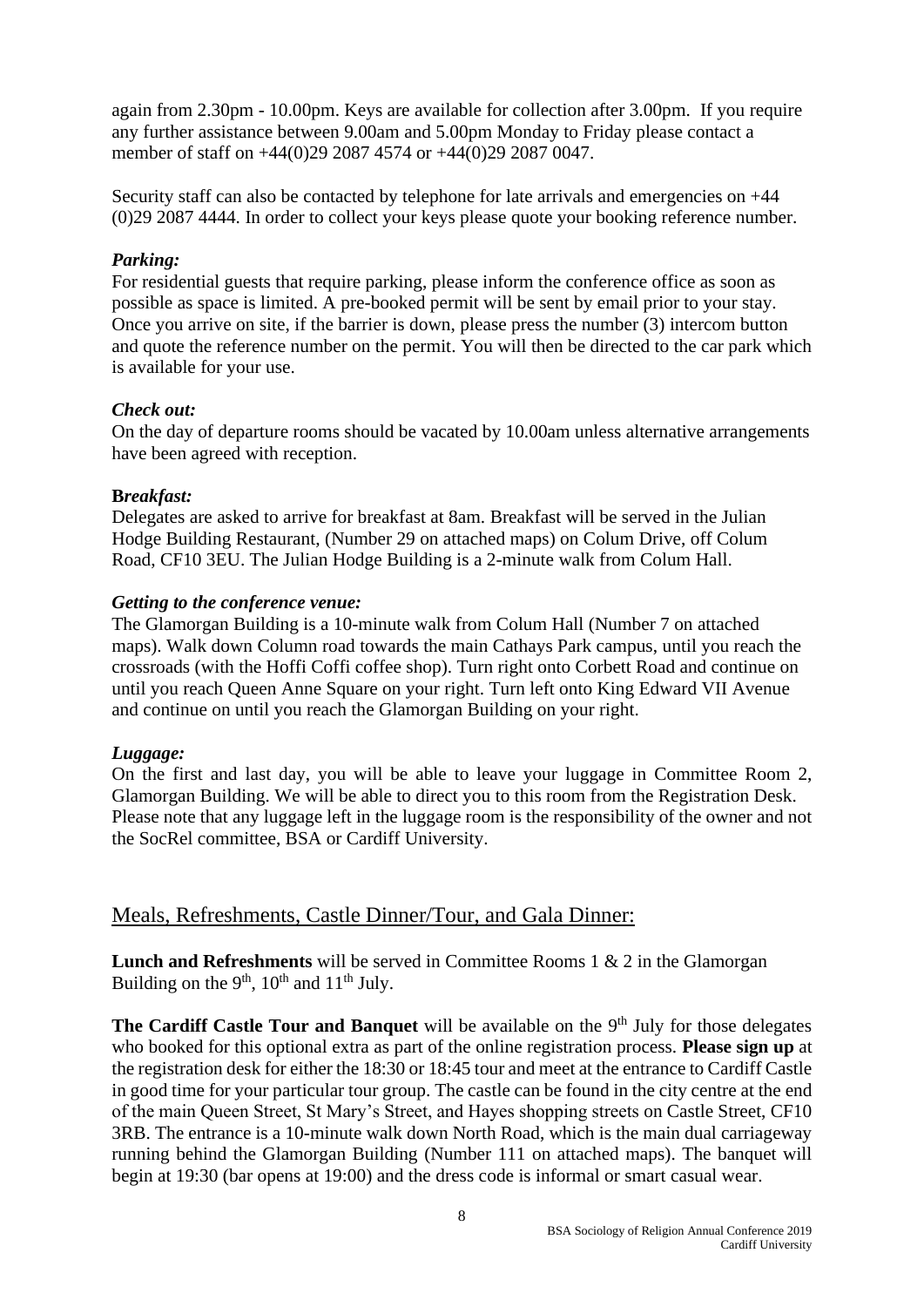again from 2.30pm - 10.00pm. Keys are available for collection after 3.00pm. If you require any further assistance between 9.00am and 5.00pm Monday to Friday please contact a member of staff on +44(0)29 2087 4574 or +44(0)29 2087 0047.

Security staff can also be contacted by telephone for late arrivals and emergencies on +44 (0)29 2087 4444. In order to collect your keys please quote your booking reference number.

***Parking:***

For residential guests that require parking, please inform the conference office as soon as possible as space is limited. A pre-booked permit will be sent by email prior to your stay. Once you arrive on site, if the barrier is down, please press the number (3) intercom button and quote the reference number on the permit. You will then be directed to the car park which is available for your use.

***Check out:***

On the day of departure rooms should be vacated by 10.00am unless alternative arrangements have been agreed with reception.

**B*reakfast:***

Delegates are asked to arrive for breakfast at 8am. Breakfast will be served in the Julian Hodge Building Restaurant, (Number 29 on attached maps) on Colum Drive, off Colum Road, CF10 3EU. The Julian Hodge Building is a 2-minute walk from Colum Hall.

***Getting to the conference venue:***

The Glamorgan Building is a 10-minute walk from Colum Hall (Number 7 on attached maps). Walk down Column road towards the main Cathays Park campus, until you reach the crossroads (with the Hoffi Coffi coffee shop). Turn right onto Corbett Road and continue on until you reach Queen Anne Square on your right. Turn left onto King Edward VII Avenue and continue on until you reach the Glamorgan Building on your right.

***Luggage:***

On the first and last day, you will be able to leave your luggage in Committee Room 2, Glamorgan Building. We will be able to direct you to this room from the Registration Desk. Please note that any luggage left in the luggage room is the responsibility of the owner and not the SocRel committee, BSA or Cardiff University.

## Meals, Refreshments, Castle Dinner/Tour, and Gala Dinner:

**Lunch and Refreshments** will be served in Committee Rooms 1 & 2 in the Glamorgan Building on the 9th, 10th and 11th July.

**The Cardiff Castle Tour and Banquet** will be available on the 9th July for those delegates who booked for this optional extra as part of the online registration process. **Please sign up** at the registration desk for either the 18:30 or 18:45 tour and meet at the entrance to Cardiff Castle in good time for your particular tour group. The castle can be found in the city centre at the end of the main Queen Street, St Mary's Street, and Hayes shopping streets on Castle Street, CF10 3RB. The entrance is a 10-minute walk down North Road, which is the main dual carriageway running behind the Glamorgan Building (Number 111 on attached maps). The banquet will begin at 19:30 (bar opens at 19:00) and the dress code is informal or smart casual wear.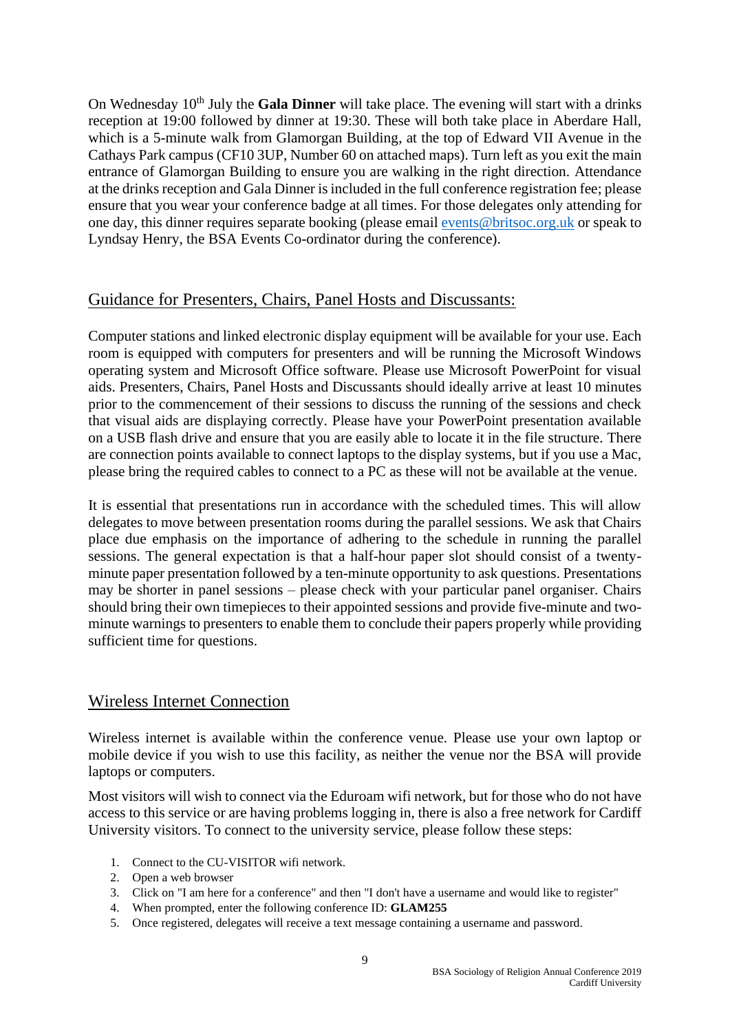On Wednesday 10th July the **Gala Dinner** will take place. The evening will start with a drinks reception at 19:00 followed by dinner at 19:30. These will both take place in Aberdare Hall, which is a 5-minute walk from Glamorgan Building, at the top of Edward VII Avenue in the Cathays Park campus (CF10 3UP, Number 60 on attached maps). Turn left as you exit the main entrance of Glamorgan Building to ensure you are walking in the right direction. Attendance at the drinks reception and Gala Dinner is included in the full conference registration fee; please ensure that you wear your conference badge at all times. For those delegates only attending for one day, this dinner requires separate booking (please email events@britsoc.org.uk or speak to Lyndsay Henry, the BSA Events Co-ordinator during the conference).

## Guidance for Presenters, Chairs, Panel Hosts and Discussants:

Computer stations and linked electronic display equipment will be available for your use. Each room is equipped with computers for presenters and will be running the Microsoft Windows operating system and Microsoft Office software. Please use Microsoft PowerPoint for visual aids. Presenters, Chairs, Panel Hosts and Discussants should ideally arrive at least 10 minutes prior to the commencement of their sessions to discuss the running of the sessions and check that visual aids are displaying correctly. Please have your PowerPoint presentation available on a USB flash drive and ensure that you are easily able to locate it in the file structure. There are connection points available to connect laptops to the display systems, but if you use a Mac, please bring the required cables to connect to a PC as these will not be available at the venue.

It is essential that presentations run in accordance with the scheduled times. This will allow delegates to move between presentation rooms during the parallel sessions. We ask that Chairs place due emphasis on the importance of adhering to the schedule in running the parallel sessions. The general expectation is that a half-hour paper slot should consist of a twenty-minute paper presentation followed by a ten-minute opportunity to ask questions. Presentations may be shorter in panel sessions – please check with your particular panel organiser. Chairs should bring their own timepieces to their appointed sessions and provide five-minute and two-minute warnings to presenters to enable them to conclude their papers properly while providing sufficient time for questions.

## Wireless Internet Connection

Wireless internet is available within the conference venue. Please use your own laptop or mobile device if you wish to use this facility, as neither the venue nor the BSA will provide laptops or computers.

Most visitors will wish to connect via the Eduroam wifi network, but for those who do not have access to this service or are having problems logging in, there is also a free network for Cardiff University visitors. To connect to the university service, please follow these steps:

1. Connect to the CU-VISITOR wifi network.
2. Open a web browser
3. Click on "I am here for a conference" and then "I don't have a username and would like to register"
4. When prompted, enter the following conference ID: **GLAM255**
5. Once registered, delegates will receive a text message containing a username and password.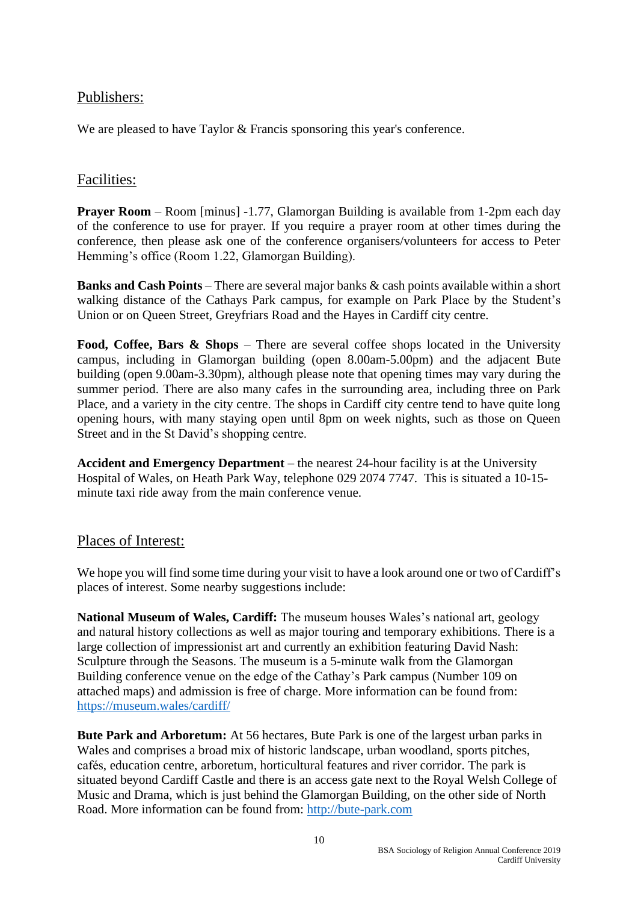## Publishers:

We are pleased to have Taylor & Francis sponsoring this year's conference.

## Facilities:

**Prayer Room** – Room [minus] -1.77, Glamorgan Building is available from 1-2pm each day of the conference to use for prayer. If you require a prayer room at other times during the conference, then please ask one of the conference organisers/volunteers for access to Peter Hemming's office (Room 1.22, Glamorgan Building).

**Banks and Cash Points** – There are several major banks & cash points available within a short walking distance of the Cathays Park campus, for example on Park Place by the Student's Union or on Queen Street, Greyfriars Road and the Hayes in Cardiff city centre.

**Food, Coffee, Bars & Shops** – There are several coffee shops located in the University campus, including in Glamorgan building (open 8.00am-5.00pm) and the adjacent Bute building (open 9.00am-3.30pm), although please note that opening times may vary during the summer period. There are also many cafes in the surrounding area, including three on Park Place, and a variety in the city centre. The shops in Cardiff city centre tend to have quite long opening hours, with many staying open until 8pm on week nights, such as those on Queen Street and in the St David's shopping centre.

**Accident and Emergency Department** – the nearest 24-hour facility is at the University Hospital of Wales, on Heath Park Way, telephone 029 2074 7747. This is situated a 10-15-minute taxi ride away from the main conference venue.

## Places of Interest:

We hope you will find some time during your visit to have a look around one or two of Cardiff's places of interest. Some nearby suggestions include:

**National Museum of Wales, Cardiff:** The museum houses Wales's national art, geology and natural history collections as well as major touring and temporary exhibitions. There is a large collection of impressionist art and currently an exhibition featuring David Nash: Sculpture through the Seasons. The museum is a 5-minute walk from the Glamorgan Building conference venue on the edge of the Cathay's Park campus (Number 109 on attached maps) and admission is free of charge. More information can be found from: https://museum.wales/cardiff/

**Bute Park and Arboretum:** At 56 hectares, Bute Park is one of the largest urban parks in Wales and comprises a broad mix of historic landscape, urban woodland, sports pitches, cafés, education centre, arboretum, horticultural features and river corridor. The park is situated beyond Cardiff Castle and there is an access gate next to the Royal Welsh College of Music and Drama, which is just behind the Glamorgan Building, on the other side of North Road. More information can be found from: http://bute-park.com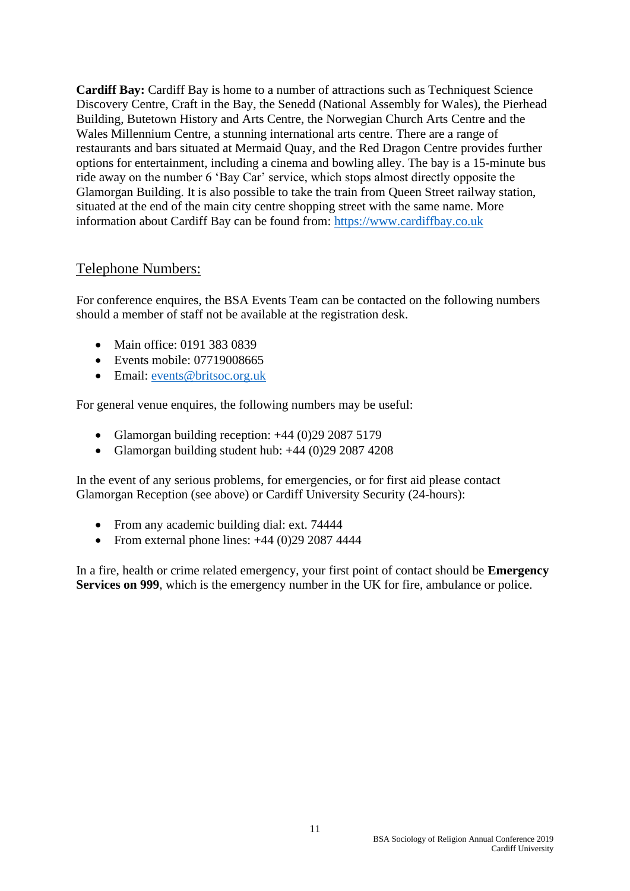**Cardiff Bay:** Cardiff Bay is home to a number of attractions such as Techniquest Science Discovery Centre, Craft in the Bay, the Senedd (National Assembly for Wales), the Pierhead Building, Butetown History and Arts Centre, the Norwegian Church Arts Centre and the Wales Millennium Centre, a stunning international arts centre. There are a range of restaurants and bars situated at Mermaid Quay, and the Red Dragon Centre provides further options for entertainment, including a cinema and bowling alley. The bay is a 15-minute bus ride away on the number 6 'Bay Car' service, which stops almost directly opposite the Glamorgan Building. It is also possible to take the train from Queen Street railway station, situated at the end of the main city centre shopping street with the same name. More information about Cardiff Bay can be found from: [https://www.cardiffbay.co.uk](https://www.cardiffbay.co.uk)

## Telephone Numbers:

For conference enquires, the BSA Events Team can be contacted on the following numbers should a member of staff not be available at the registration desk.

- Main office: 0191 383 0839
- Events mobile: 07719008665
- Email: [events@britsoc.org.uk](mailto:events@britsoc.org.uk)

For general venue enquires, the following numbers may be useful:

- Glamorgan building reception: +44 (0)29 2087 5179
- Glamorgan building student hub: +44 (0)29 2087 4208

In the event of any serious problems, for emergencies, or for first aid please contact Glamorgan Reception (see above) or Cardiff University Security (24-hours):

- From any academic building dial: ext. 74444
- From external phone lines: +44 (0)29 2087 4444

In a fire, health or crime related emergency, your first point of contact should be **Emergency Services on 999**, which is the emergency number in the UK for fire, ambulance or police.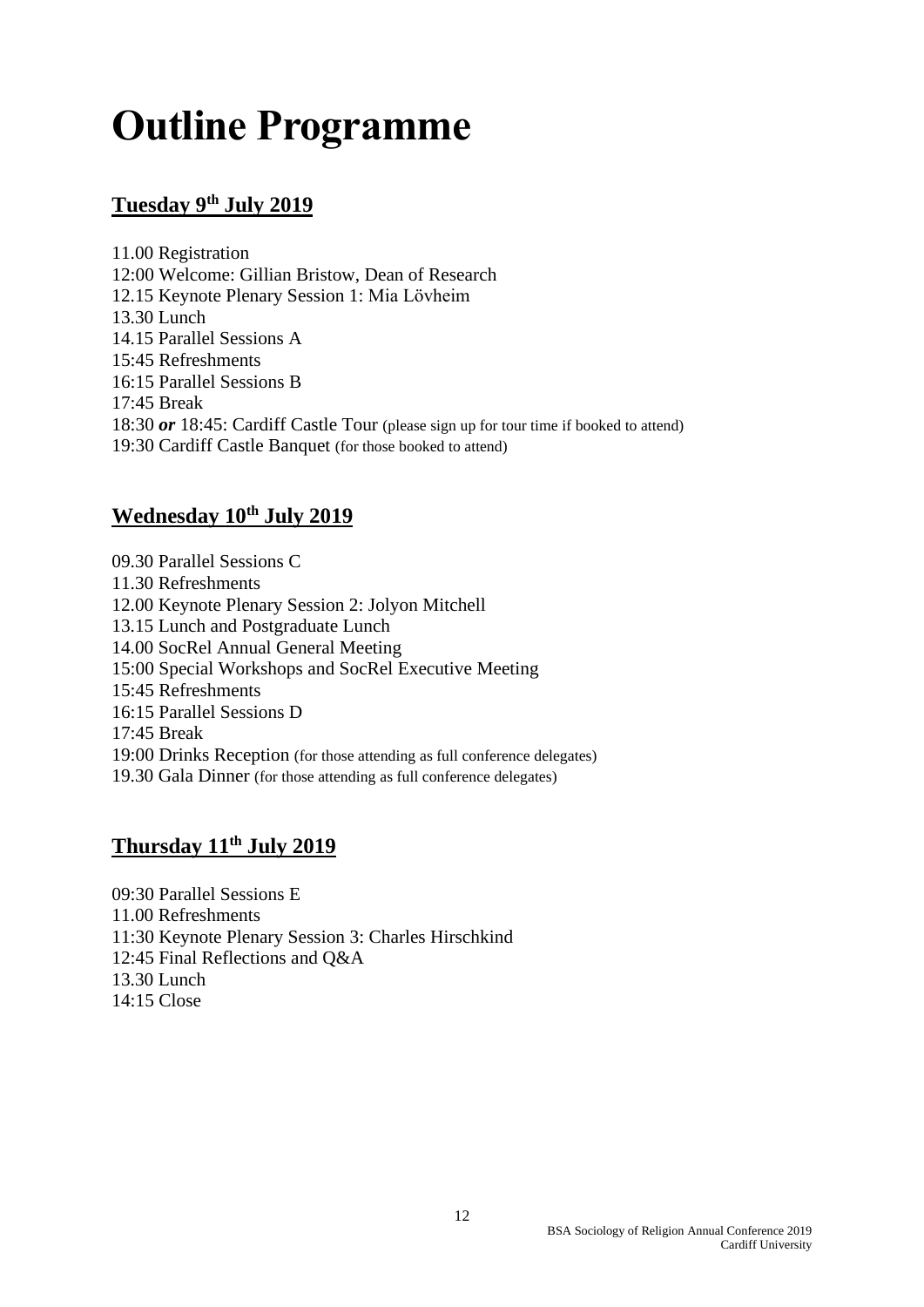# Outline Programme

## Tuesday 9th July 2019

11.00 Registration
12:00 Welcome: Gillian Bristow, Dean of Research
12.15 Keynote Plenary Session 1: Mia Lövheim
13.30 Lunch
14.15 Parallel Sessions A
15:45 Refreshments
16:15 Parallel Sessions B
17:45 Break
18:30 ***or*** 18:45: Cardiff Castle Tour (please sign up for tour time if booked to attend)
19:30 Cardiff Castle Banquet (for those booked to attend)

## Wednesday 10th July 2019

09.30 Parallel Sessions C
11.30 Refreshments
12.00 Keynote Plenary Session 2: Jolyon Mitchell
13.15 Lunch and Postgraduate Lunch
14.00 SocRel Annual General Meeting
15:00 Special Workshops and SocRel Executive Meeting
15:45 Refreshments
16:15 Parallel Sessions D
17:45 Break
19:00 Drinks Reception (for those attending as full conference delegates)
19.30 Gala Dinner (for those attending as full conference delegates)

## Thursday 11th July 2019

09:30 Parallel Sessions E
11.00 Refreshments
11:30 Keynote Plenary Session 3: Charles Hirschkind
12:45 Final Reflections and Q&A
13.30 Lunch
14:15 Close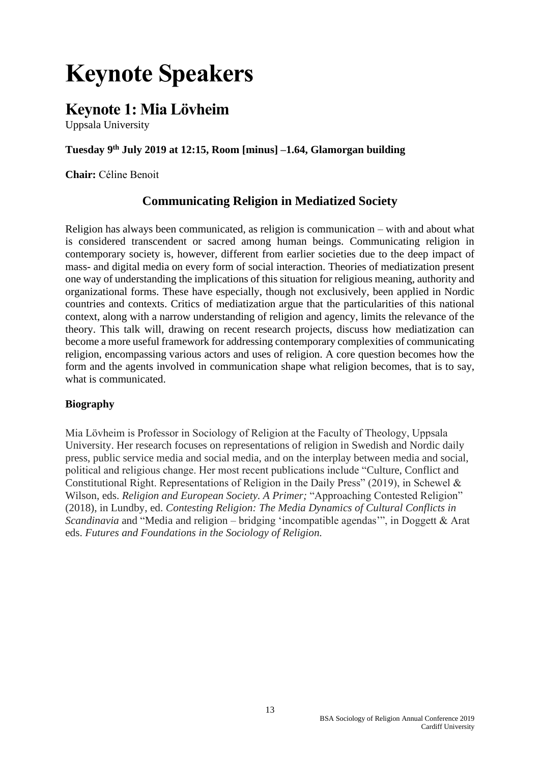# Keynote Speakers

## Keynote 1: Mia Lövheim

Uppsala University

**Tuesday 9th July 2019 at 12:15, Room [minus] –1.64, Glamorgan building**

**Chair:** Céline Benoit

### Communicating Religion in Mediatized Society

Religion has always been communicated, as religion is communication – with and about what is considered transcendent or sacred among human beings. Communicating religion in contemporary society is, however, different from earlier societies due to the deep impact of mass- and digital media on every form of social interaction. Theories of mediatization present one way of understanding the implications of this situation for religious meaning, authority and organizational forms. These have especially, though not exclusively, been applied in Nordic countries and contexts. Critics of mediatization argue that the particularities of this national context, along with a narrow understanding of religion and agency, limits the relevance of the theory. This talk will, drawing on recent research projects, discuss how mediatization can become a more useful framework for addressing contemporary complexities of communicating religion, encompassing various actors and uses of religion. A core question becomes how the form and the agents involved in communication shape what religion becomes, that is to say, what is communicated.

#### Biography

Mia Lövheim is Professor in Sociology of Religion at the Faculty of Theology, Uppsala University. Her research focuses on representations of religion in Swedish and Nordic daily press, public service media and social media, and on the interplay between media and social, political and religious change. Her most recent publications include "Culture, Conflict and Constitutional Right. Representations of Religion in the Daily Press" (2019), in Schewel & Wilson, eds. *Religion and European Society. A Primer;* "Approaching Contested Religion" (2018), in Lundby, ed. *Contesting Religion: The Media Dynamics of Cultural Conflicts in Scandinavia* and "Media and religion – bridging 'incompatible agendas'", in Doggett & Arat eds. *Futures and Foundations in the Sociology of Religion.*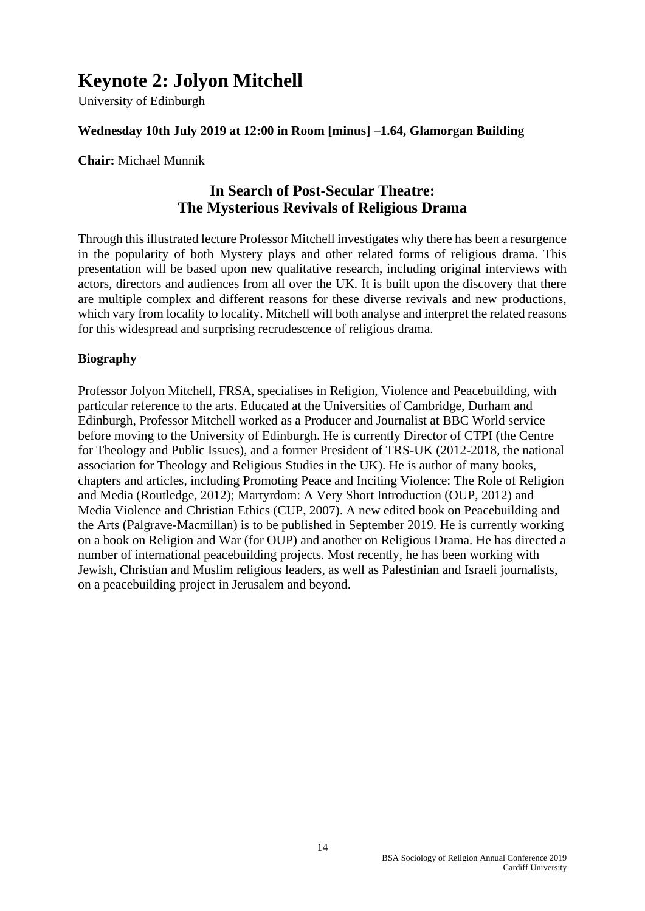# Keynote 2: Jolyon Mitchell

University of Edinburgh

**Wednesday 10th July 2019 at 12:00 in Room [minus] –1.64, Glamorgan Building**

**Chair:** Michael Munnik

## In Search of Post-Secular Theatre: The Mysterious Revivals of Religious Drama

Through this illustrated lecture Professor Mitchell investigates why there has been a resurgence in the popularity of both Mystery plays and other related forms of religious drama. This presentation will be based upon new qualitative research, including original interviews with actors, directors and audiences from all over the UK. It is built upon the discovery that there are multiple complex and different reasons for these diverse revivals and new productions, which vary from locality to locality. Mitchell will both analyse and interpret the related reasons for this widespread and surprising recrudescence of religious drama.

### Biography

Professor Jolyon Mitchell, FRSA, specialises in Religion, Violence and Peacebuilding, with particular reference to the arts. Educated at the Universities of Cambridge, Durham and Edinburgh, Professor Mitchell worked as a Producer and Journalist at BBC World service before moving to the University of Edinburgh. He is currently Director of CTPI (the Centre for Theology and Public Issues), and a former President of TRS-UK (2012-2018, the national association for Theology and Religious Studies in the UK). He is author of many books, chapters and articles, including Promoting Peace and Inciting Violence: The Role of Religion and Media (Routledge, 2012); Martyrdom: A Very Short Introduction (OUP, 2012) and Media Violence and Christian Ethics (CUP, 2007). A new edited book on Peacebuilding and the Arts (Palgrave-Macmillan) is to be published in September 2019. He is currently working on a book on Religion and War (for OUP) and another on Religious Drama. He has directed a number of international peacebuilding projects. Most recently, he has been working with Jewish, Christian and Muslim religious leaders, as well as Palestinian and Israeli journalists, on a peacebuilding project in Jerusalem and beyond.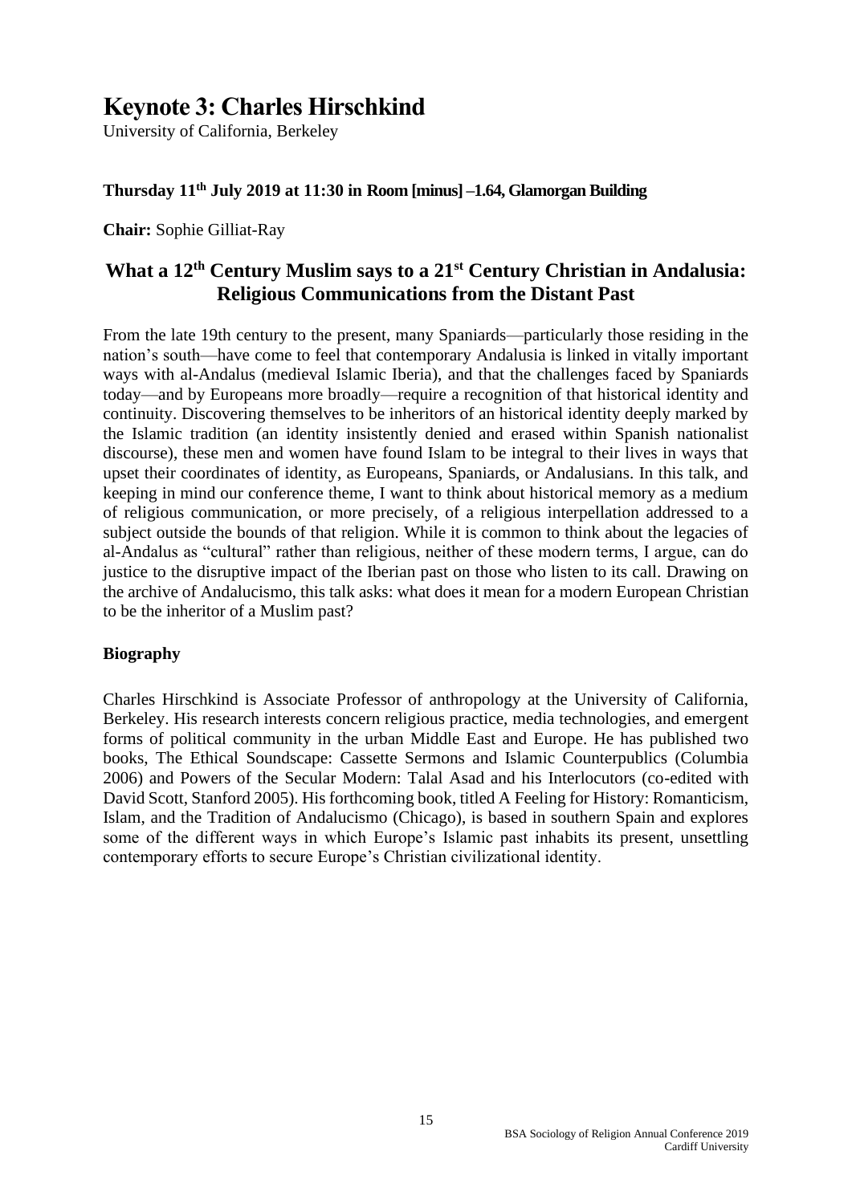# Keynote 3: Charles Hirschkind

University of California, Berkeley

**Thursday 11th July 2019 at 11:30 in Room [minus] –1.64, Glamorgan Building**

**Chair:** Sophie Gilliat-Ray

## What a 12th Century Muslim says to a 21st Century Christian in Andalusia: Religious Communications from the Distant Past

From the late 19th century to the present, many Spaniards—particularly those residing in the nation's south—have come to feel that contemporary Andalusia is linked in vitally important ways with al-Andalus (medieval Islamic Iberia), and that the challenges faced by Spaniards today—and by Europeans more broadly—require a recognition of that historical identity and continuity. Discovering themselves to be inheritors of an historical identity deeply marked by the Islamic tradition (an identity insistently denied and erased within Spanish nationalist discourse), these men and women have found Islam to be integral to their lives in ways that upset their coordinates of identity, as Europeans, Spaniards, or Andalusians. In this talk, and keeping in mind our conference theme, I want to think about historical memory as a medium of religious communication, or more precisely, of a religious interpellation addressed to a subject outside the bounds of that religion. While it is common to think about the legacies of al-Andalus as "cultural" rather than religious, neither of these modern terms, I argue, can do justice to the disruptive impact of the Iberian past on those who listen to its call. Drawing on the archive of Andalucismo, this talk asks: what does it mean for a modern European Christian to be the inheritor of a Muslim past?

### Biography

Charles Hirschkind is Associate Professor of anthropology at the University of California, Berkeley. His research interests concern religious practice, media technologies, and emergent forms of political community in the urban Middle East and Europe. He has published two books, The Ethical Soundscape: Cassette Sermons and Islamic Counterpublics (Columbia 2006) and Powers of the Secular Modern: Talal Asad and his Interlocutors (co-edited with David Scott, Stanford 2005). His forthcoming book, titled A Feeling for History: Romanticism, Islam, and the Tradition of Andalucismo (Chicago), is based in southern Spain and explores some of the different ways in which Europe's Islamic past inhabits its present, unsettling contemporary efforts to secure Europe's Christian civilizational identity.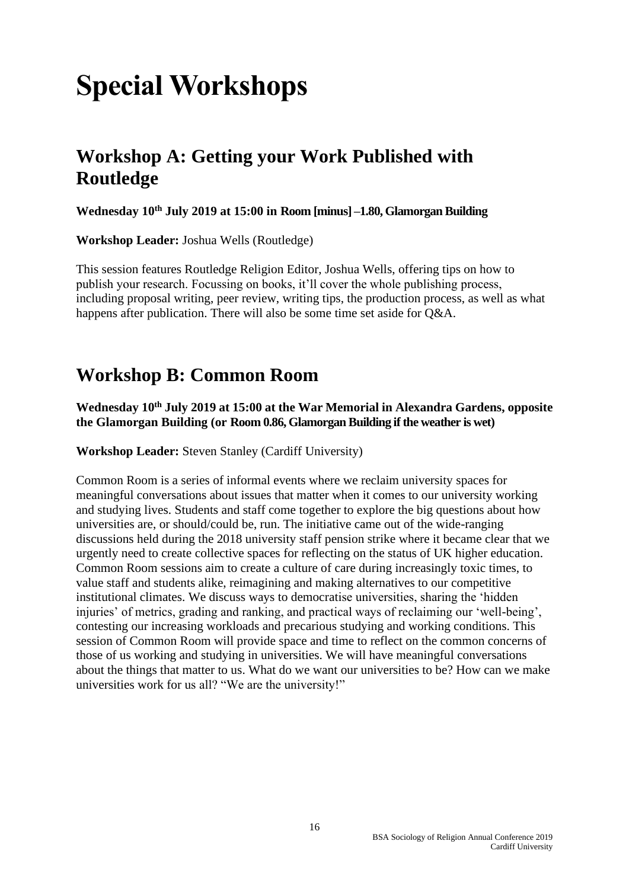# Special Workshops

## Workshop A: Getting your Work Published with Routledge

**Wednesday 10th July 2019 at 15:00 in Room [minus] –1.80, Glamorgan Building**

**Workshop Leader:** Joshua Wells (Routledge)

This session features Routledge Religion Editor, Joshua Wells, offering tips on how to publish your research. Focussing on books, it'll cover the whole publishing process, including proposal writing, peer review, writing tips, the production process, as well as what happens after publication. There will also be some time set aside for Q&A.

## Workshop B: Common Room

**Wednesday 10th July 2019 at 15:00 at the War Memorial in Alexandra Gardens, opposite the Glamorgan Building (or Room 0.86, Glamorgan Building if the weather is wet)**

**Workshop Leader:** Steven Stanley (Cardiff University)

Common Room is a series of informal events where we reclaim university spaces for meaningful conversations about issues that matter when it comes to our university working and studying lives. Students and staff come together to explore the big questions about how universities are, or should/could be, run. The initiative came out of the wide-ranging discussions held during the 2018 university staff pension strike where it became clear that we urgently need to create collective spaces for reflecting on the status of UK higher education. Common Room sessions aim to create a culture of care during increasingly toxic times, to value staff and students alike, reimagining and making alternatives to our competitive institutional climates. We discuss ways to democratise universities, sharing the 'hidden injuries' of metrics, grading and ranking, and practical ways of reclaiming our 'well-being', contesting our increasing workloads and precarious studying and working conditions. This session of Common Room will provide space and time to reflect on the common concerns of those of us working and studying in universities. We will have meaningful conversations about the things that matter to us. What do we want our universities to be? How can we make universities work for us all? "We are the university!"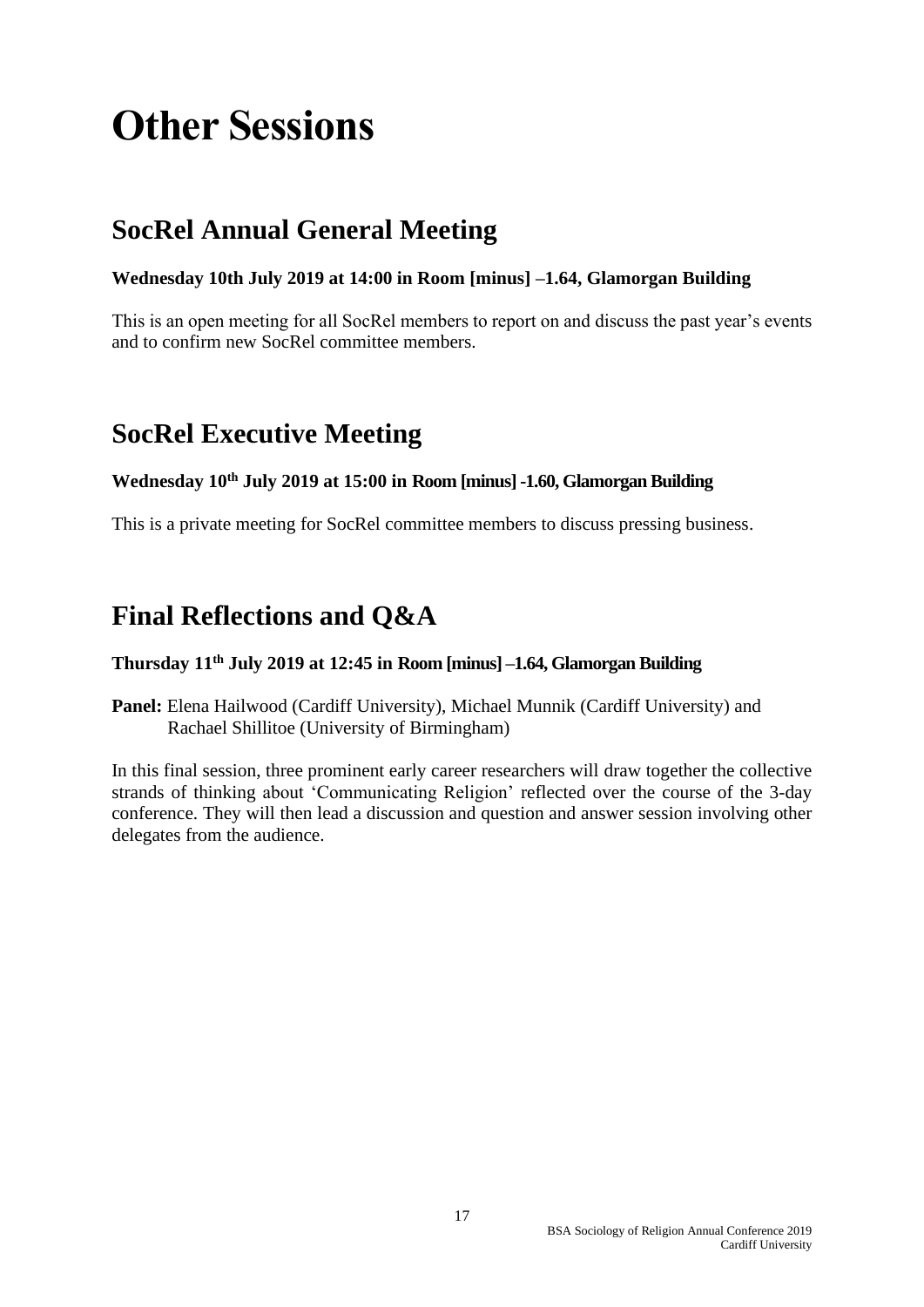# Other Sessions

## SocRel Annual General Meeting

**Wednesday 10th July 2019 at 14:00 in Room [minus] –1.64, Glamorgan Building**

This is an open meeting for all SocRel members to report on and discuss the past year's events and to confirm new SocRel committee members.

## SocRel Executive Meeting

**Wednesday 10th July 2019 at 15:00 in Room [minus] -1.60, Glamorgan Building**

This is a private meeting for SocRel committee members to discuss pressing business.

## Final Reflections and Q&A

**Thursday 11th July 2019 at 12:45 in Room [minus] –1.64, Glamorgan Building**

**Panel:** Elena Hailwood (Cardiff University), Michael Munnik (Cardiff University) and Rachael Shillitoe (University of Birmingham)

In this final session, three prominent early career researchers will draw together the collective strands of thinking about 'Communicating Religion' reflected over the course of the 3-day conference. They will then lead a discussion and question and answer session involving other delegates from the audience.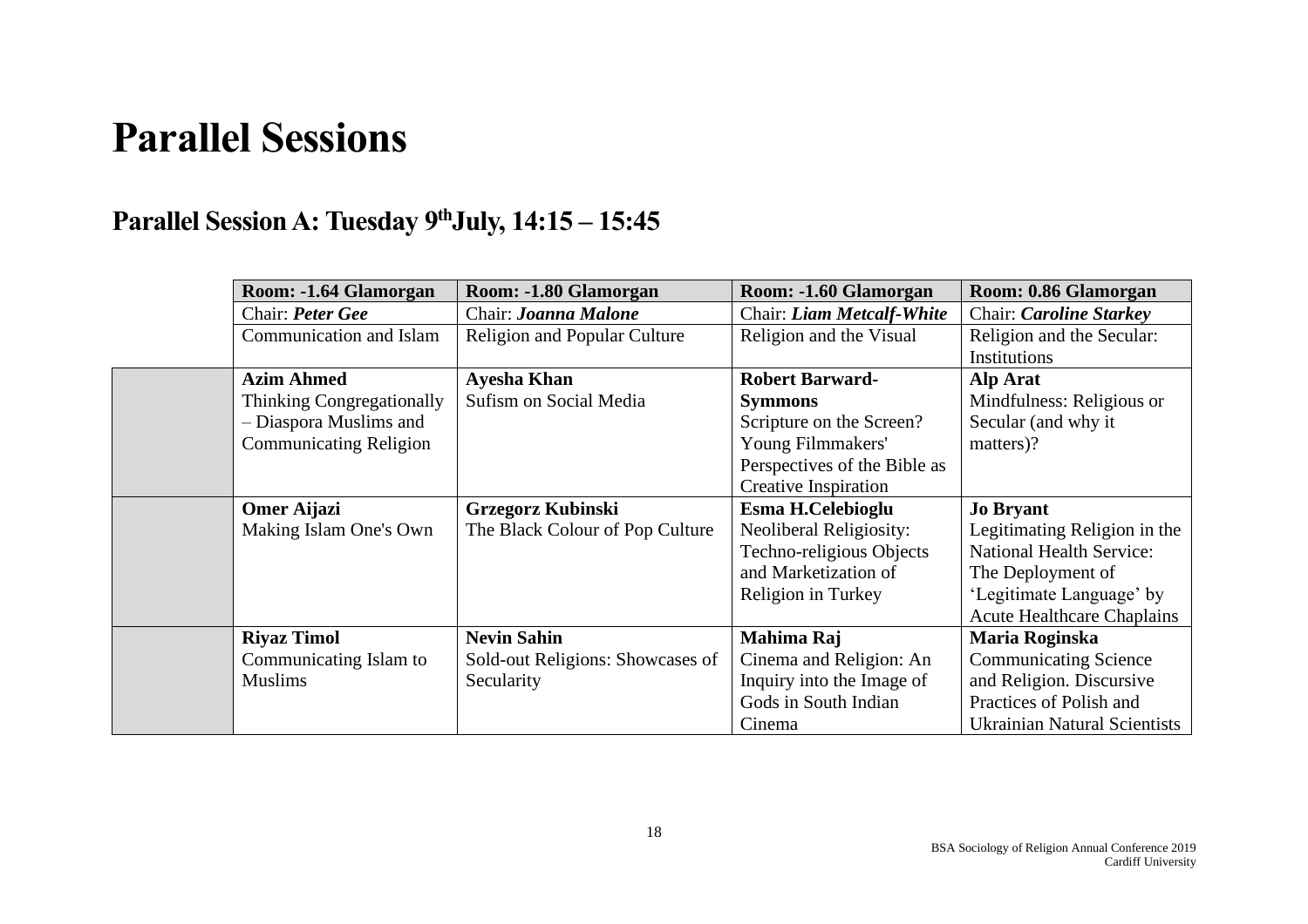# Parallel Sessions

## Parallel Session A: Tuesday 9th July, 14:15 – 15:45

| | Room: -1.64 Glamorgan | Room: -1.80 Glamorgan | Room: -1.60 Glamorgan | Room: 0.86 Glamorgan |
|---|---|---|---|---|
| | Chair: ***Peter Gee*** | Chair: ***Joanna Malone*** | Chair: ***Liam Metcalf-White*** | Chair: ***Caroline Starkey*** |
| | Communication and Islam | Religion and Popular Culture | Religion and the Visual | Religion and the Secular: Institutions |
| | **Azim Ahmed**<br>Thinking Congregationally – Diaspora Muslims and Communicating Religion | **Ayesha Khan**<br>Sufism on Social Media | **Robert Barward-Symmons**<br>Scripture on the Screen? Young Filmmakers' Perspectives of the Bible as Creative Inspiration | **Alp Arat**<br>Mindfulness: Religious or Secular (and why it matters)? |
| | **Omer Aijazi**<br>Making Islam One's Own | **Grzegorz Kubinski**<br>The Black Colour of Pop Culture | **Esma H.Celebioglu**<br>Neoliberal Religiosity: Techno-religious Objects and Marketization of Religion in Turkey | **Jo Bryant**<br>Legitimating Religion in the National Health Service: The Deployment of 'Legitimate Language' by Acute Healthcare Chaplains |
| | **Riyaz Timol**<br>Communicating Islam to Muslims | **Nevin Sahin**<br>Sold-out Religions: Showcases of Secularity | **Mahima Raj**<br>Cinema and Religion: An Inquiry into the Image of Gods in South Indian Cinema | **Maria Roginska**<br>Communicating Science and Religion. Discursive Practices of Polish and Ukrainian Natural Scientists |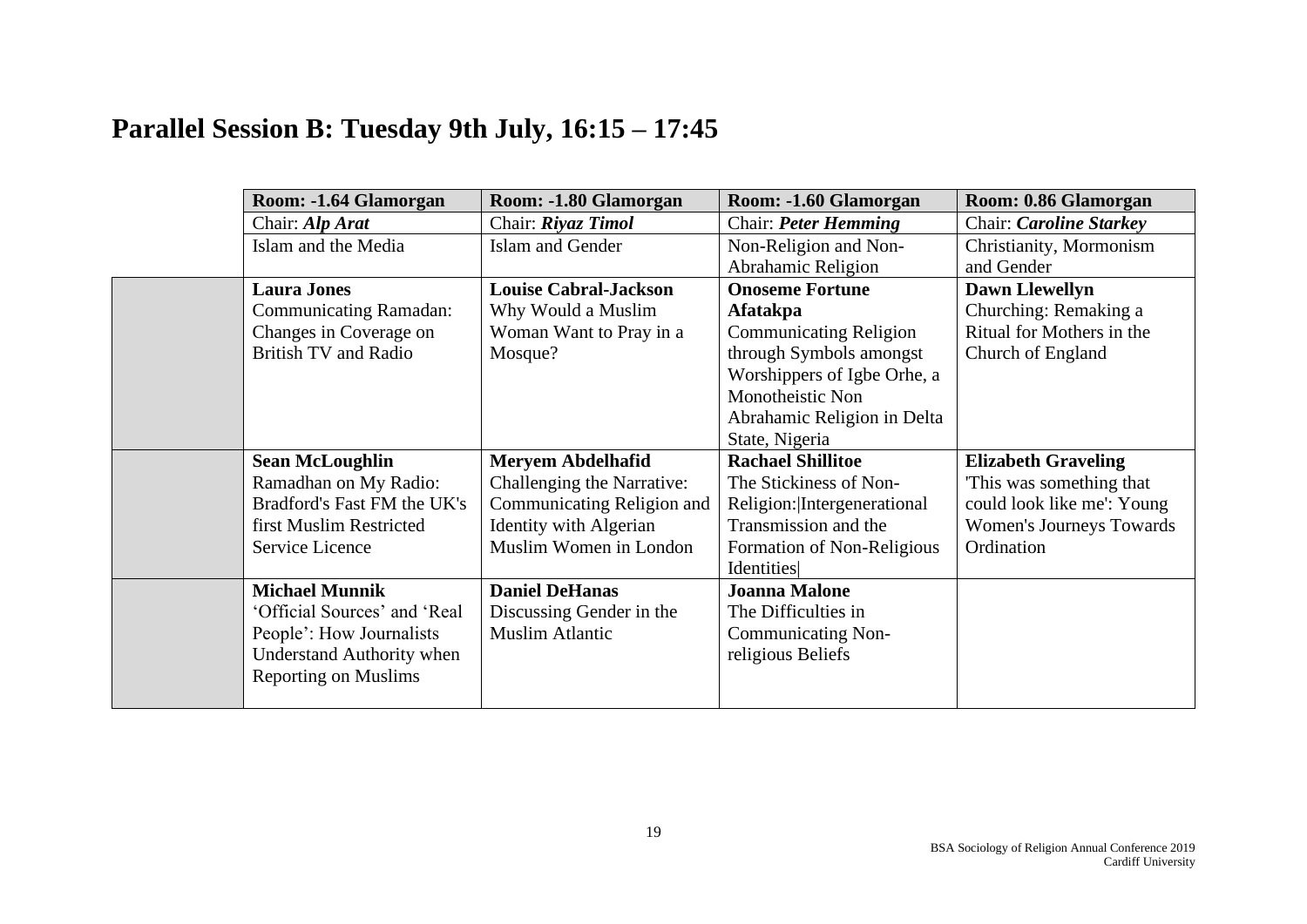# Parallel Session B: Tuesday 9th July, 16:15 – 17:45

| | Room: -1.64 Glamorgan | Room: -1.80 Glamorgan | Room: -1.60 Glamorgan | Room: 0.86 Glamorgan |
|---|---|---|---|---|
| | Chair: ***Alp Arat*** | Chair: ***Riyaz Timol*** | Chair: ***Peter Hemming*** | Chair: ***Caroline Starkey*** |
| | Islam and the Media | Islam and Gender | Non-Religion and Non-Abrahamic Religion | Christianity, Mormonism and Gender |
| | **Laura Jones**<br>Communicating Ramadan: Changes in Coverage on British TV and Radio | **Louise Cabral-Jackson**<br>Why Would a Muslim Woman Want to Pray in a Mosque? | **Onoseme Fortune Afatakpa**<br>Communicating Religion through Symbols amongst Worshippers of Igbe Orhe, a Monotheistic Non Abrahamic Religion in Delta State, Nigeria | **Dawn Llewellyn**<br>Churching: Remaking a Ritual for Mothers in the Church of England |
| | **Sean McLoughlin**<br>Ramadhan on My Radio: Bradford's Fast FM the UK's first Muslim Restricted Service Licence | **Meryem Abdelhafid**<br>Challenging the Narrative: Communicating Religion and Identity with Algerian Muslim Women in London | **Rachael Shillitoe**<br>The Stickiness of Non-Religion:|Intergenerational Transmission and the Formation of Non-Religious Identities| | **Elizabeth Graveling**<br>'This was something that could look like me': Young Women's Journeys Towards Ordination |
| | **Michael Munnik**<br>'Official Sources' and 'Real People': How Journalists Understand Authority when Reporting on Muslims | **Daniel DeHanas**<br>Discussing Gender in the Muslim Atlantic | **Joanna Malone**<br>The Difficulties in Communicating Non-religious Beliefs | |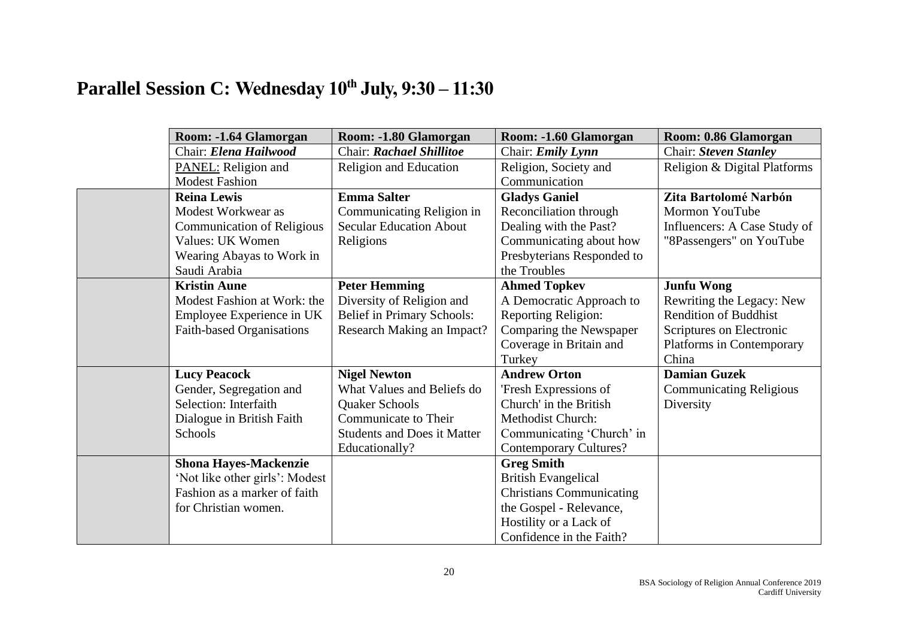# Parallel Session C: Wednesday 10th July, 9:30 – 11:30

| | Room: -1.64 Glamorgan | Room: -1.80 Glamorgan | Room: -1.60 Glamorgan | Room: 0.86 Glamorgan |
|---|---|---|---|---|
| | Chair: ***Elena Hailwood*** | Chair: ***Rachael Shillitoe*** | Chair: ***Emily Lynn*** | Chair: ***Steven Stanley*** |
| | PANEL: Religion and Modest Fashion | Religion and Education | Religion, Society and Communication | Religion & Digital Platforms |
| | **Reina Lewis** Modest Workwear as Communication of Religious Values: UK Women Wearing Abayas to Work in Saudi Arabia | **Emma Salter** Communicating Religion in Secular Education About Religions | **Gladys Ganiel** Reconciliation through Dealing with the Past? Communicating about how Presbyterians Responded to the Troubles | **Zita Bartolomé Narbón** Mormon YouTube Influencers: A Case Study of "8Passengers" on YouTube |
| | **Kristin Aune** Modest Fashion at Work: the Employee Experience in UK Faith-based Organisations | **Peter Hemming** Diversity of Religion and Belief in Primary Schools: Research Making an Impact? | **Ahmed Topkev** A Democratic Approach to Reporting Religion: Comparing the Newspaper Coverage in Britain and Turkey | **Junfu Wong** Rewriting the Legacy: New Rendition of Buddhist Scriptures on Electronic Platforms in Contemporary China |
| | **Lucy Peacock** Gender, Segregation and Selection: Interfaith Dialogue in British Faith Schools | **Nigel Newton** What Values and Beliefs do Quaker Schools Communicate to Their Students and Does it Matter Educationally? | **Andrew Orton** 'Fresh Expressions of Church' in the British Methodist Church: Communicating 'Church' in Contemporary Cultures? | **Damian Guzek** Communicating Religious Diversity |
| | **Shona Hayes-Mackenzie** 'Not like other girls': Modest Fashion as a marker of faith for Christian women. | | **Greg Smith** British Evangelical Christians Communicating the Gospel - Relevance, Hostility or a Lack of Confidence in the Faith? | |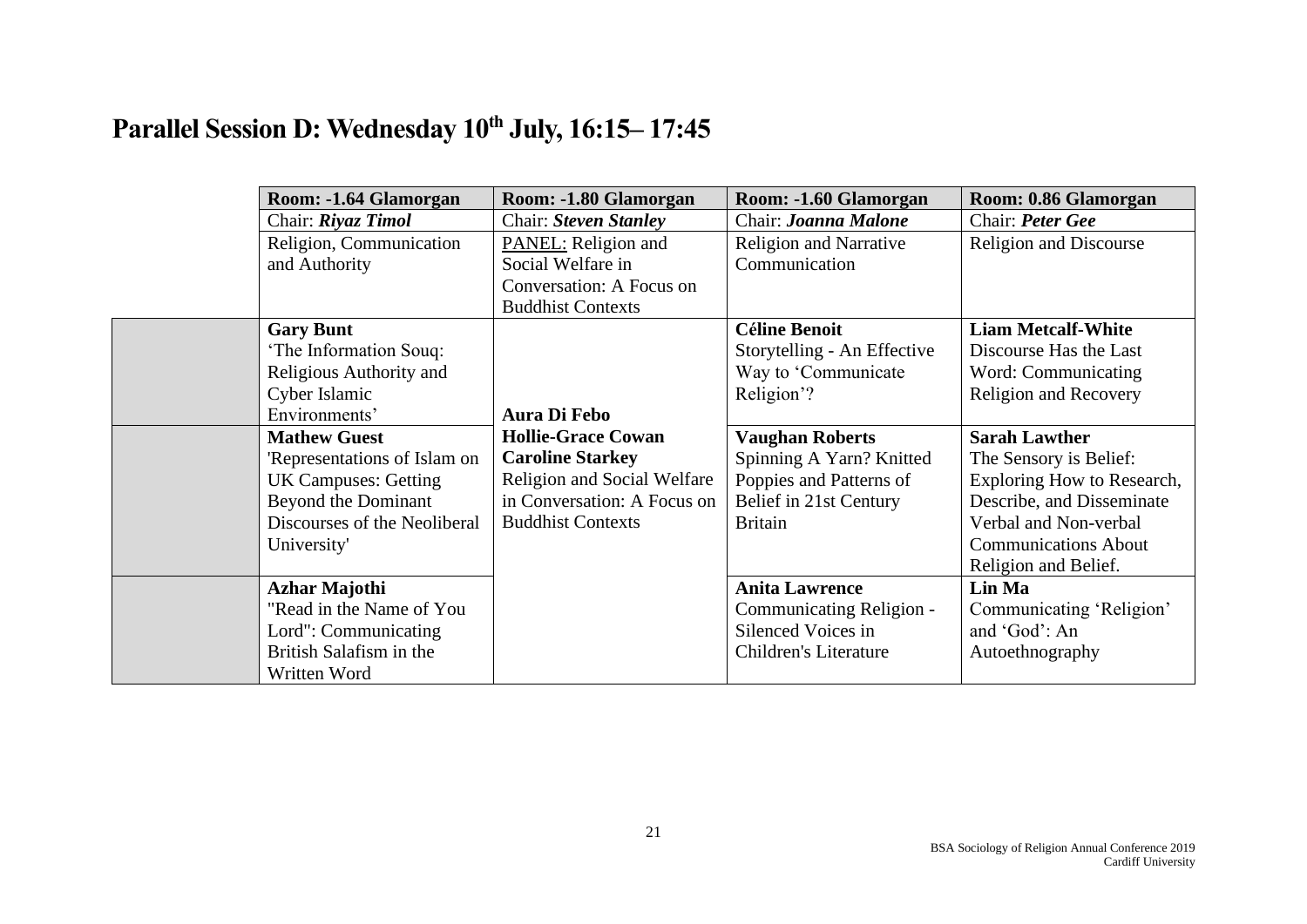# Parallel Session D: Wednesday 10th July, 16:15– 17:45

| | Room: -1.64 Glamorgan | Room: -1.80 Glamorgan | Room: -1.60 Glamorgan | Room: 0.86 Glamorgan |
|---|---|---|---|---|
| | Chair: ***Riyaz Timol*** | Chair: ***Steven Stanley*** | Chair: ***Joanna Malone*** | Chair: ***Peter Gee*** |
| | Religion, Communication and Authority | PANEL: Religion and Social Welfare in Conversation: A Focus on Buddhist Contexts | Religion and Narrative Communication | Religion and Discourse |
| | **Gary Bunt** 'The Information Souq: Religious Authority and Cyber Islamic Environments' | **Aura Di Febo** **Hollie-Grace Cowan** **Caroline Starkey** Religion and Social Welfare in Conversation: A Focus on Buddhist Contexts | **Céline Benoit** Storytelling - An Effective Way to 'Communicate Religion'? | **Liam Metcalf-White** Discourse Has the Last Word: Communicating Religion and Recovery |
| | **Mathew Guest** 'Representations of Islam on UK Campuses: Getting Beyond the Dominant Discourses of the Neoliberal University' | | **Vaughan Roberts** Spinning A Yarn? Knitted Poppies and Patterns of Belief in 21st Century Britain | **Sarah Lawther** The Sensory is Belief: Exploring How to Research, Describe, and Disseminate Verbal and Non-verbal Communications About Religion and Belief. |
| | **Azhar Majothi** "Read in the Name of You Lord": Communicating British Salafism in the Written Word | | **Anita Lawrence** Communicating Religion - Silenced Voices in Children's Literature | **Lin Ma** Communicating 'Religion' and 'God': An Autoethnography |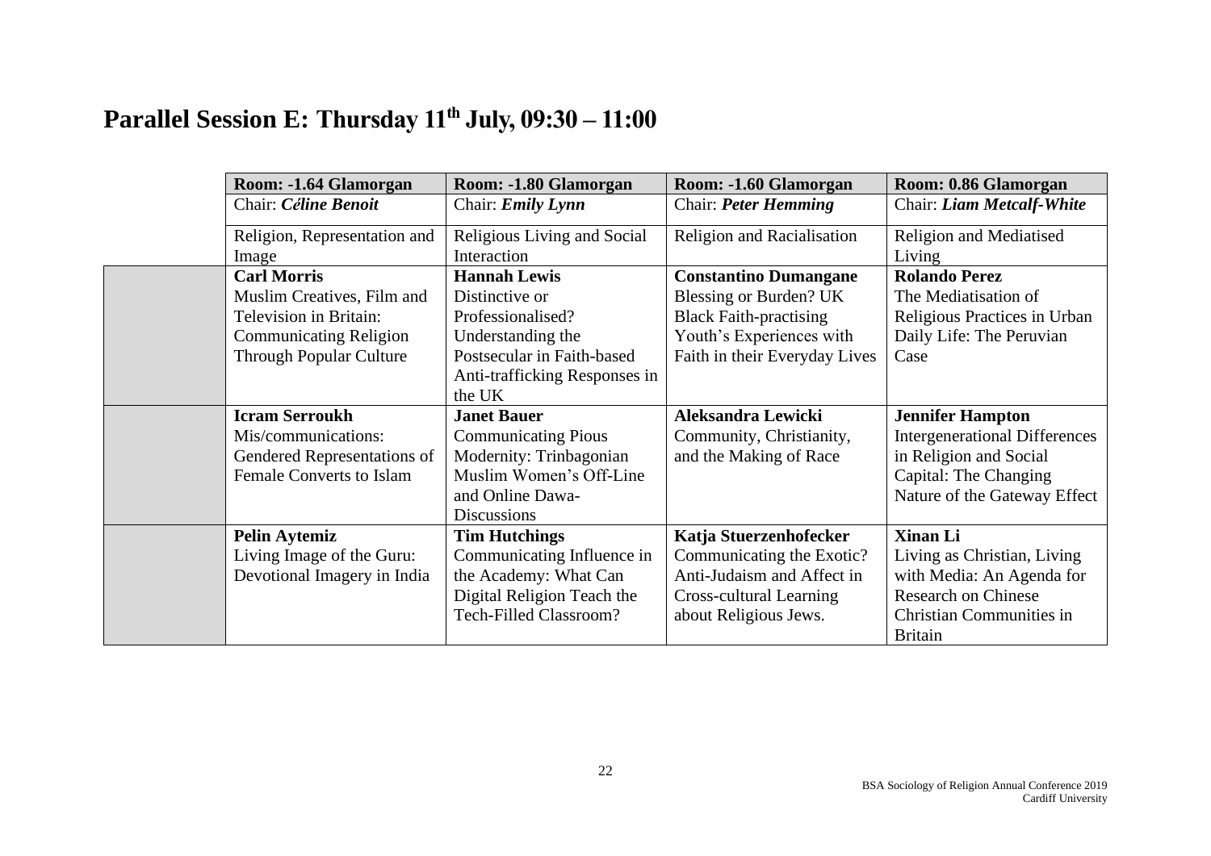# Parallel Session E: Thursday 11th July, 09:30 – 11:00

| | Room: -1.64 Glamorgan | Room: -1.80 Glamorgan | Room: -1.60 Glamorgan | Room: 0.86 Glamorgan |
|---|---|---|---|---|
| | Chair: ***Céline Benoit*** | Chair: ***Emily Lynn*** | Chair: ***Peter Hemming*** | Chair: ***Liam Metcalf-White*** |
| | Religion, Representation and Image | Religious Living and Social Interaction | Religion and Racialisation | Religion and Mediatised Living |
| | **Carl Morris** Muslim Creatives, Film and Television in Britain: Communicating Religion Through Popular Culture | **Hannah Lewis** Distinctive or Professionalised? Understanding the Postsecular in Faith-based Anti-trafficking Responses in the UK | **Constantino Dumangane** Blessing or Burden? UK Black Faith-practising Youth's Experiences with Faith in their Everyday Lives | **Rolando Perez** The Mediatisation of Religious Practices in Urban Daily Life: The Peruvian Case |
| | **Icram Serroukh** Mis/communications: Gendered Representations of Female Converts to Islam | **Janet Bauer** Communicating Pious Modernity: Trinbagonian Muslim Women's Off-Line and Online Dawa-Discussions | **Aleksandra Lewicki** Community, Christianity, and the Making of Race | **Jennifer Hampton** Intergenerational Differences in Religion and Social Capital: The Changing Nature of the Gateway Effect |
| | **Pelin Aytemiz** Living Image of the Guru: Devotional Imagery in India | **Tim Hutchings** Communicating Influence in the Academy: What Can Digital Religion Teach the Tech-Filled Classroom? | **Katja Stuerzenhofecker** Communicating the Exotic? Anti-Judaism and Affect in Cross-cultural Learning about Religious Jews. | **Xinan Li** Living as Christian, Living with Media: An Agenda for Research on Chinese Christian Communities in Britain |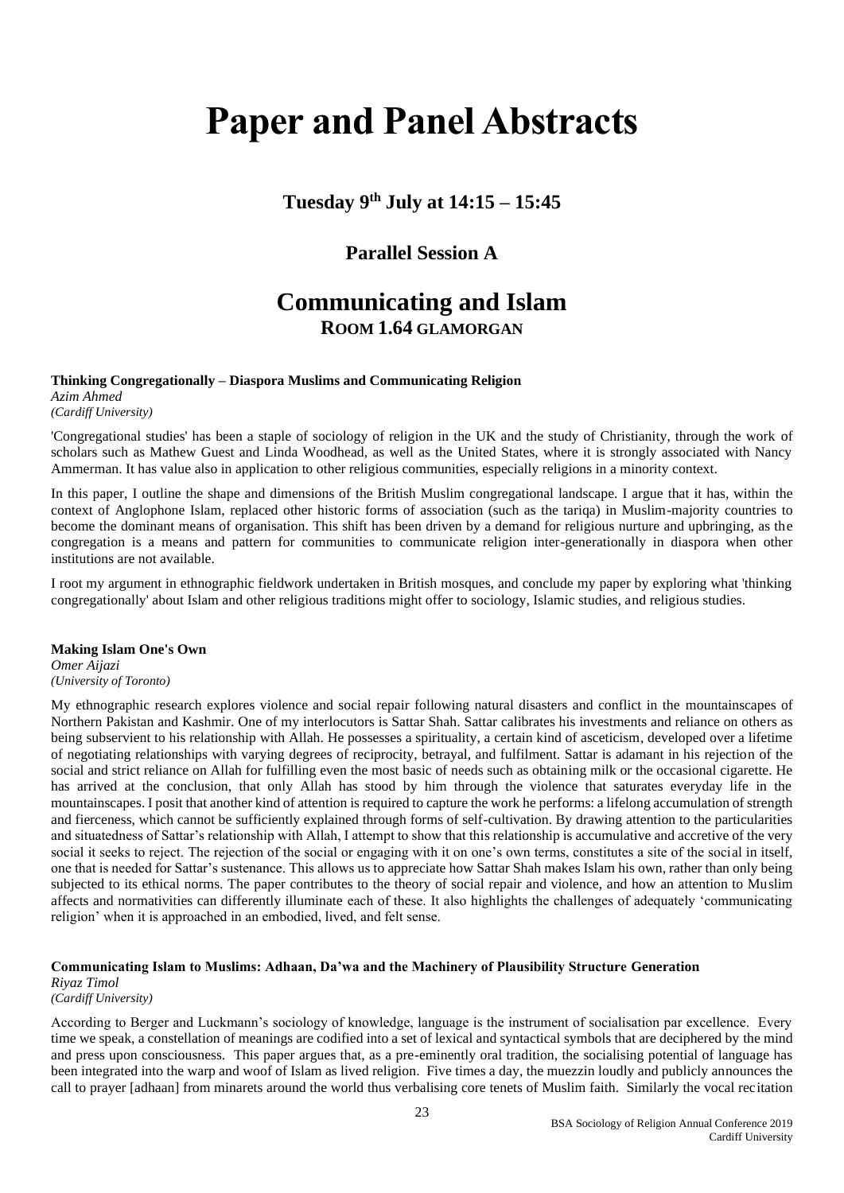# Paper and Panel Abstracts

## Tuesday 9th July at 14:15 – 15:45

### Parallel Session A

## Communicating and Islam

**ROOM 1.64 GLAMORGAN**

**Thinking Congregationally – Diaspora Muslims and Communicating Religion**
*Azim Ahmed*
*(Cardiff University)*

'Congregational studies' has been a staple of sociology of religion in the UK and the study of Christianity, through the work of scholars such as Mathew Guest and Linda Woodhead, as well as the United States, where it is strongly associated with Nancy Ammerman. It has value also in application to other religious communities, especially religions in a minority context.

In this paper, I outline the shape and dimensions of the British Muslim congregational landscape. I argue that it has, within the context of Anglophone Islam, replaced other historic forms of association (such as the tariqa) in Muslim-majority countries to become the dominant means of organisation. This shift has been driven by a demand for religious nurture and upbringing, as the congregation is a means and pattern for communities to communicate religion inter-generationally in diaspora when other institutions are not available.

I root my argument in ethnographic fieldwork undertaken in British mosques, and conclude my paper by exploring what 'thinking congregationally' about Islam and other religious traditions might offer to sociology, Islamic studies, and religious studies.

**Making Islam One's Own**
*Omer Aijazi*
*(University of Toronto)*

My ethnographic research explores violence and social repair following natural disasters and conflict in the mountainscapes of Northern Pakistan and Kashmir. One of my interlocutors is Sattar Shah. Sattar calibrates his investments and reliance on others as being subservient to his relationship with Allah. He possesses a spirituality, a certain kind of asceticism, developed over a lifetime of negotiating relationships with varying degrees of reciprocity, betrayal, and fulfilment. Sattar is adamant in his rejection of the social and strict reliance on Allah for fulfilling even the most basic of needs such as obtaining milk or the occasional cigarette. He has arrived at the conclusion, that only Allah has stood by him through the violence that saturates everyday life in the mountainscapes. I posit that another kind of attention is required to capture the work he performs: a lifelong accumulation of strength and fierceness, which cannot be sufficiently explained through forms of self-cultivation. By drawing attention to the particularities and situatedness of Sattar's relationship with Allah, I attempt to show that this relationship is accumulative and accretive of the very social it seeks to reject. The rejection of the social or engaging with it on one's own terms, constitutes a site of the social in itself, one that is needed for Sattar's sustenance. This allows us to appreciate how Sattar Shah makes Islam his own, rather than only being subjected to its ethical norms. The paper contributes to the theory of social repair and violence, and how an attention to Muslim affects and normativities can differently illuminate each of these. It also highlights the challenges of adequately 'communicating religion' when it is approached in an embodied, lived, and felt sense.

**Communicating Islam to Muslims: Adhaan, Da'wa and the Machinery of Plausibility Structure Generation**
*Riyaz Timol*
*(Cardiff University)*

According to Berger and Luckmann's sociology of knowledge, language is the instrument of socialisation par excellence. Every time we speak, a constellation of meanings are codified into a set of lexical and syntactical symbols that are deciphered by the mind and press upon consciousness. This paper argues that, as a pre-eminently oral tradition, the socialising potential of language has been integrated into the warp and woof of Islam as lived religion. Five times a day, the muezzin loudly and publicly announces the call to prayer [adhaan] from minarets around the world thus verbalising core tenets of Muslim faith. Similarly the vocal recitation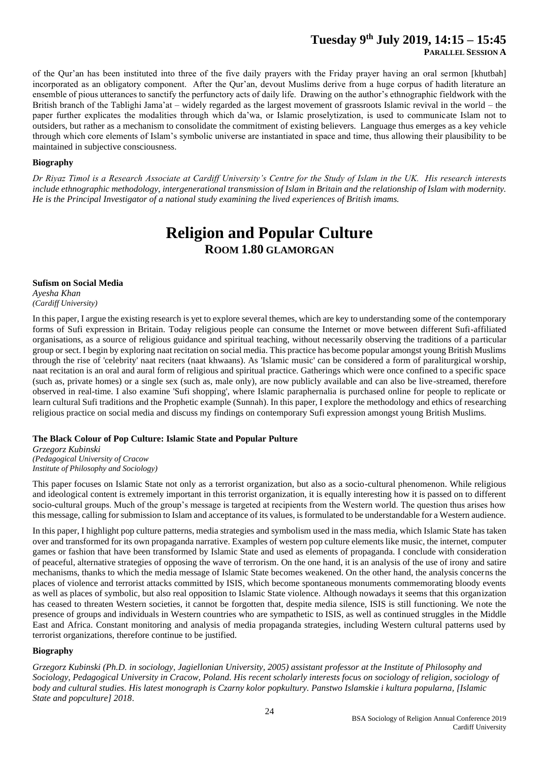of the Qur'an has been instituted into three of the five daily prayers with the Friday prayer having an oral sermon [khutbah] incorporated as an obligatory component. After the Qur'an, devout Muslims derive from a huge corpus of hadith literature an ensemble of pious utterances to sanctify the perfunctory acts of daily life. Drawing on the author's ethnographic fieldwork with the British branch of the Tablighi Jama'at – widely regarded as the largest movement of grassroots Islamic revival in the world – the paper further explicates the modalities through which da'wa, or Islamic proselytization, is used to communicate Islam not to outsiders, but rather as a mechanism to consolidate the commitment of existing believers. Language thus emerges as a key vehicle through which core elements of Islam's symbolic universe are instantiated in space and time, thus allowing their plausibility to be maintained in subjective consciousness.

**Biography**

*Dr Riyaz Timol is a Research Associate at Cardiff University's Centre for the Study of Islam in the UK. His research interests include ethnographic methodology, intergenerational transmission of Islam in Britain and the relationship of Islam with modernity. He is the Principal Investigator of a national study examining the lived experiences of British imams.*

# Religion and Popular Culture

## ROOM 1.80 GLAMORGAN

**Sufism on Social Media**
*Ayesha Khan*
*(Cardiff University)*

In this paper, I argue the existing research is yet to explore several themes, which are key to understanding some of the contemporary forms of Sufi expression in Britain. Today religious people can consume the Internet or move between different Sufi-affiliated organisations, as a source of religious guidance and spiritual teaching, without necessarily observing the traditions of a particular group or sect. I begin by exploring naat recitation on social media. This practice has become popular amongst young British Muslims through the rise of 'celebrity' naat reciters (naat khwaans). As 'Islamic music' can be considered a form of paraliturgical worship, naat recitation is an oral and aural form of religious and spiritual practice. Gatherings which were once confined to a specific space (such as, private homes) or a single sex (such as, male only), are now publicly available and can also be live-streamed, therefore observed in real-time. I also examine 'Sufi shopping', where Islamic paraphernalia is purchased online for people to replicate or learn cultural Sufi traditions and the Prophetic example (Sunnah). In this paper, I explore the methodology and ethics of researching religious practice on social media and discuss my findings on contemporary Sufi expression amongst young British Muslims.

**The Black Colour of Pop Culture: Islamic State and Popular Pulture**
*Grzegorz Kubinski*
*(Pedagogical University of Cracow*
*Institute of Philosophy and Sociology)*

This paper focuses on Islamic State not only as a terrorist organization, but also as a socio-cultural phenomenon. While religious and ideological content is extremely important in this terrorist organization, it is equally interesting how it is passed on to different socio-cultural groups. Much of the group's message is targeted at recipients from the Western world. The question thus arises how this message, calling for submission to Islam and acceptance of its values, is formulated to be understandable for a Western audience.

In this paper, I highlight pop culture patterns, media strategies and symbolism used in the mass media, which Islamic State has taken over and transformed for its own propaganda narrative. Examples of western pop culture elements like music, the internet, computer games or fashion that have been transformed by Islamic State and used as elements of propaganda. I conclude with consideration of peaceful, alternative strategies of opposing the wave of terrorism. On the one hand, it is an analysis of the use of irony and satire mechanisms, thanks to which the media message of Islamic State becomes weakened. On the other hand, the analysis concerns the places of violence and terrorist attacks committed by ISIS, which become spontaneous monuments commemorating bloody events as well as places of symbolic, but also real opposition to Islamic State violence. Although nowadays it seems that this organization has ceased to threaten Western societies, it cannot be forgotten that, despite media silence, ISIS is still functioning. We note the presence of groups and individuals in Western countries who are sympathetic to ISIS, as well as continued struggles in the Middle East and Africa. Constant monitoring and analysis of media propaganda strategies, including Western cultural patterns used by terrorist organizations, therefore continue to be justified.

**Biography**

*Grzegorz Kubinski (Ph.D. in sociology, Jagiellonian University, 2005) assistant professor at the Institute of Philosophy and Sociology, Pedagogical University in Cracow, Poland. His recent scholarly interests focus on sociology of religion, sociology of body and cultural studies. His latest monograph is Czarny kolor popkultury. Panstwo Islamskie i kultura popularna, [Islamic State and popculture] 2018.*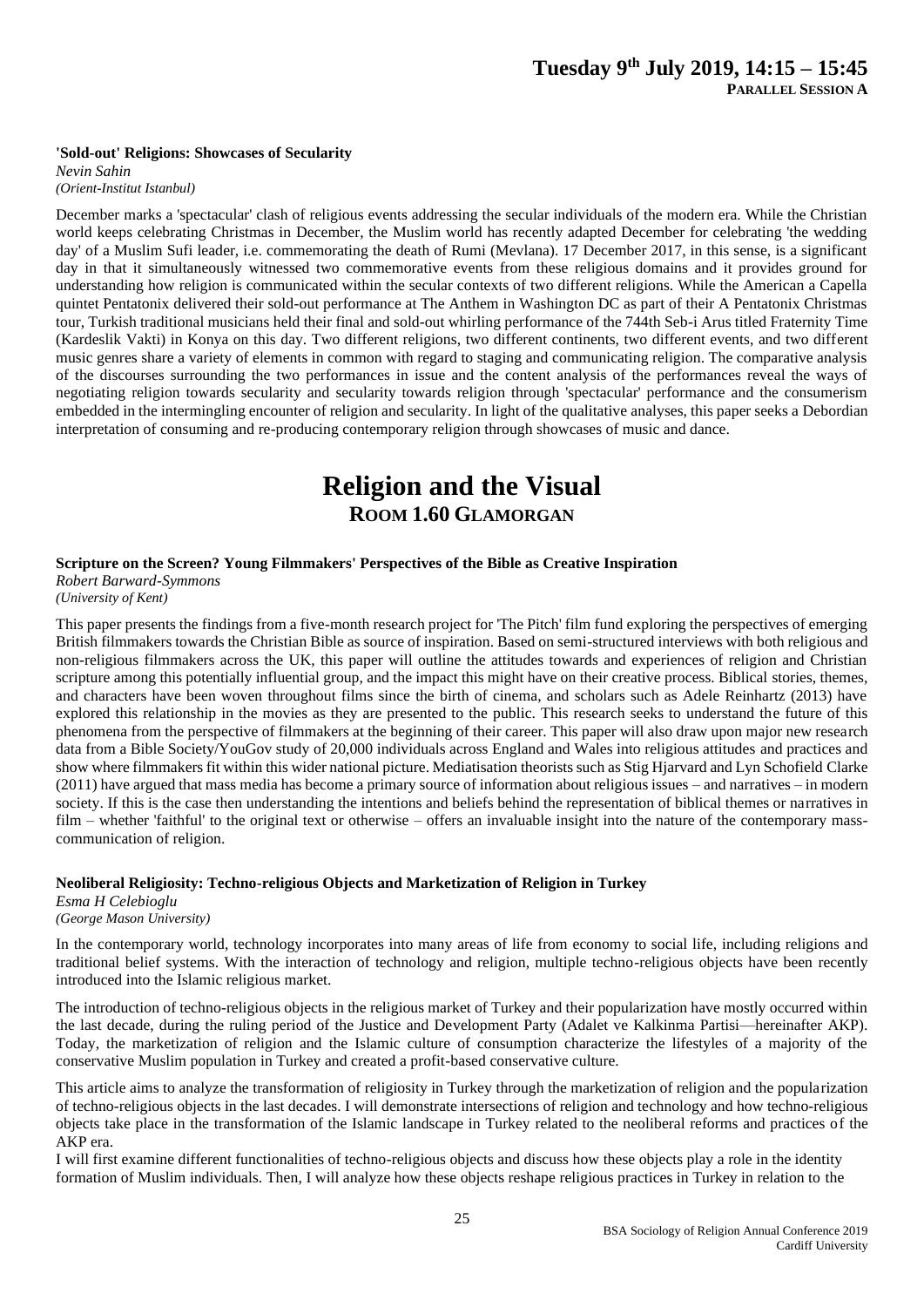**'Sold-out' Religions: Showcases of Secularity**

*Nevin Sahin*
*(Orient-Institut Istanbul)*

December marks a 'spectacular' clash of religious events addressing the secular individuals of the modern era. While the Christian world keeps celebrating Christmas in December, the Muslim world has recently adapted December for celebrating 'the wedding day' of a Muslim Sufi leader, i.e. commemorating the death of Rumi (Mevlana). 17 December 2017, in this sense, is a significant day in that it simultaneously witnessed two commemorative events from these religious domains and it provides ground for understanding how religion is communicated within the secular contexts of two different religions. While the American a Capella quintet Pentatonix delivered their sold-out performance at The Anthem in Washington DC as part of their A Pentatonix Christmas tour, Turkish traditional musicians held their final and sold-out whirling performance of the 744th Seb-i Arus titled Fraternity Time (Kardeslik Vakti) in Konya on this day. Two different religions, two different continents, two different events, and two different music genres share a variety of elements in common with regard to staging and communicating religion. The comparative analysis of the discourses surrounding the two performances in issue and the content analysis of the performances reveal the ways of negotiating religion towards secularity and secularity towards religion through 'spectacular' performance and the consumerism embedded in the intermingling encounter of religion and secularity. In light of the qualitative analyses, this paper seeks a Debordian interpretation of consuming and re-producing contemporary religion through showcases of music and dance.

# Religion and the Visual
## Room 1.60 Glamorgan

**Scripture on the Screen? Young Filmmakers' Perspectives of the Bible as Creative Inspiration**

*Robert Barward-Symmons*
*(University of Kent)*

This paper presents the findings from a five-month research project for 'The Pitch' film fund exploring the perspectives of emerging British filmmakers towards the Christian Bible as source of inspiration. Based on semi-structured interviews with both religious and non-religious filmmakers across the UK, this paper will outline the attitudes towards and experiences of religion and Christian scripture among this potentially influential group, and the impact this might have on their creative process. Biblical stories, themes, and characters have been woven throughout films since the birth of cinema, and scholars such as Adele Reinhartz (2013) have explored this relationship in the movies as they are presented to the public. This research seeks to understand the future of this phenomena from the perspective of filmmakers at the beginning of their career. This paper will also draw upon major new research data from a Bible Society/YouGov study of 20,000 individuals across England and Wales into religious attitudes and practices and show where filmmakers fit within this wider national picture. Mediatisation theorists such as Stig Hjarvard and Lyn Schofield Clarke (2011) have argued that mass media has become a primary source of information about religious issues – and narratives – in modern society. If this is the case then understanding the intentions and beliefs behind the representation of biblical themes or narratives in film – whether 'faithful' to the original text or otherwise – offers an invaluable insight into the nature of the contemporary mass-communication of religion.

**Neoliberal Religiosity: Techno-religious Objects and Marketization of Religion in Turkey**

*Esma H Celebioglu*
*(George Mason University)*

In the contemporary world, technology incorporates into many areas of life from economy to social life, including religions and traditional belief systems. With the interaction of technology and religion, multiple techno-religious objects have been recently introduced into the Islamic religious market.

The introduction of techno-religious objects in the religious market of Turkey and their popularization have mostly occurred within the last decade, during the ruling period of the Justice and Development Party (Adalet ve Kalkinma Partisi—hereinafter AKP). Today, the marketization of religion and the Islamic culture of consumption characterize the lifestyles of a majority of the conservative Muslim population in Turkey and created a profit-based conservative culture.

This article aims to analyze the transformation of religiosity in Turkey through the marketization of religion and the popularization of techno-religious objects in the last decades. I will demonstrate intersections of religion and technology and how techno-religious objects take place in the transformation of the Islamic landscape in Turkey related to the neoliberal reforms and practices of the AKP era.

I will first examine different functionalities of techno-religious objects and discuss how these objects play a role in the identity formation of Muslim individuals. Then, I will analyze how these objects reshape religious practices in Turkey in relation to the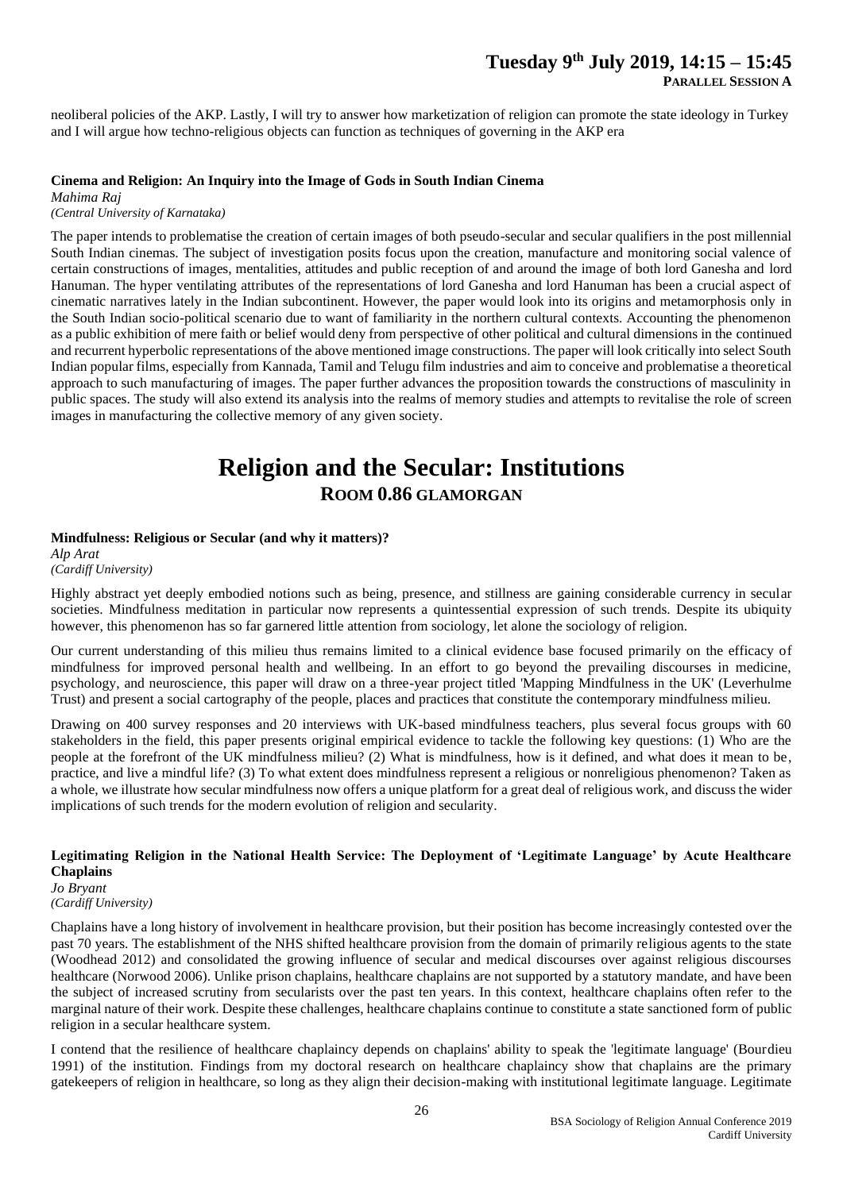neoliberal policies of the AKP. Lastly, I will try to answer how marketization of religion can promote the state ideology in Turkey and I will argue how techno-religious objects can function as techniques of governing in the AKP era

**Cinema and Religion: An Inquiry into the Image of Gods in South Indian Cinema**

*Mahima Raj*
*(Central University of Karnataka)*

The paper intends to problematise the creation of certain images of both pseudo-secular and secular qualifiers in the post millennial South Indian cinemas. The subject of investigation posits focus upon the creation, manufacture and monitoring social valence of certain constructions of images, mentalities, attitudes and public reception of and around the image of both lord Ganesha and lord Hanuman. The hyper ventilating attributes of the representations of lord Ganesha and lord Hanuman has been a crucial aspect of cinematic narratives lately in the Indian subcontinent. However, the paper would look into its origins and metamorphosis only in the South Indian socio-political scenario due to want of familiarity in the northern cultural contexts. Accounting the phenomenon as a public exhibition of mere faith or belief would deny from perspective of other political and cultural dimensions in the continued and recurrent hyperbolic representations of the above mentioned image constructions. The paper will look critically into select South Indian popular films, especially from Kannada, Tamil and Telugu film industries and aim to conceive and problematise a theoretical approach to such manufacturing of images. The paper further advances the proposition towards the constructions of masculinity in public spaces. The study will also extend its analysis into the realms of memory studies and attempts to revitalise the role of screen images in manufacturing the collective memory of any given society.

# Religion and the Secular: Institutions

## Room 0.86 Glamorgan

**Mindfulness: Religious or Secular (and why it matters)?**

*Alp Arat*
*(Cardiff University)*

Highly abstract yet deeply embodied notions such as being, presence, and stillness are gaining considerable currency in secular societies. Mindfulness meditation in particular now represents a quintessential expression of such trends. Despite its ubiquity however, this phenomenon has so far garnered little attention from sociology, let alone the sociology of religion.

Our current understanding of this milieu thus remains limited to a clinical evidence base focused primarily on the efficacy of mindfulness for improved personal health and wellbeing. In an effort to go beyond the prevailing discourses in medicine, psychology, and neuroscience, this paper will draw on a three-year project titled 'Mapping Mindfulness in the UK' (Leverhulme Trust) and present a social cartography of the people, places and practices that constitute the contemporary mindfulness milieu.

Drawing on 400 survey responses and 20 interviews with UK-based mindfulness teachers, plus several focus groups with 60 stakeholders in the field, this paper presents original empirical evidence to tackle the following key questions: (1) Who are the people at the forefront of the UK mindfulness milieu? (2) What is mindfulness, how is it defined, and what does it mean to be, practice, and live a mindful life? (3) To what extent does mindfulness represent a religious or nonreligious phenomenon? Taken as a whole, we illustrate how secular mindfulness now offers a unique platform for a great deal of religious work, and discuss the wider implications of such trends for the modern evolution of religion and secularity.

**Legitimating Religion in the National Health Service: The Deployment of 'Legitimate Language' by Acute Healthcare Chaplains**

*Jo Bryant*
*(Cardiff University)*

Chaplains have a long history of involvement in healthcare provision, but their position has become increasingly contested over the past 70 years. The establishment of the NHS shifted healthcare provision from the domain of primarily religious agents to the state (Woodhead 2012) and consolidated the growing influence of secular and medical discourses over against religious discourses healthcare (Norwood 2006). Unlike prison chaplains, healthcare chaplains are not supported by a statutory mandate, and have been the subject of increased scrutiny from secularists over the past ten years. In this context, healthcare chaplains often refer to the marginal nature of their work. Despite these challenges, healthcare chaplains continue to constitute a state sanctioned form of public religion in a secular healthcare system.

I contend that the resilience of healthcare chaplaincy depends on chaplains' ability to speak the 'legitimate language' (Bourdieu 1991) of the institution. Findings from my doctoral research on healthcare chaplaincy show that chaplains are the primary gatekeepers of religion in healthcare, so long as they align their decision-making with institutional legitimate language. Legitimate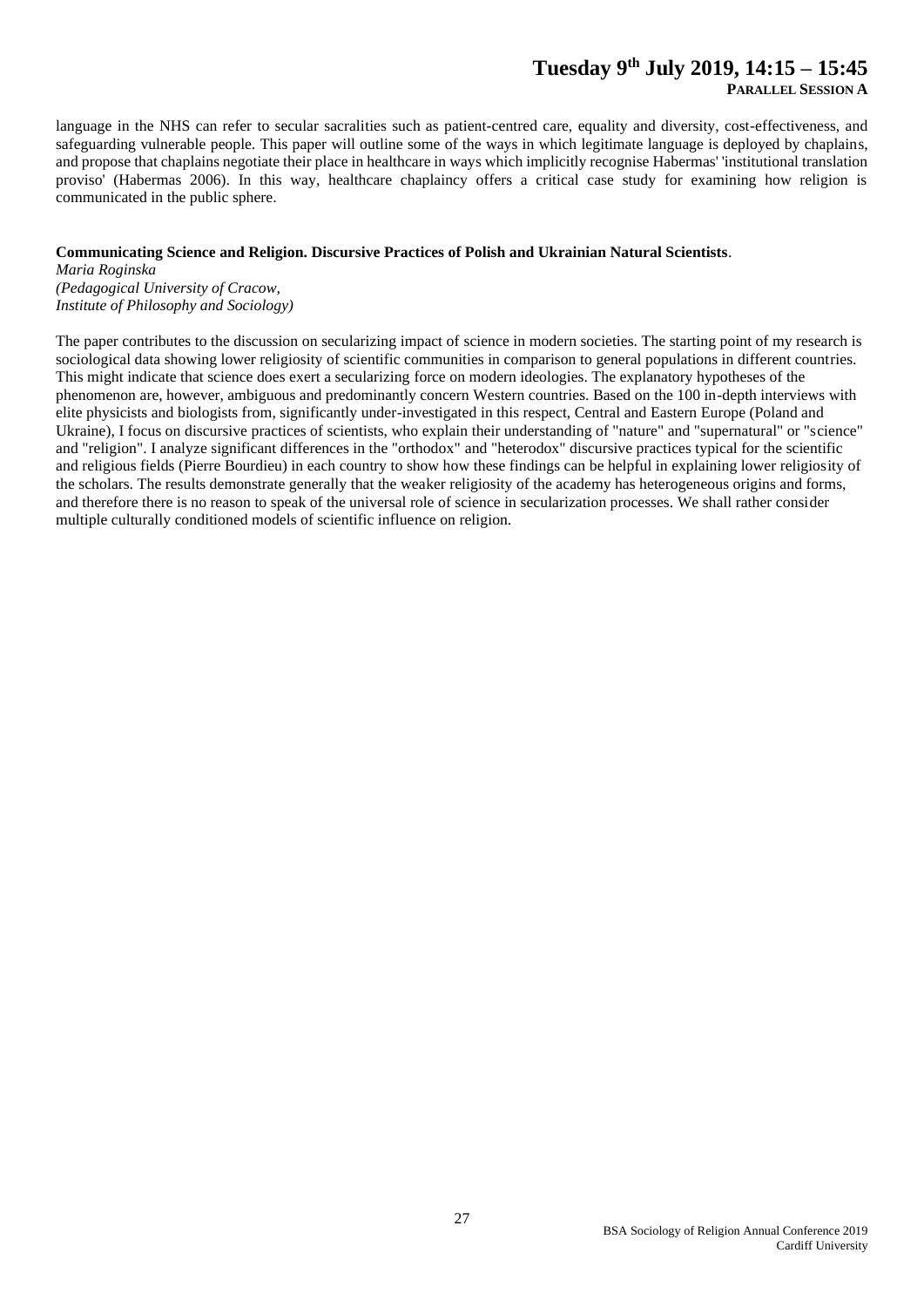language in the NHS can refer to secular sacralities such as patient-centred care, equality and diversity, cost-effectiveness, and safeguarding vulnerable people. This paper will outline some of the ways in which legitimate language is deployed by chaplains, and propose that chaplains negotiate their place in healthcare in ways which implicitly recognise Habermas' 'institutional translation proviso' (Habermas 2006). In this way, healthcare chaplaincy offers a critical case study for examining how religion is communicated in the public sphere.

**Communicating Science and Religion. Discursive Practices of Polish and Ukrainian Natural Scientists**.
*Maria Roginska*
*(Pedagogical University of Cracow,*
*Institute of Philosophy and Sociology)*

The paper contributes to the discussion on secularizing impact of science in modern societies. The starting point of my research is sociological data showing lower religiosity of scientific communities in comparison to general populations in different countries. This might indicate that science does exert a secularizing force on modern ideologies. The explanatory hypotheses of the phenomenon are, however, ambiguous and predominantly concern Western countries. Based on the 100 in-depth interviews with elite physicists and biologists from, significantly under-investigated in this respect, Central and Eastern Europe (Poland and Ukraine), I focus on discursive practices of scientists, who explain their understanding of "nature" and "supernatural" or "science" and "religion". I analyze significant differences in the "orthodox" and "heterodox" discursive practices typical for the scientific and religious fields (Pierre Bourdieu) in each country to show how these findings can be helpful in explaining lower religiosity of the scholars. The results demonstrate generally that the weaker religiosity of the academy has heterogeneous origins and forms, and therefore there is no reason to speak of the universal role of science in secularization processes. We shall rather consider multiple culturally conditioned models of scientific influence on religion.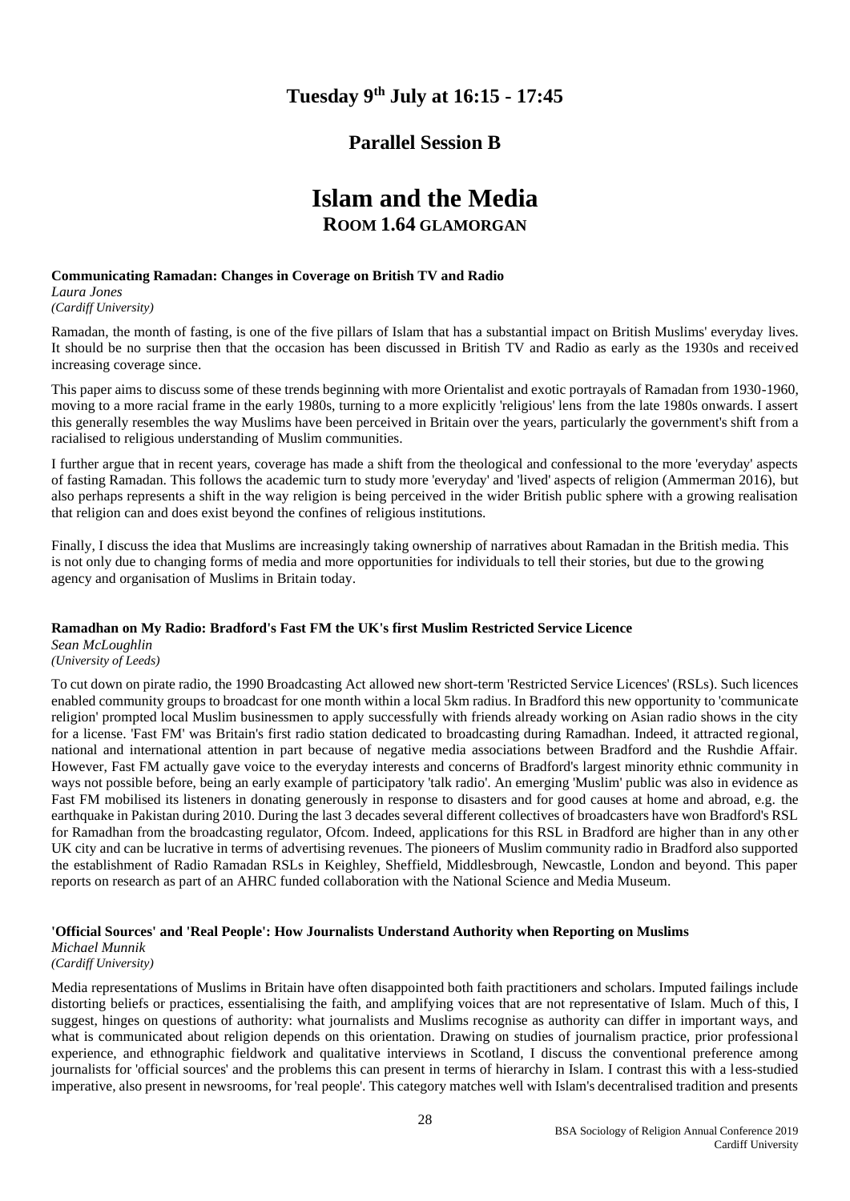## Tuesday 9th July at 16:15 - 17:45

## Parallel Session B

# Islam and the Media

### ROOM 1.64 GLAMORGAN

**Communicating Ramadan: Changes in Coverage on British TV and Radio**
*Laura Jones*
*(Cardiff University)*

Ramadan, the month of fasting, is one of the five pillars of Islam that has a substantial impact on British Muslims' everyday lives. It should be no surprise then that the occasion has been discussed in British TV and Radio as early as the 1930s and received increasing coverage since.

This paper aims to discuss some of these trends beginning with more Orientalist and exotic portrayals of Ramadan from 1930-1960, moving to a more racial frame in the early 1980s, turning to a more explicitly 'religious' lens from the late 1980s onwards. I assert this generally resembles the way Muslims have been perceived in Britain over the years, particularly the government's shift from a racialised to religious understanding of Muslim communities.

I further argue that in recent years, coverage has made a shift from the theological and confessional to the more 'everyday' aspects of fasting Ramadan. This follows the academic turn to study more 'everyday' and 'lived' aspects of religion (Ammerman 2016), but also perhaps represents a shift in the way religion is being perceived in the wider British public sphere with a growing realisation that religion can and does exist beyond the confines of religious institutions.

Finally, I discuss the idea that Muslims are increasingly taking ownership of narratives about Ramadan in the British media. This is not only due to changing forms of media and more opportunities for individuals to tell their stories, but due to the growing agency and organisation of Muslims in Britain today.

**Ramadhan on My Radio: Bradford's Fast FM the UK's first Muslim Restricted Service Licence**
*Sean McLoughlin*
*(University of Leeds)*

To cut down on pirate radio, the 1990 Broadcasting Act allowed new short-term 'Restricted Service Licences' (RSLs). Such licences enabled community groups to broadcast for one month within a local 5km radius. In Bradford this new opportunity to 'communicate religion' prompted local Muslim businessmen to apply successfully with friends already working on Asian radio shows in the city for a license. 'Fast FM' was Britain's first radio station dedicated to broadcasting during Ramadhan. Indeed, it attracted regional, national and international attention in part because of negative media associations between Bradford and the Rushdie Affair. However, Fast FM actually gave voice to the everyday interests and concerns of Bradford's largest minority ethnic community in ways not possible before, being an early example of participatory 'talk radio'. An emerging 'Muslim' public was also in evidence as Fast FM mobilised its listeners in donating generously in response to disasters and for good causes at home and abroad, e.g. the earthquake in Pakistan during 2010. During the last 3 decades several different collectives of broadcasters have won Bradford's RSL for Ramadhan from the broadcasting regulator, Ofcom. Indeed, applications for this RSL in Bradford are higher than in any other UK city and can be lucrative in terms of advertising revenues. The pioneers of Muslim community radio in Bradford also supported the establishment of Radio Ramadan RSLs in Keighley, Sheffield, Middlesbrough, Newcastle, London and beyond. This paper reports on research as part of an AHRC funded collaboration with the National Science and Media Museum.

**'Official Sources' and 'Real People': How Journalists Understand Authority when Reporting on Muslims**
*Michael Munnik*
*(Cardiff University)*

Media representations of Muslims in Britain have often disappointed both faith practitioners and scholars. Imputed failings include distorting beliefs or practices, essentialising the faith, and amplifying voices that are not representative of Islam. Much of this, I suggest, hinges on questions of authority: what journalists and Muslims recognise as authority can differ in important ways, and what is communicated about religion depends on this orientation. Drawing on studies of journalism practice, prior professional experience, and ethnographic fieldwork and qualitative interviews in Scotland, I discuss the conventional preference among journalists for 'official sources' and the problems this can present in terms of hierarchy in Islam. I contrast this with a less-studied imperative, also present in newsrooms, for 'real people'. This category matches well with Islam's decentralised tradition and presents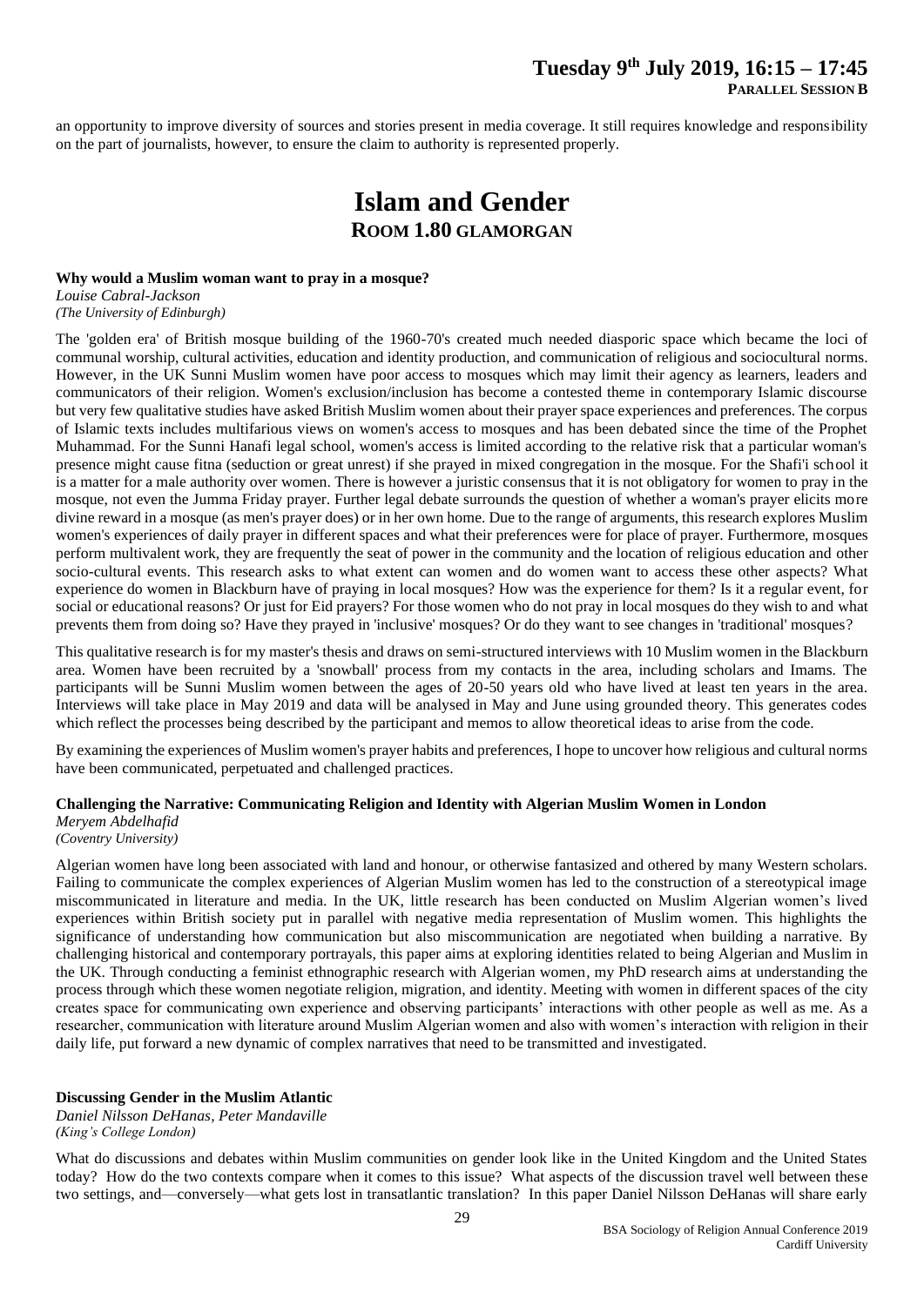an opportunity to improve diversity of sources and stories present in media coverage. It still requires knowledge and responsibility on the part of journalists, however, to ensure the claim to authority is represented properly.

# Islam and Gender

## Room 1.80 Glamorgan

**Why would a Muslim woman want to pray in a mosque?**

*Louise Cabral-Jackson*
*(The University of Edinburgh)*

The 'golden era' of British mosque building of the 1960-70's created much needed diasporic space which became the loci of communal worship, cultural activities, education and identity production, and communication of religious and sociocultural norms. However, in the UK Sunni Muslim women have poor access to mosques which may limit their agency as learners, leaders and communicators of their religion. Women's exclusion/inclusion has become a contested theme in contemporary Islamic discourse but very few qualitative studies have asked British Muslim women about their prayer space experiences and preferences. The corpus of Islamic texts includes multifarious views on women's access to mosques and has been debated since the time of the Prophet Muhammad. For the Sunni Hanafi legal school, women's access is limited according to the relative risk that a particular woman's presence might cause fitna (seduction or great unrest) if she prayed in mixed congregation in the mosque. For the Shafi'i school it is a matter for a male authority over women. There is however a juristic consensus that it is not obligatory for women to pray in the mosque, not even the Jumma Friday prayer. Further legal debate surrounds the question of whether a woman's prayer elicits more divine reward in a mosque (as men's prayer does) or in her own home. Due to the range of arguments, this research explores Muslim women's experiences of daily prayer in different spaces and what their preferences were for place of prayer. Furthermore, mosques perform multivalent work, they are frequently the seat of power in the community and the location of religious education and other socio-cultural events. This research asks to what extent can women and do women want to access these other aspects? What experience do women in Blackburn have of praying in local mosques? How was the experience for them? Is it a regular event, for social or educational reasons? Or just for Eid prayers? For those women who do not pray in local mosques do they wish to and what prevents them from doing so? Have they prayed in 'inclusive' mosques? Or do they want to see changes in 'traditional' mosques?

This qualitative research is for my master's thesis and draws on semi-structured interviews with 10 Muslim women in the Blackburn area. Women have been recruited by a 'snowball' process from my contacts in the area, including scholars and Imams. The participants will be Sunni Muslim women between the ages of 20-50 years old who have lived at least ten years in the area. Interviews will take place in May 2019 and data will be analysed in May and June using grounded theory. This generates codes which reflect the processes being described by the participant and memos to allow theoretical ideas to arise from the code.

By examining the experiences of Muslim women's prayer habits and preferences, I hope to uncover how religious and cultural norms have been communicated, perpetuated and challenged practices.

**Challenging the Narrative: Communicating Religion and Identity with Algerian Muslim Women in London**

*Meryem Abdelhafid*
*(Coventry University)*

Algerian women have long been associated with land and honour, or otherwise fantasized and othered by many Western scholars. Failing to communicate the complex experiences of Algerian Muslim women has led to the construction of a stereotypical image miscommunicated in literature and media. In the UK, little research has been conducted on Muslim Algerian women's lived experiences within British society put in parallel with negative media representation of Muslim women. This highlights the significance of understanding how communication but also miscommunication are negotiated when building a narrative. By challenging historical and contemporary portrayals, this paper aims at exploring identities related to being Algerian and Muslim in the UK. Through conducting a feminist ethnographic research with Algerian women, my PhD research aims at understanding the process through which these women negotiate religion, migration, and identity. Meeting with women in different spaces of the city creates space for communicating own experience and observing participants' interactions with other people as well as me. As a researcher, communication with literature around Muslim Algerian women and also with women's interaction with religion in their daily life, put forward a new dynamic of complex narratives that need to be transmitted and investigated.

**Discussing Gender in the Muslim Atlantic**

*Daniel Nilsson DeHanas, Peter Mandaville*
*(King's College London)*

What do discussions and debates within Muslim communities on gender look like in the United Kingdom and the United States today? How do the two contexts compare when it comes to this issue? What aspects of the discussion travel well between these two settings, and—conversely—what gets lost in transatlantic translation? In this paper Daniel Nilsson DeHanas will share early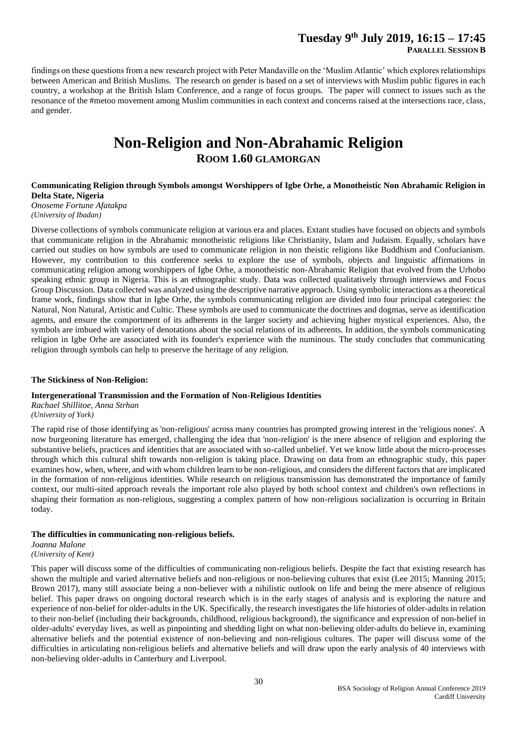findings on these questions from a new research project with Peter Mandaville on the 'Muslim Atlantic' which explores relationships between American and British Muslims. The research on gender is based on a set of interviews with Muslim public figures in each country, a workshop at the British Islam Conference, and a range of focus groups. The paper will connect to issues such as the resonance of the #metoo movement among Muslim communities in each context and concerns raised at the intersections race, class, and gender.

# Non-Religion and Non-Abrahamic Religion

## ROOM 1.60 GLAMORGAN

**Communicating Religion through Symbols amongst Worshippers of Igbe Orhe, a Monotheistic Non Abrahamic Religion in Delta State, Nigeria**
*Onoseme Fortune Afatakpa*
*(University of Ibadan)*

Diverse collections of symbols communicate religion at various era and places. Extant studies have focused on objects and symbols that communicate religion in the Abrahamic monotheistic religions like Christianity, Islam and Judaism. Equally, scholars have carried out studies on how symbols are used to communicate religion in non theistic religions like Buddhism and Confucianism. However, my contribution to this conference seeks to explore the use of symbols, objects and linguistic affirmations in communicating religion among worshippers of Igbe Orhe, a monotheistic non-Abrahamic Religion that evolved from the Urhobo speaking ethnic group in Nigeria. This is an ethnographic study. Data was collected qualitatively through interviews and Focus Group Discussion. Data collected was analyzed using the descriptive narrative approach. Using symbolic interactions as a theoretical frame work, findings show that in Igbe Orhe, the symbols communicating religion are divided into four principal categories: the Natural, Non Natural, Artistic and Cultic. These symbols are used to communicate the doctrines and dogmas, serve as identification agents, and ensure the comportment of its adherents in the larger society and achieving higher mystical experiences. Also, the symbols are imbued with variety of denotations about the social relations of its adherents. In addition, the symbols communicating religion in Igbe Orhe are associated with its founder's experience with the numinous. The study concludes that communicating religion through symbols can help to preserve the heritage of any religion.

**The Stickiness of Non-Religion:**

**Intergenerational Transmission and the Formation of Non-Religious Identities**
*Rachael Shillitoe, Anna Strhan*
*(University of York)*

The rapid rise of those identifying as 'non-religious' across many countries has prompted growing interest in the 'religious nones'. A now burgeoning literature has emerged, challenging the idea that 'non-religion' is the mere absence of religion and exploring the substantive beliefs, practices and identities that are associated with so-called unbelief. Yet we know little about the micro-processes through which this cultural shift towards non-religion is taking place. Drawing on data from an ethnographic study, this paper examines how, when, where, and with whom children learn to be non-religious, and considers the different factors that are implicated in the formation of non-religious identities. While research on religious transmission has demonstrated the importance of family context, our multi-sited approach reveals the important role also played by both school context and children's own reflections in shaping their formation as non-religious, suggesting a complex pattern of how non-religious socialization is occurring in Britain today.

**The difficulties in communicating non-religious beliefs.**
*Joanna Malone*
*(University of Kent)*

This paper will discuss some of the difficulties of communicating non-religious beliefs. Despite the fact that existing research has shown the multiple and varied alternative beliefs and non-religious or non-believing cultures that exist (Lee 2015; Manning 2015; Brown 2017), many still associate being a non-believer with a nihilistic outlook on life and being the mere absence of religious belief. This paper draws on ongoing doctoral research which is in the early stages of analysis and is exploring the nature and experience of non-belief for older-adults in the UK. Specifically, the research investigates the life histories of older-adults in relation to their non-belief (including their backgrounds, childhood, religious background), the significance and expression of non-belief in older-adults' everyday lives, as well as pinpointing and shedding light on what non-believing older-adults do believe in, examining alternative beliefs and the potential existence of non-believing and non-religious cultures. The paper will discuss some of the difficulties in articulating non-religious beliefs and alternative beliefs and will draw upon the early analysis of 40 interviews with non-believing older-adults in Canterbury and Liverpool.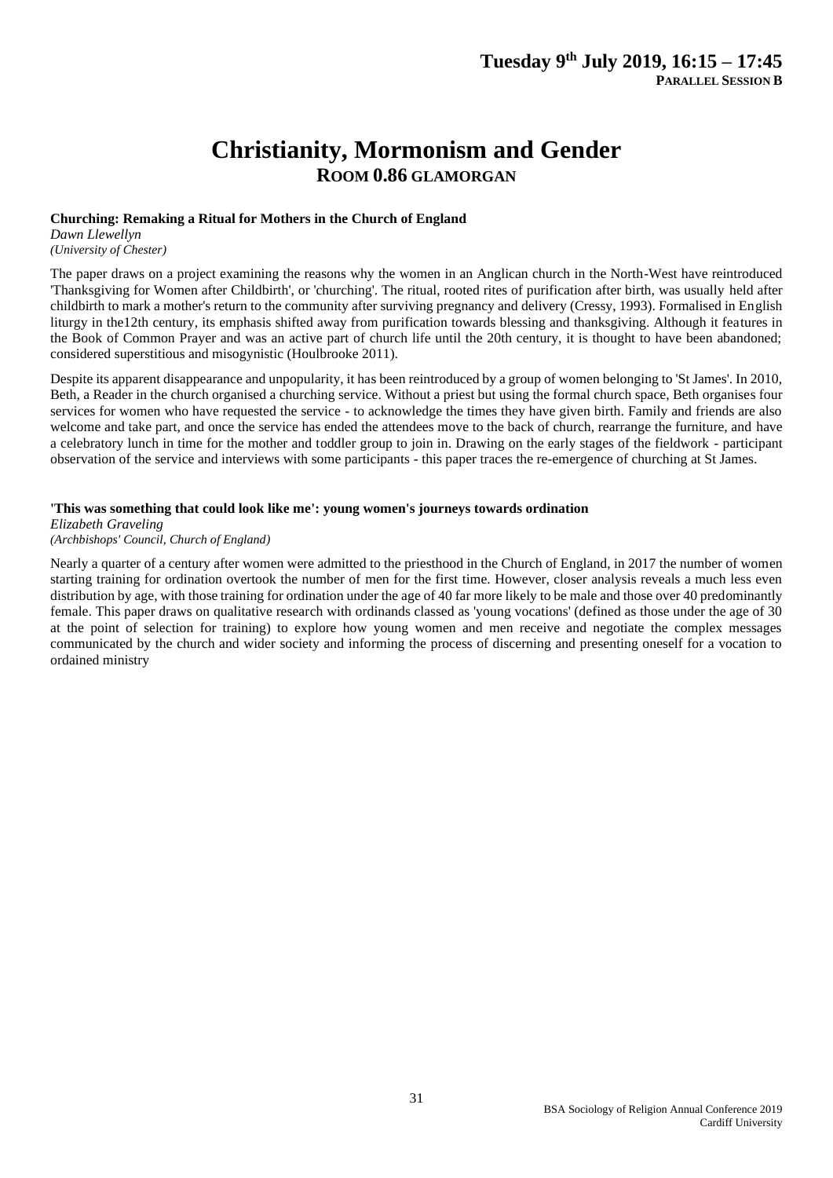**Tuesday 9th July 2019, 16:15 – 17:45**

**PARALLEL SESSION B**

# Christianity, Mormonism and Gender

## ROOM 0.86 GLAMORGAN

### Churching: Remaking a Ritual for Mothers in the Church of England

*Dawn Llewellyn*
*(University of Chester)*

The paper draws on a project examining the reasons why the women in an Anglican church in the North-West have reintroduced 'Thanksgiving for Women after Childbirth', or 'churching'. The ritual, rooted rites of purification after birth, was usually held after childbirth to mark a mother's return to the community after surviving pregnancy and delivery (Cressy, 1993). Formalised in English liturgy in the12th century, its emphasis shifted away from purification towards blessing and thanksgiving. Although it features in the Book of Common Prayer and was an active part of church life until the 20th century, it is thought to have been abandoned; considered superstitious and misogynistic (Houlbrooke 2011).

Despite its apparent disappearance and unpopularity, it has been reintroduced by a group of women belonging to 'St James'. In 2010, Beth, a Reader in the church organised a churching service. Without a priest but using the formal church space, Beth organises four services for women who have requested the service - to acknowledge the times they have given birth. Family and friends are also welcome and take part, and once the service has ended the attendees move to the back of church, rearrange the furniture, and have a celebratory lunch in time for the mother and toddler group to join in. Drawing on the early stages of the fieldwork - participant observation of the service and interviews with some participants - this paper traces the re-emergence of churching at St James.

### 'This was something that could look like me': young women's journeys towards ordination

*Elizabeth Graveling*
*(Archbishops' Council, Church of England)*

Nearly a quarter of a century after women were admitted to the priesthood in the Church of England, in 2017 the number of women starting training for ordination overtook the number of men for the first time. However, closer analysis reveals a much less even distribution by age, with those training for ordination under the age of 40 far more likely to be male and those over 40 predominantly female. This paper draws on qualitative research with ordinands classed as 'young vocations' (defined as those under the age of 30 at the point of selection for training) to explore how young women and men receive and negotiate the complex messages communicated by the church and wider society and informing the process of discerning and presenting oneself for a vocation to ordained ministry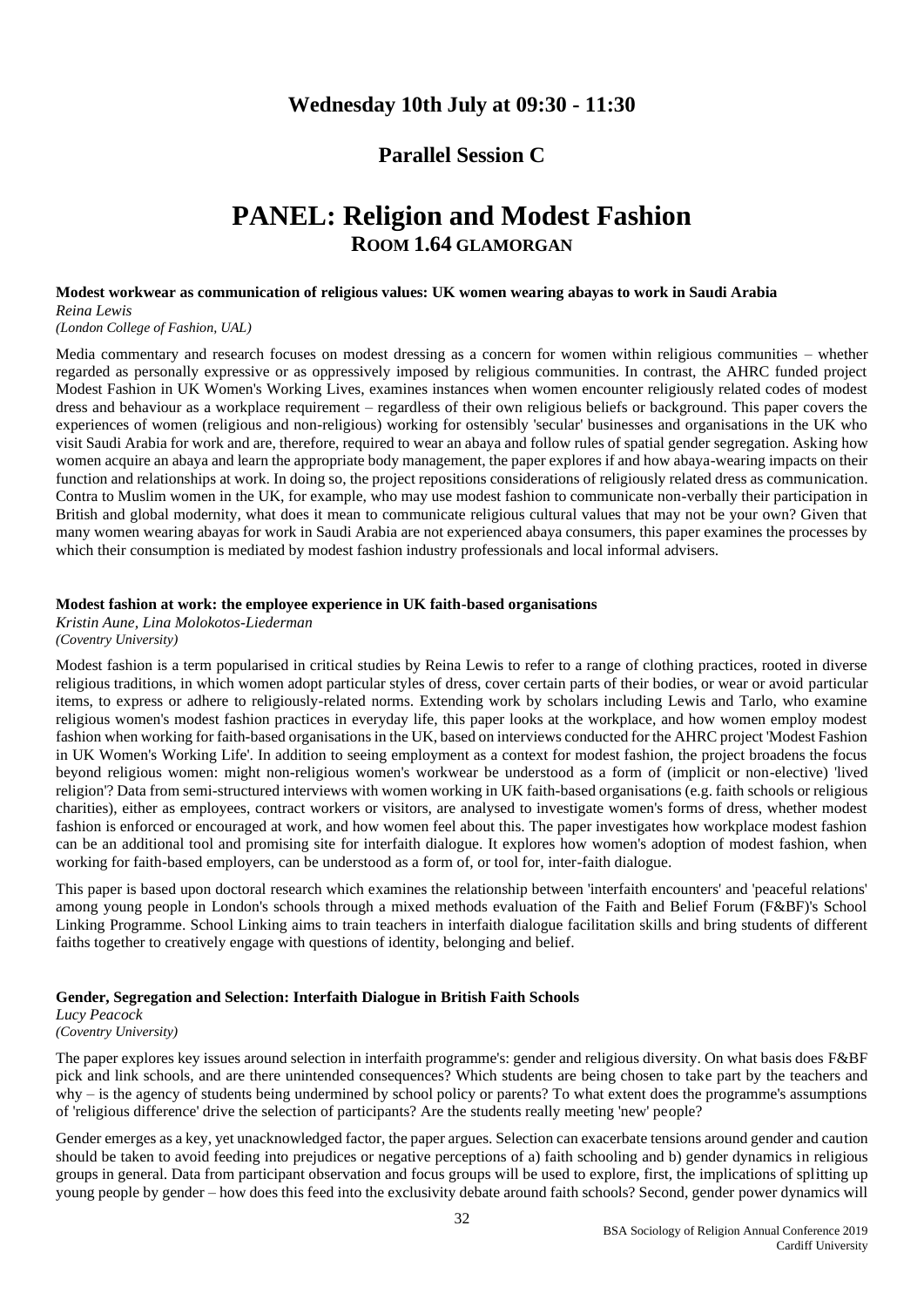## Wednesday 10th July at 09:30 - 11:30

## Parallel Session C

# PANEL: Religion and Modest Fashion

## ROOM 1.64 GLAMORGAN

**Modest workwear as communication of religious values: UK women wearing abayas to work in Saudi Arabia**

*Reina Lewis*

*(London College of Fashion, UAL)*

Media commentary and research focuses on modest dressing as a concern for women within religious communities – whether regarded as personally expressive or as oppressively imposed by religious communities. In contrast, the AHRC funded project Modest Fashion in UK Women's Working Lives, examines instances when women encounter religiously related codes of modest dress and behaviour as a workplace requirement – regardless of their own religious beliefs or background. This paper covers the experiences of women (religious and non-religious) working for ostensibly 'secular' businesses and organisations in the UK who visit Saudi Arabia for work and are, therefore, required to wear an abaya and follow rules of spatial gender segregation. Asking how women acquire an abaya and learn the appropriate body management, the paper explores if and how abaya-wearing impacts on their function and relationships at work. In doing so, the project repositions considerations of religiously related dress as communication. Contra to Muslim women in the UK, for example, who may use modest fashion to communicate non-verbally their participation in British and global modernity, what does it mean to communicate religious cultural values that may not be your own? Given that many women wearing abayas for work in Saudi Arabia are not experienced abaya consumers, this paper examines the processes by which their consumption is mediated by modest fashion industry professionals and local informal advisers.

**Modest fashion at work: the employee experience in UK faith-based organisations**

*Kristin Aune, Lina Molokotos-Liederman*

*(Coventry University)*

Modest fashion is a term popularised in critical studies by Reina Lewis to refer to a range of clothing practices, rooted in diverse religious traditions, in which women adopt particular styles of dress, cover certain parts of their bodies, or wear or avoid particular items, to express or adhere to religiously-related norms. Extending work by scholars including Lewis and Tarlo, who examine religious women's modest fashion practices in everyday life, this paper looks at the workplace, and how women employ modest fashion when working for faith-based organisations in the UK, based on interviews conducted for the AHRC project 'Modest Fashion in UK Women's Working Life'. In addition to seeing employment as a context for modest fashion, the project broadens the focus beyond religious women: might non-religious women's workwear be understood as a form of (implicit or non-elective) 'lived religion'? Data from semi-structured interviews with women working in UK faith-based organisations (e.g. faith schools or religious charities), either as employees, contract workers or visitors, are analysed to investigate women's forms of dress, whether modest fashion is enforced or encouraged at work, and how women feel about this. The paper investigates how workplace modest fashion can be an additional tool and promising site for interfaith dialogue. It explores how women's adoption of modest fashion, when working for faith-based employers, can be understood as a form of, or tool for, inter-faith dialogue.

This paper is based upon doctoral research which examines the relationship between 'interfaith encounters' and 'peaceful relations' among young people in London's schools through a mixed methods evaluation of the Faith and Belief Forum (F&BF)'s School Linking Programme. School Linking aims to train teachers in interfaith dialogue facilitation skills and bring students of different faiths together to creatively engage with questions of identity, belonging and belief.

**Gender, Segregation and Selection: Interfaith Dialogue in British Faith Schools**

*Lucy Peacock*

*(Coventry University)*

The paper explores key issues around selection in interfaith programme's: gender and religious diversity. On what basis does F&BF pick and link schools, and are there unintended consequences? Which students are being chosen to take part by the teachers and why – is the agency of students being undermined by school policy or parents? To what extent does the programme's assumptions of 'religious difference' drive the selection of participants? Are the students really meeting 'new' people?

Gender emerges as a key, yet unacknowledged factor, the paper argues. Selection can exacerbate tensions around gender and caution should be taken to avoid feeding into prejudices or negative perceptions of a) faith schooling and b) gender dynamics in religious groups in general. Data from participant observation and focus groups will be used to explore, first, the implications of splitting up young people by gender – how does this feed into the exclusivity debate around faith schools? Second, gender power dynamics will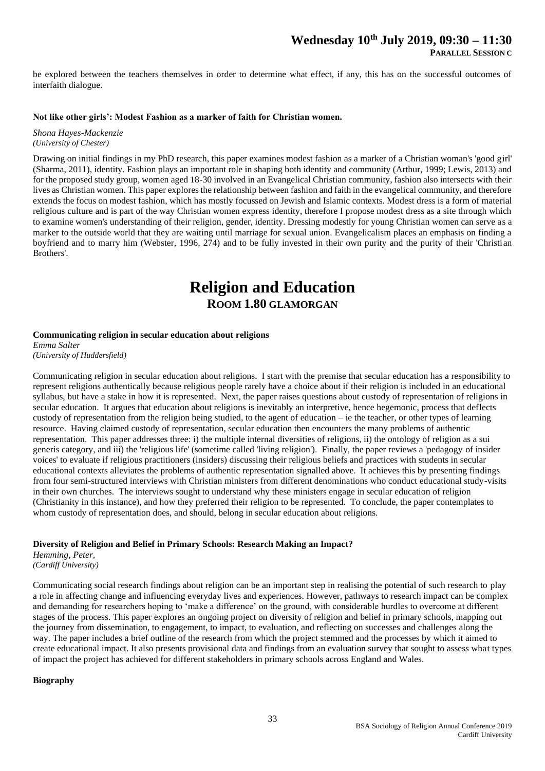be explored between the teachers themselves in order to determine what effect, if any, this has on the successful outcomes of interfaith dialogue.

**Not like other girls': Modest Fashion as a marker of faith for Christian women.**

*Shona Hayes-Mackenzie*
*(University of Chester)*

Drawing on initial findings in my PhD research, this paper examines modest fashion as a marker of a Christian woman's 'good girl' (Sharma, 2011), identity. Fashion plays an important role in shaping both identity and community (Arthur, 1999; Lewis, 2013) and for the proposed study group, women aged 18-30 involved in an Evangelical Christian community, fashion also intersects with their lives as Christian women. This paper explores the relationship between fashion and faith in the evangelical community, and therefore extends the focus on modest fashion, which has mostly focussed on Jewish and Islamic contexts. Modest dress is a form of material religious culture and is part of the way Christian women express identity, therefore I propose modest dress as a site through which to examine women's understanding of their religion, gender, identity. Dressing modestly for young Christian women can serve as a marker to the outside world that they are waiting until marriage for sexual union. Evangelicalism places an emphasis on finding a boyfriend and to marry him (Webster, 1996, 274) and to be fully invested in their own purity and the purity of their 'Christian Brothers'.

# Religion and Education

## ROOM 1.80 GLAMORGAN

**Communicating religion in secular education about religions**
*Emma Salter*
*(University of Huddersfield)*

Communicating religion in secular education about religions. I start with the premise that secular education has a responsibility to represent religions authentically because religious people rarely have a choice about if their religion is included in an educational syllabus, but have a stake in how it is represented. Next, the paper raises questions about custody of representation of religions in secular education. It argues that education about religions is inevitably an interpretive, hence hegemonic, process that deflects custody of representation from the religion being studied, to the agent of education – ie the teacher, or other types of learning resource. Having claimed custody of representation, secular education then encounters the many problems of authentic representation. This paper addresses three: i) the multiple internal diversities of religions, ii) the ontology of religion as a sui generis category, and iii) the 'religious life' (sometime called 'living religion'). Finally, the paper reviews a 'pedagogy of insider voices' to evaluate if religious practitioners (insiders) discussing their religious beliefs and practices with students in secular educational contexts alleviates the problems of authentic representation signalled above. It achieves this by presenting findings from four semi-structured interviews with Christian ministers from different denominations who conduct educational study-visits in their own churches. The interviews sought to understand why these ministers engage in secular education of religion (Christianity in this instance), and how they preferred their religion to be represented. To conclude, the paper contemplates to whom custody of representation does, and should, belong in secular education about religions.

**Diversity of Religion and Belief in Primary Schools: Research Making an Impact?**
*Hemming, Peter,*
*(Cardiff University)*

Communicating social research findings about religion can be an important step in realising the potential of such research to play a role in affecting change and influencing everyday lives and experiences. However, pathways to research impact can be complex and demanding for researchers hoping to 'make a difference' on the ground, with considerable hurdles to overcome at different stages of the process. This paper explores an ongoing project on diversity of religion and belief in primary schools, mapping out the journey from dissemination, to engagement, to impact, to evaluation, and reflecting on successes and challenges along the way. The paper includes a brief outline of the research from which the project stemmed and the processes by which it aimed to create educational impact. It also presents provisional data and findings from an evaluation survey that sought to assess what types of impact the project has achieved for different stakeholders in primary schools across England and Wales.

**Biography**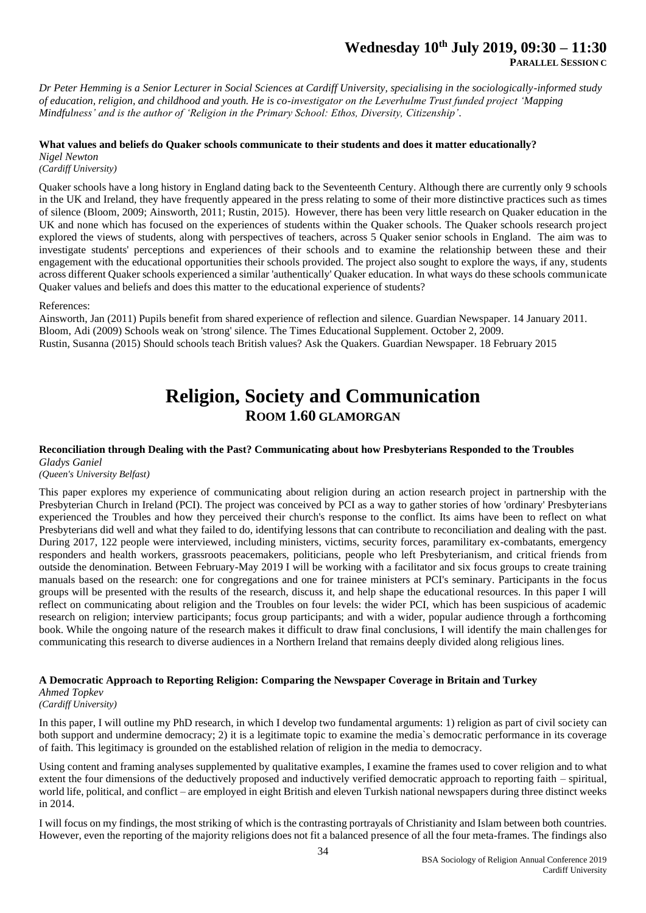*Dr Peter Hemming is a Senior Lecturer in Social Sciences at Cardiff University, specialising in the sociologically-informed study of education, religion, and childhood and youth. He is co-investigator on the Leverhulme Trust funded project 'Mapping Mindfulness' and is the author of 'Religion in the Primary School: Ethos, Diversity, Citizenship'.*

**What values and beliefs do Quaker schools communicate to their students and does it matter educationally?**
*Nigel Newton*
*(Cardiff University)*

Quaker schools have a long history in England dating back to the Seventeenth Century. Although there are currently only 9 schools in the UK and Ireland, they have frequently appeared in the press relating to some of their more distinctive practices such as times of silence (Bloom, 2009; Ainsworth, 2011; Rustin, 2015). However, there has been very little research on Quaker education in the UK and none which has focused on the experiences of students within the Quaker schools. The Quaker schools research project explored the views of students, along with perspectives of teachers, across 5 Quaker senior schools in England. The aim was to investigate students' perceptions and experiences of their schools and to examine the relationship between these and their engagement with the educational opportunities their schools provided. The project also sought to explore the ways, if any, students across different Quaker schools experienced a similar 'authentically' Quaker education. In what ways do these schools communicate Quaker values and beliefs and does this matter to the educational experience of students?

References:
Ainsworth, Jan (2011) Pupils benefit from shared experience of reflection and silence. Guardian Newspaper. 14 January 2011.
Bloom, Adi (2009) Schools weak on 'strong' silence. The Times Educational Supplement. October 2, 2009.
Rustin, Susanna (2015) Should schools teach British values? Ask the Quakers. Guardian Newspaper. 18 February 2015

# Religion, Society and Communication
## ROOM 1.60 GLAMORGAN

**Reconciliation through Dealing with the Past? Communicating about how Presbyterians Responded to the Troubles**
*Gladys Ganiel*
*(Queen's University Belfast)*

This paper explores my experience of communicating about religion during an action research project in partnership with the Presbyterian Church in Ireland (PCI). The project was conceived by PCI as a way to gather stories of how 'ordinary' Presbyterians experienced the Troubles and how they perceived their church's response to the conflict. Its aims have been to reflect on what Presbyterians did well and what they failed to do, identifying lessons that can contribute to reconciliation and dealing with the past. During 2017, 122 people were interviewed, including ministers, victims, security forces, paramilitary ex-combatants, emergency responders and health workers, grassroots peacemakers, politicians, people who left Presbyterianism, and critical friends from outside the denomination. Between February-May 2019 I will be working with a facilitator and six focus groups to create training manuals based on the research: one for congregations and one for trainee ministers at PCI's seminary. Participants in the focus groups will be presented with the results of the research, discuss it, and help shape the educational resources. In this paper I will reflect on communicating about religion and the Troubles on four levels: the wider PCI, which has been suspicious of academic research on religion; interview participants; focus group participants; and with a wider, popular audience through a forthcoming book. While the ongoing nature of the research makes it difficult to draw final conclusions, I will identify the main challenges for communicating this research to diverse audiences in a Northern Ireland that remains deeply divided along religious lines.

**A Democratic Approach to Reporting Religion: Comparing the Newspaper Coverage in Britain and Turkey**
*Ahmed Topkev*
*(Cardiff University)*

In this paper, I will outline my PhD research, in which I develop two fundamental arguments: 1) religion as part of civil society can both support and undermine democracy; 2) it is a legitimate topic to examine the media`s democratic performance in its coverage of faith. This legitimacy is grounded on the established relation of religion in the media to democracy.

Using content and framing analyses supplemented by qualitative examples, I examine the frames used to cover religion and to what extent the four dimensions of the deductively proposed and inductively verified democratic approach to reporting faith – spiritual, world life, political, and conflict – are employed in eight British and eleven Turkish national newspapers during three distinct weeks in 2014.

I will focus on my findings, the most striking of which is the contrasting portrayals of Christianity and Islam between both countries. However, even the reporting of the majority religions does not fit a balanced presence of all the four meta-frames. The findings also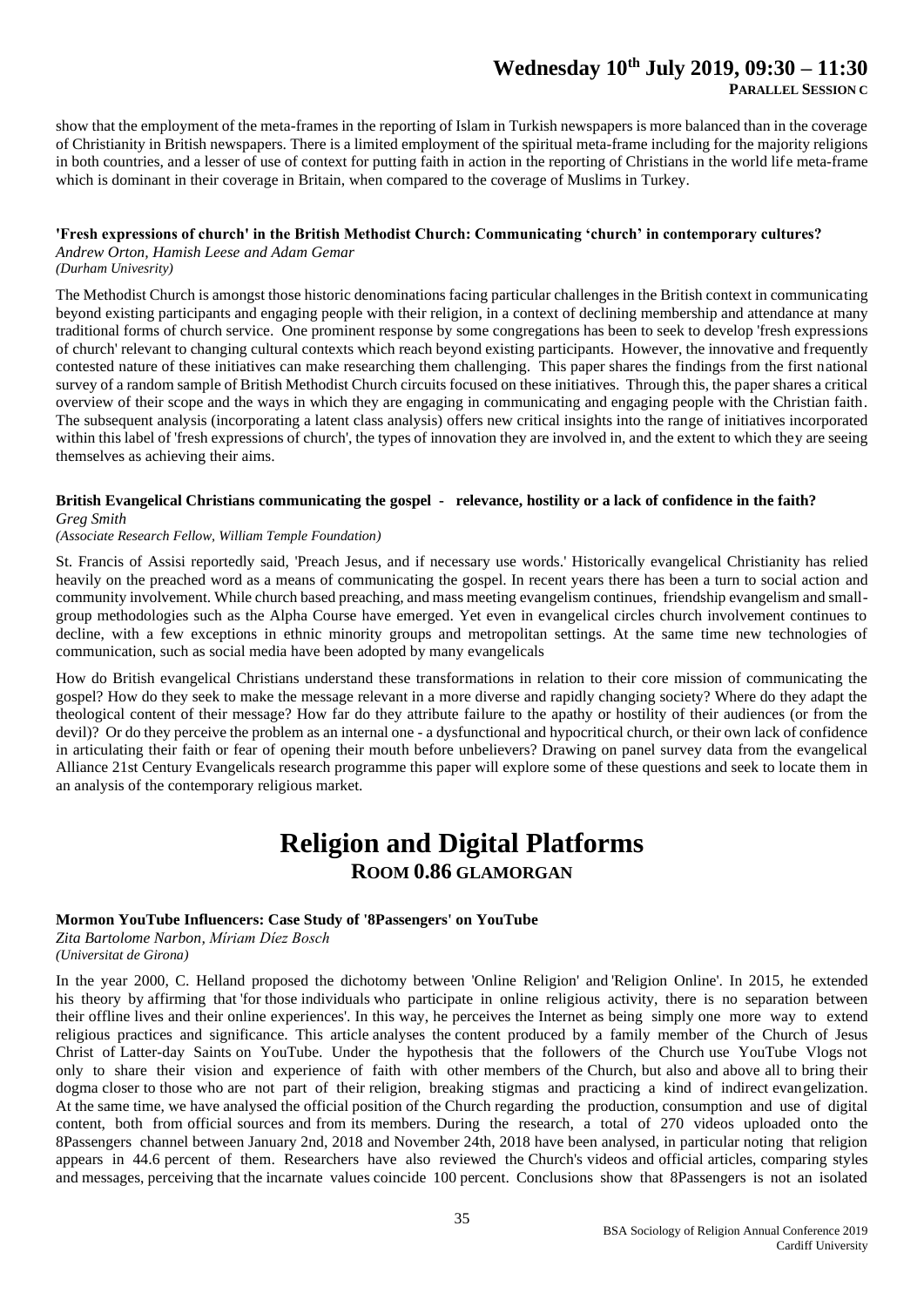show that the employment of the meta-frames in the reporting of Islam in Turkish newspapers is more balanced than in the coverage of Christianity in British newspapers. There is a limited employment of the spiritual meta-frame including for the majority religions in both countries, and a lesser of use of context for putting faith in action in the reporting of Christians in the world life meta-frame which is dominant in their coverage in Britain, when compared to the coverage of Muslims in Turkey.

**'Fresh expressions of church' in the British Methodist Church: Communicating 'church' in contemporary cultures?**
*Andrew Orton, Hamish Leese and Adam Gemar*
*(Durham Univesrity)*

The Methodist Church is amongst those historic denominations facing particular challenges in the British context in communicating beyond existing participants and engaging people with their religion, in a context of declining membership and attendance at many traditional forms of church service. One prominent response by some congregations has been to seek to develop 'fresh expressions of church' relevant to changing cultural contexts which reach beyond existing participants. However, the innovative and frequently contested nature of these initiatives can make researching them challenging. This paper shares the findings from the first national survey of a random sample of British Methodist Church circuits focused on these initiatives. Through this, the paper shares a critical overview of their scope and the ways in which they are engaging in communicating and engaging people with the Christian faith. The subsequent analysis (incorporating a latent class analysis) offers new critical insights into the range of initiatives incorporated within this label of 'fresh expressions of church', the types of innovation they are involved in, and the extent to which they are seeing themselves as achieving their aims.

**British Evangelical Christians communicating the gospel - relevance, hostility or a lack of confidence in the faith?**
*Greg Smith*
*(Associate Research Fellow, William Temple Foundation)*

St. Francis of Assisi reportedly said, 'Preach Jesus, and if necessary use words.' Historically evangelical Christianity has relied heavily on the preached word as a means of communicating the gospel. In recent years there has been a turn to social action and community involvement. While church based preaching, and mass meeting evangelism continues, friendship evangelism and small-group methodologies such as the Alpha Course have emerged. Yet even in evangelical circles church involvement continues to decline, with a few exceptions in ethnic minority groups and metropolitan settings. At the same time new technologies of communication, such as social media have been adopted by many evangelicals

How do British evangelical Christians understand these transformations in relation to their core mission of communicating the gospel? How do they seek to make the message relevant in a more diverse and rapidly changing society? Where do they adapt the theological content of their message? How far do they attribute failure to the apathy or hostility of their audiences (or from the devil)? Or do they perceive the problem as an internal one - a dysfunctional and hypocritical church, or their own lack of confidence in articulating their faith or fear of opening their mouth before unbelievers? Drawing on panel survey data from the evangelical Alliance 21st Century Evangelicals research programme this paper will explore some of these questions and seek to locate them in an analysis of the contemporary religious market.

# Religion and Digital Platforms

## ROOM 0.86 GLAMORGAN

**Mormon YouTube Influencers: Case Study of '8Passengers' on YouTube**
*Zita Bartolome Narbon, Míriam Díez Bosch*
*(Universitat de Girona)*

In the year 2000, C. Helland proposed the dichotomy between 'Online Religion' and 'Religion Online'. In 2015, he extended his theory by affirming that 'for those individuals who participate in online religious activity, there is no separation between their offline lives and their online experiences'. In this way, he perceives the Internet as being simply one more way to extend religious practices and significance. This article analyses the content produced by a family member of the Church of Jesus Christ of Latter-day Saints on YouTube. Under the hypothesis that the followers of the Church use YouTube Vlogs not only to share their vision and experience of faith with other members of the Church, but also and above all to bring their dogma closer to those who are not part of their religion, breaking stigmas and practicing a kind of indirect evangelization. At the same time, we have analysed the official position of the Church regarding the production, consumption and use of digital content, both from official sources and from its members. During the research, a total of 270 videos uploaded onto the 8Passengers channel between January 2nd, 2018 and November 24th, 2018 have been analysed, in particular noting that religion appears in 44.6 percent of them. Researchers have also reviewed the Church's videos and official articles, comparing styles and messages, perceiving that the incarnate values coincide 100 percent. Conclusions show that 8Passengers is not an isolated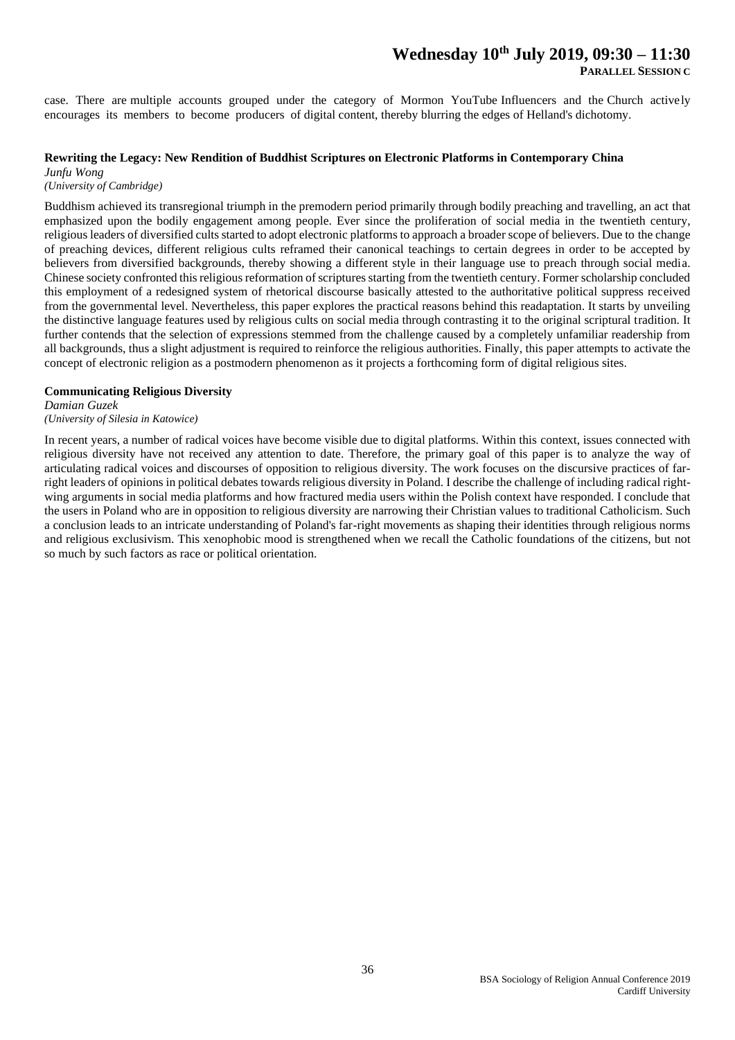case. There are multiple accounts grouped under the category of Mormon YouTube Influencers and the Church actively encourages its members to become producers of digital content, thereby blurring the edges of Helland's dichotomy.

**Rewriting the Legacy: New Rendition of Buddhist Scriptures on Electronic Platforms in Contemporary China**
*Junfu Wong*
*(University of Cambridge)*

Buddhism achieved its transregional triumph in the premodern period primarily through bodily preaching and travelling, an act that emphasized upon the bodily engagement among people. Ever since the proliferation of social media in the twentieth century, religious leaders of diversified cults started to adopt electronic platforms to approach a broader scope of believers. Due to the change of preaching devices, different religious cults reframed their canonical teachings to certain degrees in order to be accepted by believers from diversified backgrounds, thereby showing a different style in their language use to preach through social media. Chinese society confronted this religious reformation of scriptures starting from the twentieth century. Former scholarship concluded this employment of a redesigned system of rhetorical discourse basically attested to the authoritative political suppress received from the governmental level. Nevertheless, this paper explores the practical reasons behind this readaptation. It starts by unveiling the distinctive language features used by religious cults on social media through contrasting it to the original scriptural tradition. It further contends that the selection of expressions stemmed from the challenge caused by a completely unfamiliar readership from all backgrounds, thus a slight adjustment is required to reinforce the religious authorities. Finally, this paper attempts to activate the concept of electronic religion as a postmodern phenomenon as it projects a forthcoming form of digital religious sites.

**Communicating Religious Diversity**
*Damian Guzek*
*(University of Silesia in Katowice)*

In recent years, a number of radical voices have become visible due to digital platforms. Within this context, issues connected with religious diversity have not received any attention to date. Therefore, the primary goal of this paper is to analyze the way of articulating radical voices and discourses of opposition to religious diversity. The work focuses on the discursive practices of far-right leaders of opinions in political debates towards religious diversity in Poland. I describe the challenge of including radical right-wing arguments in social media platforms and how fractured media users within the Polish context have responded. I conclude that the users in Poland who are in opposition to religious diversity are narrowing their Christian values to traditional Catholicism. Such a conclusion leads to an intricate understanding of Poland's far-right movements as shaping their identities through religious norms and religious exclusivism. This xenophobic mood is strengthened when we recall the Catholic foundations of the citizens, but not so much by such factors as race or political orientation.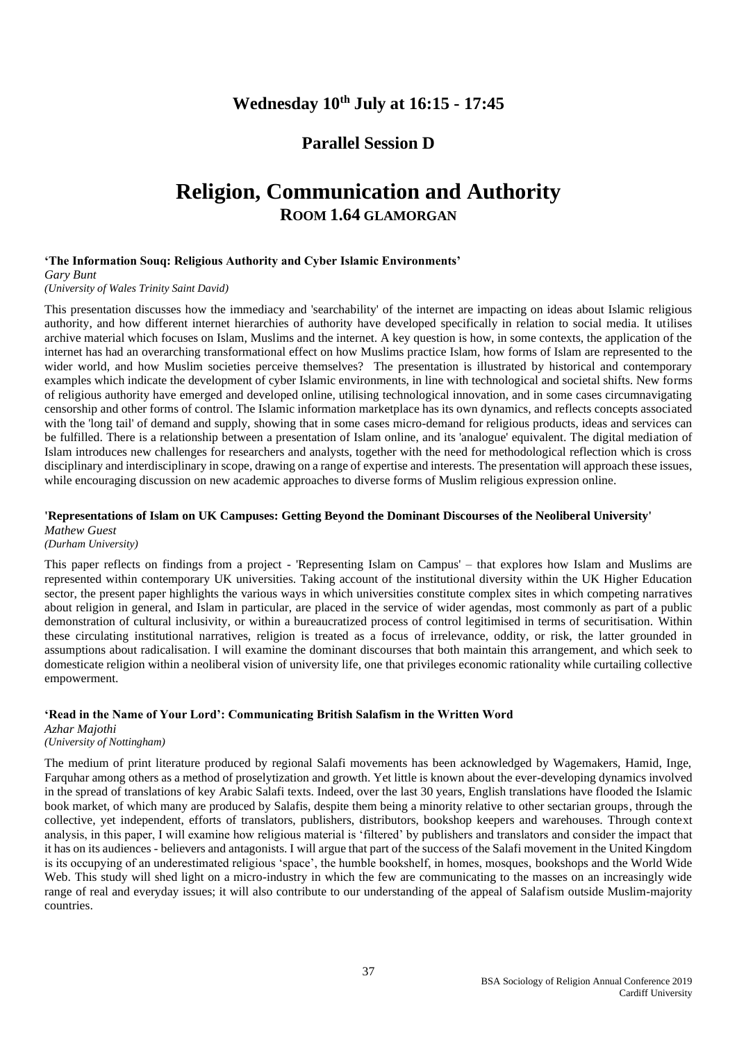## Wednesday 10th July at 16:15 - 17:45

## Parallel Session D

# Religion, Communication and Authority

## ROOM 1.64 GLAMORGAN

**'The Information Souq: Religious Authority and Cyber Islamic Environments'**
*Gary Bunt*
*(University of Wales Trinity Saint David)*

This presentation discusses how the immediacy and 'searchability' of the internet are impacting on ideas about Islamic religious authority, and how different internet hierarchies of authority have developed specifically in relation to social media. It utilises archive material which focuses on Islam, Muslims and the internet. A key question is how, in some contexts, the application of the internet has had an overarching transformational effect on how Muslims practice Islam, how forms of Islam are represented to the wider world, and how Muslim societies perceive themselves? The presentation is illustrated by historical and contemporary examples which indicate the development of cyber Islamic environments, in line with technological and societal shifts. New forms of religious authority have emerged and developed online, utilising technological innovation, and in some cases circumnavigating censorship and other forms of control. The Islamic information marketplace has its own dynamics, and reflects concepts associated with the 'long tail' of demand and supply, showing that in some cases micro-demand for religious products, ideas and services can be fulfilled. There is a relationship between a presentation of Islam online, and its 'analogue' equivalent. The digital mediation of Islam introduces new challenges for researchers and analysts, together with the need for methodological reflection which is cross disciplinary and interdisciplinary in scope, drawing on a range of expertise and interests. The presentation will approach these issues, while encouraging discussion on new academic approaches to diverse forms of Muslim religious expression online.

**'Representations of Islam on UK Campuses: Getting Beyond the Dominant Discourses of the Neoliberal University'**
*Mathew Guest*
*(Durham University)*

This paper reflects on findings from a project - 'Representing Islam on Campus' – that explores how Islam and Muslims are represented within contemporary UK universities. Taking account of the institutional diversity within the UK Higher Education sector, the present paper highlights the various ways in which universities constitute complex sites in which competing narratives about religion in general, and Islam in particular, are placed in the service of wider agendas, most commonly as part of a public demonstration of cultural inclusivity, or within a bureaucratized process of control legitimised in terms of securitisation. Within these circulating institutional narratives, religion is treated as a focus of irrelevance, oddity, or risk, the latter grounded in assumptions about radicalisation. I will examine the dominant discourses that both maintain this arrangement, and which seek to domesticate religion within a neoliberal vision of university life, one that privileges economic rationality while curtailing collective empowerment.

**'Read in the Name of Your Lord': Communicating British Salafism in the Written Word**
*Azhar Majothi*
*(University of Nottingham)*

The medium of print literature produced by regional Salafi movements has been acknowledged by Wagemakers, Hamid, Inge, Farquhar among others as a method of proselytization and growth. Yet little is known about the ever-developing dynamics involved in the spread of translations of key Arabic Salafi texts. Indeed, over the last 30 years, English translations have flooded the Islamic book market, of which many are produced by Salafis, despite them being a minority relative to other sectarian groups, through the collective, yet independent, efforts of translators, publishers, distributors, bookshop keepers and warehouses. Through context analysis, in this paper, I will examine how religious material is 'filtered' by publishers and translators and consider the impact that it has on its audiences - believers and antagonists. I will argue that part of the success of the Salafi movement in the United Kingdom is its occupying of an underestimated religious 'space', the humble bookshelf, in homes, mosques, bookshops and the World Wide Web. This study will shed light on a micro-industry in which the few are communicating to the masses on an increasingly wide range of real and everyday issues; it will also contribute to our understanding of the appeal of Salafism outside Muslim-majority countries.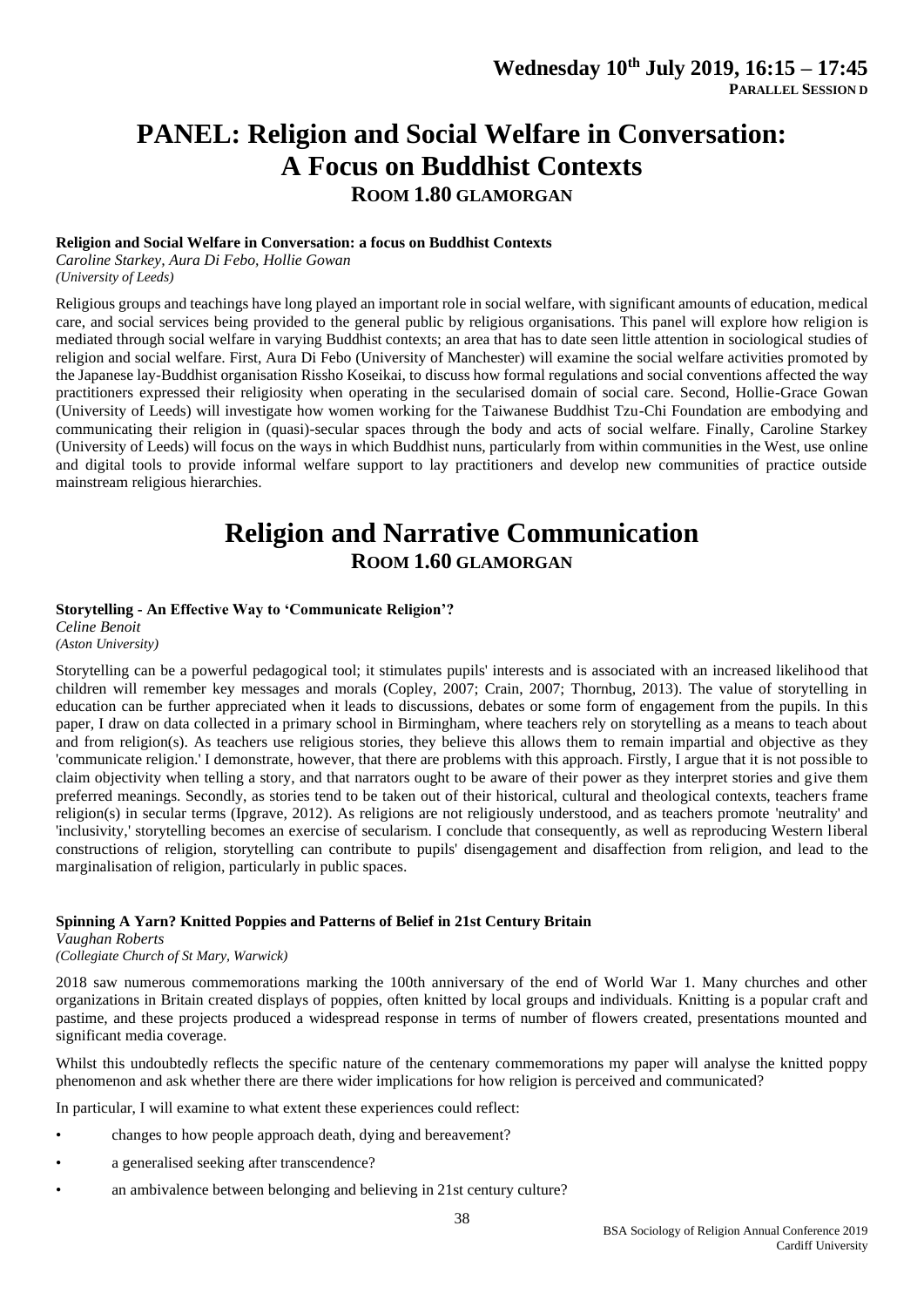**Wednesday 10th July 2019, 16:15 – 17:45**
**PARALLEL SESSION D**

# PANEL: Religion and Social Welfare in Conversation: A Focus on Buddhist Contexts

## ROOM 1.80 GLAMORGAN

**Religion and Social Welfare in Conversation: a focus on Buddhist Contexts**
*Caroline Starkey, Aura Di Febo, Hollie Gowan*
*(University of Leeds)*

Religious groups and teachings have long played an important role in social welfare, with significant amounts of education, medical care, and social services being provided to the general public by religious organisations. This panel will explore how religion is mediated through social welfare in varying Buddhist contexts; an area that has to date seen little attention in sociological studies of religion and social welfare. First, Aura Di Febo (University of Manchester) will examine the social welfare activities promoted by the Japanese lay-Buddhist organisation Rissho Koseikai, to discuss how formal regulations and social conventions affected the way practitioners expressed their religiosity when operating in the secularised domain of social care. Second, Hollie-Grace Gowan (University of Leeds) will investigate how women working for the Taiwanese Buddhist Tzu-Chi Foundation are embodying and communicating their religion in (quasi)-secular spaces through the body and acts of social welfare. Finally, Caroline Starkey (University of Leeds) will focus on the ways in which Buddhist nuns, particularly from within communities in the West, use online and digital tools to provide informal welfare support to lay practitioners and develop new communities of practice outside mainstream religious hierarchies.

# Religion and Narrative Communication

## ROOM 1.60 GLAMORGAN

**Storytelling - An Effective Way to 'Communicate Religion'?**
*Celine Benoit*
*(Aston University)*

Storytelling can be a powerful pedagogical tool; it stimulates pupils' interests and is associated with an increased likelihood that children will remember key messages and morals (Copley, 2007; Crain, 2007; Thornbug, 2013). The value of storytelling in education can be further appreciated when it leads to discussions, debates or some form of engagement from the pupils. In this paper, I draw on data collected in a primary school in Birmingham, where teachers rely on storytelling as a means to teach about and from religion(s). As teachers use religious stories, they believe this allows them to remain impartial and objective as they 'communicate religion.' I demonstrate, however, that there are problems with this approach. Firstly, I argue that it is not possible to claim objectivity when telling a story, and that narrators ought to be aware of their power as they interpret stories and give them preferred meanings. Secondly, as stories tend to be taken out of their historical, cultural and theological contexts, teachers frame religion(s) in secular terms (Ipgrave, 2012). As religions are not religiously understood, and as teachers promote 'neutrality' and 'inclusivity,' storytelling becomes an exercise of secularism. I conclude that consequently, as well as reproducing Western liberal constructions of religion, storytelling can contribute to pupils' disengagement and disaffection from religion, and lead to the marginalisation of religion, particularly in public spaces.

**Spinning A Yarn? Knitted Poppies and Patterns of Belief in 21st Century Britain**
*Vaughan Roberts*
*(Collegiate Church of St Mary, Warwick)*

2018 saw numerous commemorations marking the 100th anniversary of the end of World War 1. Many churches and other organizations in Britain created displays of poppies, often knitted by local groups and individuals. Knitting is a popular craft and pastime, and these projects produced a widespread response in terms of number of flowers created, presentations mounted and significant media coverage.

Whilst this undoubtedly reflects the specific nature of the centenary commemorations my paper will analyse the knitted poppy phenomenon and ask whether there are there wider implications for how religion is perceived and communicated?

In particular, I will examine to what extent these experiences could reflect:

- changes to how people approach death, dying and bereavement?
- a generalised seeking after transcendence?
- an ambivalence between belonging and believing in 21st century culture?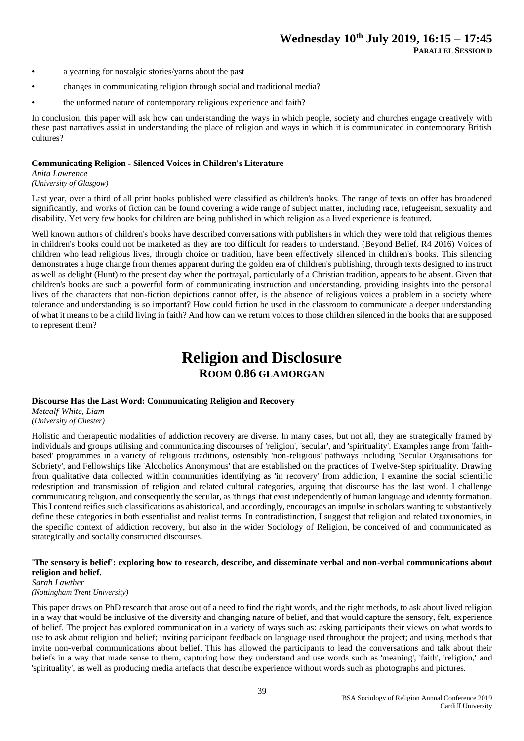- a yearning for nostalgic stories/yarns about the past
- changes in communicating religion through social and traditional media?
- the unformed nature of contemporary religious experience and faith?

In conclusion, this paper will ask how can understanding the ways in which people, society and churches engage creatively with these past narratives assist in understanding the place of religion and ways in which it is communicated in contemporary British cultures?

**Communicating Religion - Silenced Voices in Children's Literature**

*Anita Lawrence*
*(University of Glasgow)*

Last year, over a third of all print books published were classified as children's books. The range of texts on offer has broadened significantly, and works of fiction can be found covering a wide range of subject matter, including race, refugeeism, sexuality and disability. Yet very few books for children are being published in which religion as a lived experience is featured.

Well known authors of children's books have described conversations with publishers in which they were told that religious themes in children's books could not be marketed as they are too difficult for readers to understand. (Beyond Belief, R4 2016) Voices of children who lead religious lives, through choice or tradition, have been effectively silenced in children's books. This silencing demonstrates a huge change from themes apparent during the golden era of children's publishing, through texts designed to instruct as well as delight (Hunt) to the present day when the portrayal, particularly of a Christian tradition, appears to be absent. Given that children's books are such a powerful form of communicating instruction and understanding, providing insights into the personal lives of the characters that non-fiction depictions cannot offer, is the absence of religious voices a problem in a society where tolerance and understanding is so important? How could fiction be used in the classroom to communicate a deeper understanding of what it means to be a child living in faith? And how can we return voices to those children silenced in the books that are supposed to represent them?

# Religion and Disclosure

## ROOM 0.86 GLAMORGAN

**Discourse Has the Last Word: Communicating Religion and Recovery**

*Metcalf-White, Liam*
*(University of Chester)*

Holistic and therapeutic modalities of addiction recovery are diverse. In many cases, but not all, they are strategically framed by individuals and groups utilising and communicating discourses of 'religion', 'secular', and 'spirituality'. Examples range from 'faith-based' programmes in a variety of religious traditions, ostensibly 'non-religious' pathways including 'Secular Organisations for Sobriety', and Fellowships like 'Alcoholics Anonymous' that are established on the practices of Twelve-Step spirituality. Drawing from qualitative data collected within communities identifying as 'in recovery' from addiction, I examine the social scientific redesription and transmission of religion and related cultural categories, arguing that discourse has the last word. I challenge communicating religion, and consequently the secular, as 'things' that exist independently of human language and identity formation. This I contend reifies such classifications as ahistorical, and accordingly, encourages an impulse in scholars wanting to substantively define these categories in both essentialist and realist terms. In contradistinction, I suggest that religion and related taxonomies, in the specific context of addiction recovery, but also in the wider Sociology of Religion, be conceived of and communicated as strategically and socially constructed discourses.

**'The sensory is belief': exploring how to research, describe, and disseminate verbal and non-verbal communications about religion and belief.**

*Sarah Lawther*
*(Nottingham Trent University)*

This paper draws on PhD research that arose out of a need to find the right words, and the right methods, to ask about lived religion in a way that would be inclusive of the diversity and changing nature of belief, and that would capture the sensory, felt, experience of belief. The project has explored communication in a variety of ways such as: asking participants their views on what words to use to ask about religion and belief; inviting participant feedback on language used throughout the project; and using methods that invite non-verbal communications about belief. This has allowed the participants to lead the conversations and talk about their beliefs in a way that made sense to them, capturing how they understand and use words such as 'meaning', 'faith', 'religion,' and 'spirituality', as well as producing media artefacts that describe experience without words such as photographs and pictures.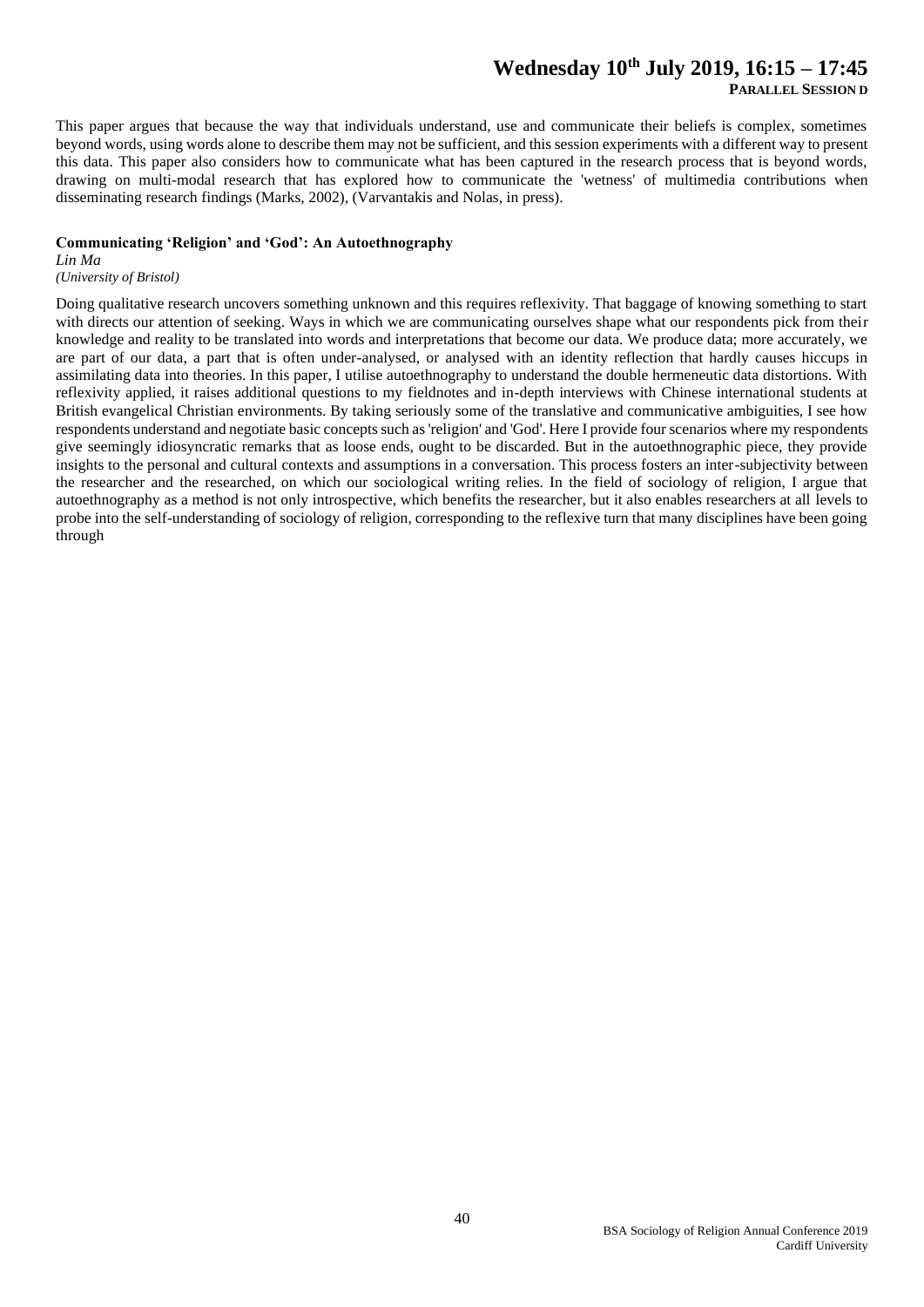This paper argues that because the way that individuals understand, use and communicate their beliefs is complex, sometimes beyond words, using words alone to describe them may not be sufficient, and this session experiments with a different way to present this data. This paper also considers how to communicate what has been captured in the research process that is beyond words, drawing on multi-modal research that has explored how to communicate the 'wetness' of multimedia contributions when disseminating research findings (Marks, 2002), (Varvantakis and Nolas, in press).

### Communicating 'Religion' and 'God': An Autoethnography

*Lin Ma*
*(University of Bristol)*

Doing qualitative research uncovers something unknown and this requires reflexivity. That baggage of knowing something to start with directs our attention of seeking. Ways in which we are communicating ourselves shape what our respondents pick from their knowledge and reality to be translated into words and interpretations that become our data. We produce data; more accurately, we are part of our data, a part that is often under-analysed, or analysed with an identity reflection that hardly causes hiccups in assimilating data into theories. In this paper, I utilise autoethnography to understand the double hermeneutic data distortions. With reflexivity applied, it raises additional questions to my fieldnotes and in-depth interviews with Chinese international students at British evangelical Christian environments. By taking seriously some of the translative and communicative ambiguities, I see how respondents understand and negotiate basic concepts such as 'religion' and 'God'. Here I provide four scenarios where my respondents give seemingly idiosyncratic remarks that as loose ends, ought to be discarded. But in the autoethnographic piece, they provide insights to the personal and cultural contexts and assumptions in a conversation. This process fosters an inter-subjectivity between the researcher and the researched, on which our sociological writing relies. In the field of sociology of religion, I argue that autoethnography as a method is not only introspective, which benefits the researcher, but it also enables researchers at all levels to probe into the self-understanding of sociology of religion, corresponding to the reflexive turn that many disciplines have been going through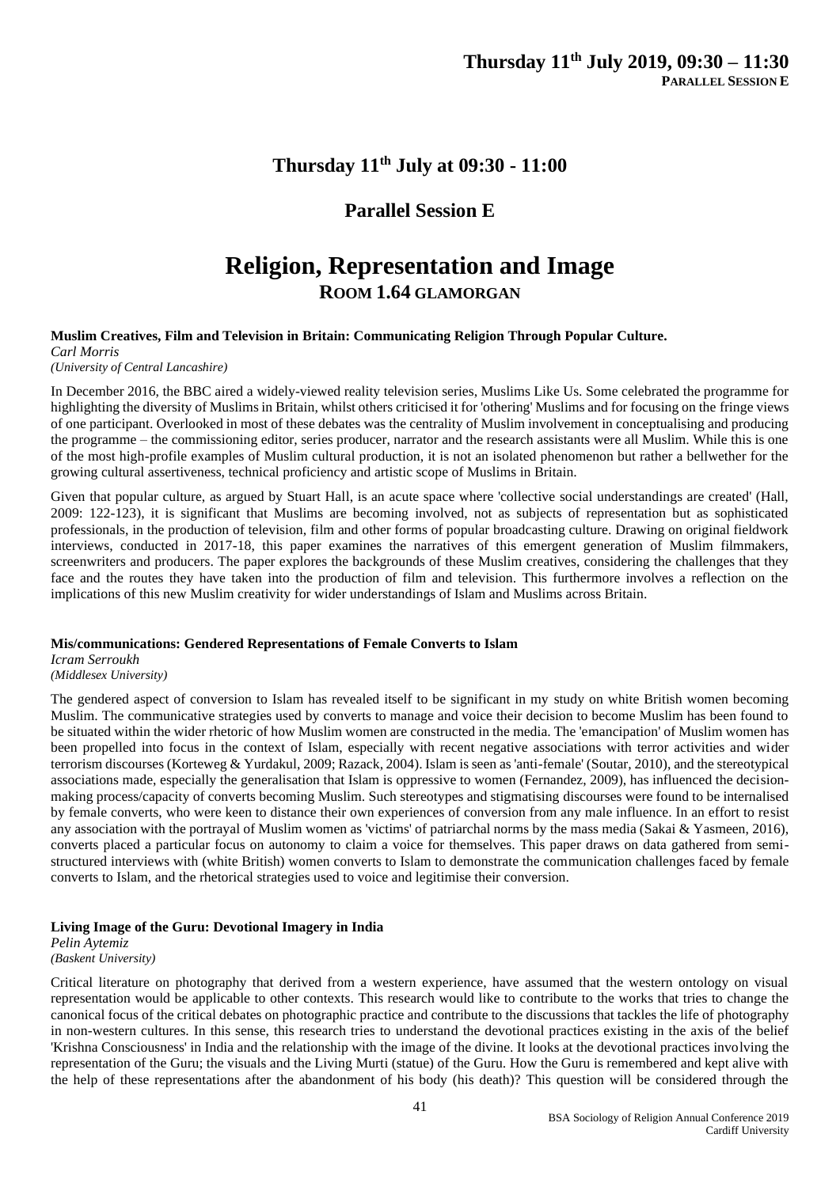## Thursday 11th July at 09:30 - 11:00

## Parallel Session E

# Religion, Representation and Image

### ROOM 1.64 GLAMORGAN

**Muslim Creatives, Film and Television in Britain: Communicating Religion Through Popular Culture.**
*Carl Morris*
*(University of Central Lancashire)*

In December 2016, the BBC aired a widely-viewed reality television series, Muslims Like Us. Some celebrated the programme for highlighting the diversity of Muslims in Britain, whilst others criticised it for 'othering' Muslims and for focusing on the fringe views of one participant. Overlooked in most of these debates was the centrality of Muslim involvement in conceptualising and producing the programme – the commissioning editor, series producer, narrator and the research assistants were all Muslim. While this is one of the most high-profile examples of Muslim cultural production, it is not an isolated phenomenon but rather a bellwether for the growing cultural assertiveness, technical proficiency and artistic scope of Muslims in Britain.

Given that popular culture, as argued by Stuart Hall, is an acute space where 'collective social understandings are created' (Hall, 2009: 122-123), it is significant that Muslims are becoming involved, not as subjects of representation but as sophisticated professionals, in the production of television, film and other forms of popular broadcasting culture. Drawing on original fieldwork interviews, conducted in 2017-18, this paper examines the narratives of this emergent generation of Muslim filmmakers, screenwriters and producers. The paper explores the backgrounds of these Muslim creatives, considering the challenges that they face and the routes they have taken into the production of film and television. This furthermore involves a reflection on the implications of this new Muslim creativity for wider understandings of Islam and Muslims across Britain.

**Mis/communications: Gendered Representations of Female Converts to Islam**
*Icram Serroukh*
*(Middlesex University)*

The gendered aspect of conversion to Islam has revealed itself to be significant in my study on white British women becoming Muslim. The communicative strategies used by converts to manage and voice their decision to become Muslim has been found to be situated within the wider rhetoric of how Muslim women are constructed in the media. The 'emancipation' of Muslim women has been propelled into focus in the context of Islam, especially with recent negative associations with terror activities and wider terrorism discourses (Korteweg & Yurdakul, 2009; Razack, 2004). Islam is seen as 'anti-female' (Soutar, 2010), and the stereotypical associations made, especially the generalisation that Islam is oppressive to women (Fernandez, 2009), has influenced the decision-making process/capacity of converts becoming Muslim. Such stereotypes and stigmatising discourses were found to be internalised by female converts, who were keen to distance their own experiences of conversion from any male influence. In an effort to resist any association with the portrayal of Muslim women as 'victims' of patriarchal norms by the mass media (Sakai & Yasmeen, 2016), converts placed a particular focus on autonomy to claim a voice for themselves. This paper draws on data gathered from semi-structured interviews with (white British) women converts to Islam to demonstrate the communication challenges faced by female converts to Islam, and the rhetorical strategies used to voice and legitimise their conversion.

**Living Image of the Guru: Devotional Imagery in India**
*Pelin Aytemiz*
*(Baskent University)*

Critical literature on photography that derived from a western experience, have assumed that the western ontology on visual representation would be applicable to other contexts. This research would like to contribute to the works that tries to change the canonical focus of the critical debates on photographic practice and contribute to the discussions that tackles the life of photography in non-western cultures. In this sense, this research tries to understand the devotional practices existing in the axis of the belief 'Krishna Consciousness' in India and the relationship with the image of the divine. It looks at the devotional practices involving the representation of the Guru; the visuals and the Living Murti (statue) of the Guru. How the Guru is remembered and kept alive with the help of these representations after the abandonment of his body (his death)? This question will be considered through the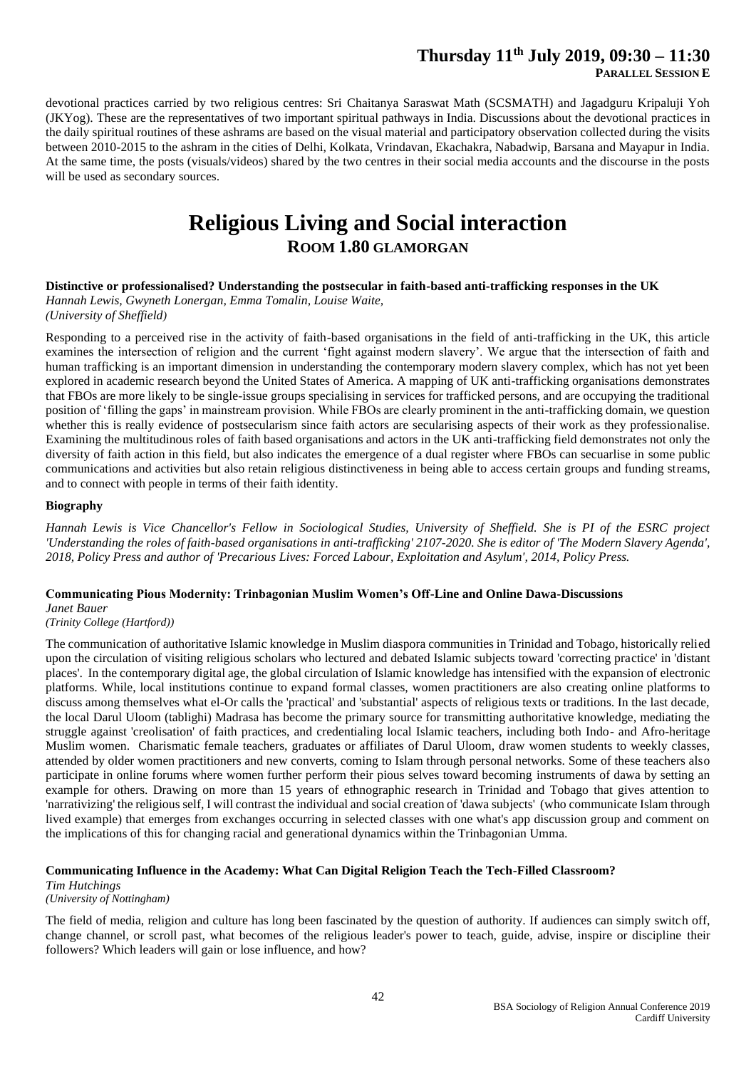devotional practices carried by two religious centres: Sri Chaitanya Saraswat Math (SCSMATH) and Jagadguru Kripaluji Yoh (JKYog). These are the representatives of two important spiritual pathways in India. Discussions about the devotional practices in the daily spiritual routines of these ashrams are based on the visual material and participatory observation collected during the visits between 2010-2015 to the ashram in the cities of Delhi, Kolkata, Vrindavan, Ekachakra, Nabadwip, Barsana and Mayapur in India. At the same time, the posts (visuals/videos) shared by the two centres in their social media accounts and the discourse in the posts will be used as secondary sources.

# Religious Living and Social interaction

## ROOM 1.80 GLAMORGAN

**Distinctive or professionalised? Understanding the postsecular in faith-based anti-trafficking responses in the UK**
*Hannah Lewis, Gwyneth Lonergan, Emma Tomalin, Louise Waite,*
*(University of Sheffield)*

Responding to a perceived rise in the activity of faith-based organisations in the field of anti-trafficking in the UK, this article examines the intersection of religion and the current 'fight against modern slavery'. We argue that the intersection of faith and human trafficking is an important dimension in understanding the contemporary modern slavery complex, which has not yet been explored in academic research beyond the United States of America. A mapping of UK anti-trafficking organisations demonstrates that FBOs are more likely to be single-issue groups specialising in services for trafficked persons, and are occupying the traditional position of 'filling the gaps' in mainstream provision. While FBOs are clearly prominent in the anti-trafficking domain, we question whether this is really evidence of postsecularism since faith actors are secularising aspects of their work as they professionalise. Examining the multitudinous roles of faith based organisations and actors in the UK anti-trafficking field demonstrates not only the diversity of faith action in this field, but also indicates the emergence of a dual register where FBOs can secuarlise in some public communications and activities but also retain religious distinctiveness in being able to access certain groups and funding streams, and to connect with people in terms of their faith identity.

**Biography**

*Hannah Lewis is Vice Chancellor's Fellow in Sociological Studies, University of Sheffield. She is PI of the ESRC project 'Understanding the roles of faith-based organisations in anti-trafficking' 2107-2020. She is editor of 'The Modern Slavery Agenda', 2018, Policy Press and author of 'Precarious Lives: Forced Labour, Exploitation and Asylum', 2014, Policy Press.*

**Communicating Pious Modernity: Trinbagonian Muslim Women's Off-Line and Online Dawa-Discussions**
*Janet Bauer*
*(Trinity College (Hartford))*

The communication of authoritative Islamic knowledge in Muslim diaspora communities in Trinidad and Tobago, historically relied upon the circulation of visiting religious scholars who lectured and debated Islamic subjects toward 'correcting practice' in 'distant places'. In the contemporary digital age, the global circulation of Islamic knowledge has intensified with the expansion of electronic platforms. While, local institutions continue to expand formal classes, women practitioners are also creating online platforms to discuss among themselves what el-Or calls the 'practical' and 'substantial' aspects of religious texts or traditions. In the last decade, the local Darul Uloom (tablighi) Madrasa has become the primary source for transmitting authoritative knowledge, mediating the struggle against 'creolisation' of faith practices, and credentialing local Islamic teachers, including both Indo- and Afro-heritage Muslim women. Charismatic female teachers, graduates or affiliates of Darul Uloom, draw women students to weekly classes, attended by older women practitioners and new converts, coming to Islam through personal networks. Some of these teachers also participate in online forums where women further perform their pious selves toward becoming instruments of dawa by setting an example for others. Drawing on more than 15 years of ethnographic research in Trinidad and Tobago that gives attention to 'narrativizing' the religious self, I will contrast the individual and social creation of 'dawa subjects' (who communicate Islam through lived example) that emerges from exchanges occurring in selected classes with one what's app discussion group and comment on the implications of this for changing racial and generational dynamics within the Trinbagonian Umma.

**Communicating Influence in the Academy: What Can Digital Religion Teach the Tech-Filled Classroom?**
*Tim Hutchings*
*(University of Nottingham)*

The field of media, religion and culture has long been fascinated by the question of authority. If audiences can simply switch off, change channel, or scroll past, what becomes of the religious leader's power to teach, guide, advise, inspire or discipline their followers? Which leaders will gain or lose influence, and how?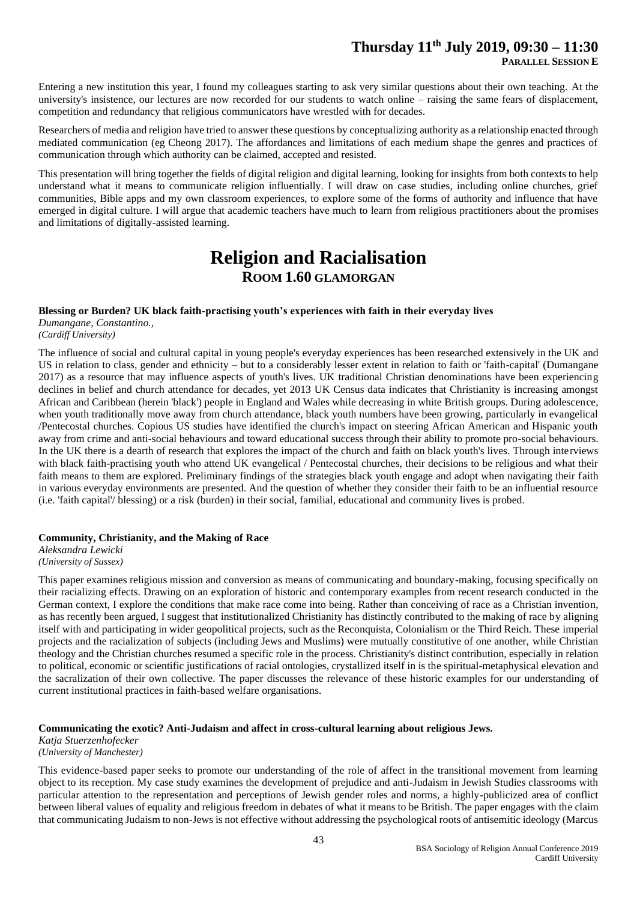Entering a new institution this year, I found my colleagues starting to ask very similar questions about their own teaching. At the university's insistence, our lectures are now recorded for our students to watch online – raising the same fears of displacement, competition and redundancy that religious communicators have wrestled with for decades.

Researchers of media and religion have tried to answer these questions by conceptualizing authority as a relationship enacted through mediated communication (eg Cheong 2017). The affordances and limitations of each medium shape the genres and practices of communication through which authority can be claimed, accepted and resisted.

This presentation will bring together the fields of digital religion and digital learning, looking for insights from both contexts to help understand what it means to communicate religion influentially. I will draw on case studies, including online churches, grief communities, Bible apps and my own classroom experiences, to explore some of the forms of authority and influence that have emerged in digital culture. I will argue that academic teachers have much to learn from religious practitioners about the promises and limitations of digitally-assisted learning.

# Religion and Racialisation

## ROOM 1.60 GLAMORGAN

**Blessing or Burden? UK black faith-practising youth's experiences with faith in their everyday lives**

*Dumangane, Constantino.,*
*(Cardiff University)*

The influence of social and cultural capital in young people's everyday experiences has been researched extensively in the UK and US in relation to class, gender and ethnicity – but to a considerably lesser extent in relation to faith or 'faith-capital' (Dumangane 2017) as a resource that may influence aspects of youth's lives. UK traditional Christian denominations have been experiencing declines in belief and church attendance for decades, yet 2013 UK Census data indicates that Christianity is increasing amongst African and Caribbean (herein 'black') people in England and Wales while decreasing in white British groups. During adolescence, when youth traditionally move away from church attendance, black youth numbers have been growing, particularly in evangelical /Pentecostal churches. Copious US studies have identified the church's impact on steering African American and Hispanic youth away from crime and anti-social behaviours and toward educational success through their ability to promote pro-social behaviours. In the UK there is a dearth of research that explores the impact of the church and faith on black youth's lives. Through interviews with black faith-practising youth who attend UK evangelical / Pentecostal churches, their decisions to be religious and what their faith means to them are explored. Preliminary findings of the strategies black youth engage and adopt when navigating their faith in various everyday environments are presented. And the question of whether they consider their faith to be an influential resource (i.e. 'faith capital'/ blessing) or a risk (burden) in their social, familial, educational and community lives is probed.

**Community, Christianity, and the Making of Race**

*Aleksandra Lewicki*
*(University of Sussex)*

This paper examines religious mission and conversion as means of communicating and boundary-making, focusing specifically on their racializing effects. Drawing on an exploration of historic and contemporary examples from recent research conducted in the German context, I explore the conditions that make race come into being. Rather than conceiving of race as a Christian invention, as has recently been argued, I suggest that institutionalized Christianity has distinctly contributed to the making of race by aligning itself with and participating in wider geopolitical projects, such as the Reconquista, Colonialism or the Third Reich. These imperial projects and the racialization of subjects (including Jews and Muslims) were mutually constitutive of one another, while Christian theology and the Christian churches resumed a specific role in the process. Christianity's distinct contribution, especially in relation to political, economic or scientific justifications of racial ontologies, crystallized itself in is the spiritual-metaphysical elevation and the sacralization of their own collective. The paper discusses the relevance of these historic examples for our understanding of current institutional practices in faith-based welfare organisations.

**Communicating the exotic? Anti-Judaism and affect in cross-cultural learning about religious Jews.**

*Katja Stuerzenhofecker*
*(University of Manchester)*

This evidence-based paper seeks to promote our understanding of the role of affect in the transitional movement from learning object to its reception. My case study examines the development of prejudice and anti-Judaism in Jewish Studies classrooms with particular attention to the representation and perceptions of Jewish gender roles and norms, a highly-publicized area of conflict between liberal values of equality and religious freedom in debates of what it means to be British. The paper engages with the claim that communicating Judaism to non-Jews is not effective without addressing the psychological roots of antisemitic ideology (Marcus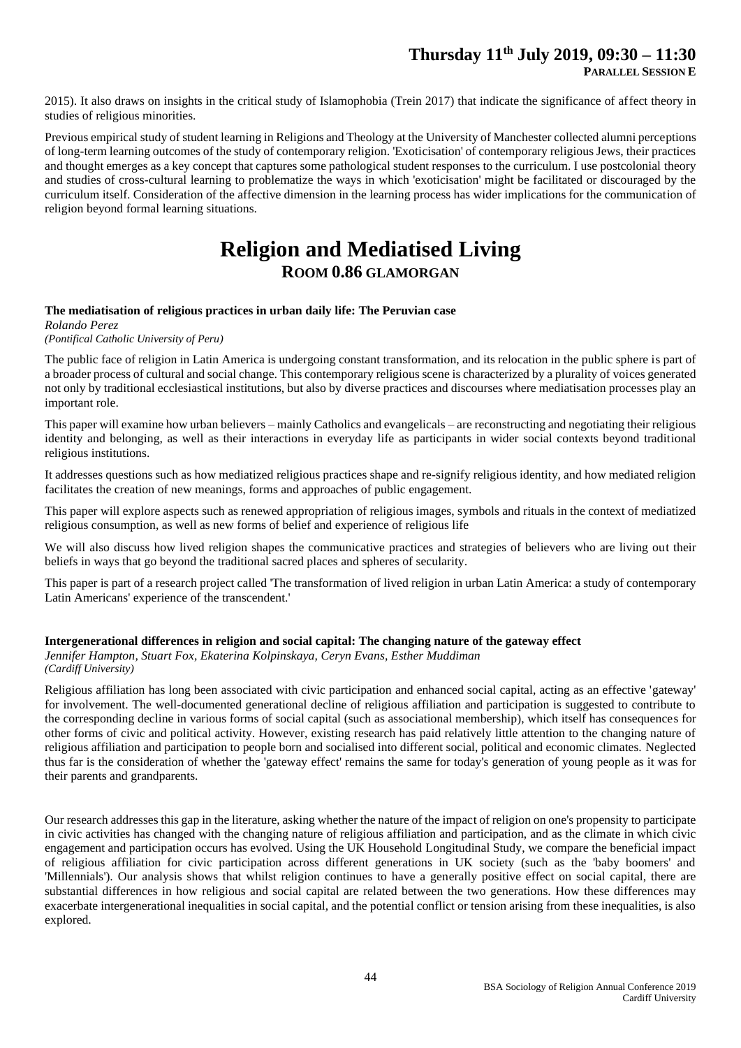2015). It also draws on insights in the critical study of Islamophobia (Trein 2017) that indicate the significance of affect theory in studies of religious minorities.

Previous empirical study of student learning in Religions and Theology at the University of Manchester collected alumni perceptions of long-term learning outcomes of the study of contemporary religion. 'Exoticisation' of contemporary religious Jews, their practices and thought emerges as a key concept that captures some pathological student responses to the curriculum. I use postcolonial theory and studies of cross-cultural learning to problematize the ways in which 'exoticisation' might be facilitated or discouraged by the curriculum itself. Consideration of the affective dimension in the learning process has wider implications for the communication of religion beyond formal learning situations.

# Religion and Mediatised Living

## ROOM 0.86 GLAMORGAN

**The mediatisation of religious practices in urban daily life: The Peruvian case**

*Rolando Perez*
*(Pontifical Catholic University of Peru)*

The public face of religion in Latin America is undergoing constant transformation, and its relocation in the public sphere is part of a broader process of cultural and social change. This contemporary religious scene is characterized by a plurality of voices generated not only by traditional ecclesiastical institutions, but also by diverse practices and discourses where mediatisation processes play an important role.

This paper will examine how urban believers – mainly Catholics and evangelicals – are reconstructing and negotiating their religious identity and belonging, as well as their interactions in everyday life as participants in wider social contexts beyond traditional religious institutions.

It addresses questions such as how mediatized religious practices shape and re-signify religious identity, and how mediated religion facilitates the creation of new meanings, forms and approaches of public engagement.

This paper will explore aspects such as renewed appropriation of religious images, symbols and rituals in the context of mediatized religious consumption, as well as new forms of belief and experience of religious life

We will also discuss how lived religion shapes the communicative practices and strategies of believers who are living out their beliefs in ways that go beyond the traditional sacred places and spheres of secularity.

This paper is part of a research project called 'The transformation of lived religion in urban Latin America: a study of contemporary Latin Americans' experience of the transcendent.'

**Intergenerational differences in religion and social capital: The changing nature of the gateway effect**

*Jennifer Hampton, Stuart Fox, Ekaterina Kolpinskaya, Ceryn Evans, Esther Muddiman*
*(Cardiff University)*

Religious affiliation has long been associated with civic participation and enhanced social capital, acting as an effective 'gateway' for involvement. The well-documented generational decline of religious affiliation and participation is suggested to contribute to the corresponding decline in various forms of social capital (such as associational membership), which itself has consequences for other forms of civic and political activity. However, existing research has paid relatively little attention to the changing nature of religious affiliation and participation to people born and socialised into different social, political and economic climates. Neglected thus far is the consideration of whether the 'gateway effect' remains the same for today's generation of young people as it was for their parents and grandparents.

Our research addresses this gap in the literature, asking whether the nature of the impact of religion on one's propensity to participate in civic activities has changed with the changing nature of religious affiliation and participation, and as the climate in which civic engagement and participation occurs has evolved. Using the UK Household Longitudinal Study, we compare the beneficial impact of religious affiliation for civic participation across different generations in UK society (such as the 'baby boomers' and 'Millennials'). Our analysis shows that whilst religion continues to have a generally positive effect on social capital, there are substantial differences in how religious and social capital are related between the two generations. How these differences may exacerbate intergenerational inequalities in social capital, and the potential conflict or tension arising from these inequalities, is also explored.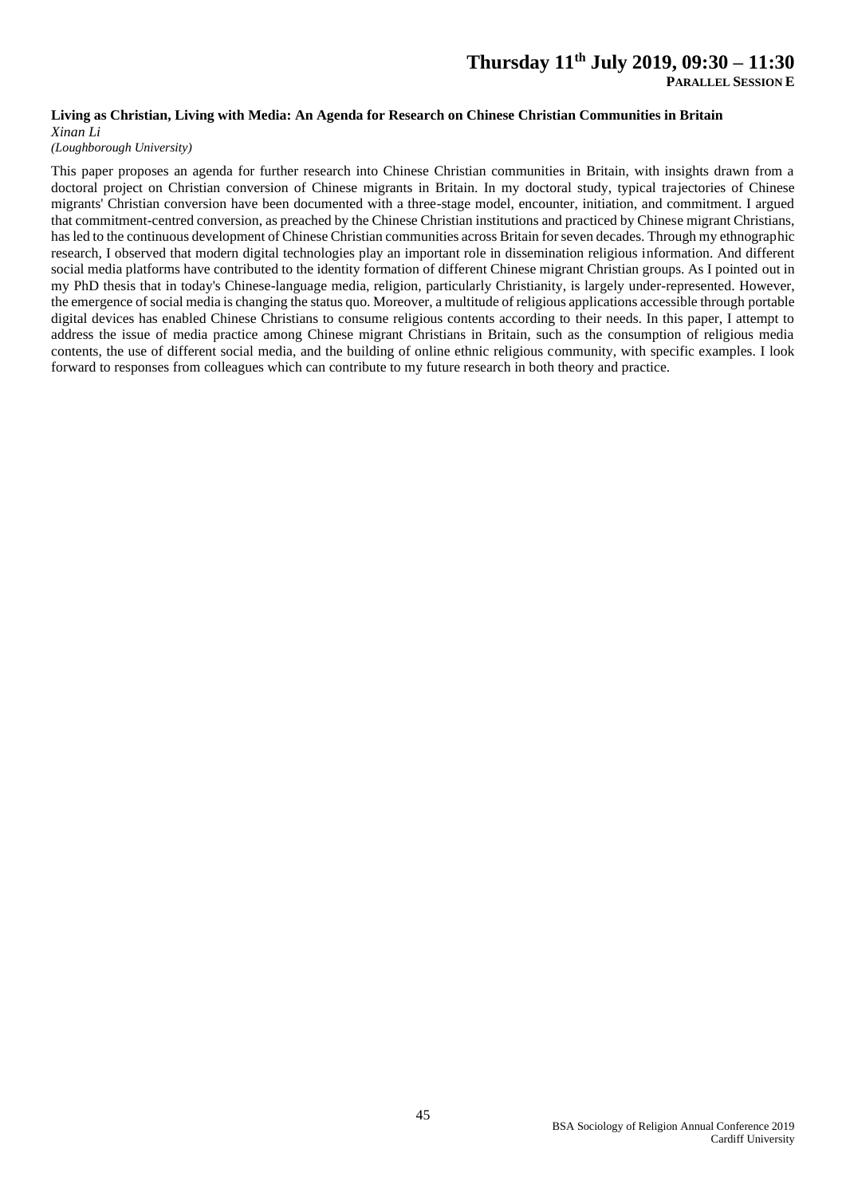**Living as Christian, Living with Media: An Agenda for Research on Chinese Christian Communities in Britain**

*Xinan Li*

*(Loughborough University)*

This paper proposes an agenda for further research into Chinese Christian communities in Britain, with insights drawn from a doctoral project on Christian conversion of Chinese migrants in Britain. In my doctoral study, typical trajectories of Chinese migrants' Christian conversion have been documented with a three-stage model, encounter, initiation, and commitment. I argued that commitment-centred conversion, as preached by the Chinese Christian institutions and practiced by Chinese migrant Christians, has led to the continuous development of Chinese Christian communities across Britain for seven decades. Through my ethnographic research, I observed that modern digital technologies play an important role in dissemination religious information. And different social media platforms have contributed to the identity formation of different Chinese migrant Christian groups. As I pointed out in my PhD thesis that in today's Chinese-language media, religion, particularly Christianity, is largely under-represented. However, the emergence of social media is changing the status quo. Moreover, a multitude of religious applications accessible through portable digital devices has enabled Chinese Christians to consume religious contents according to their needs. In this paper, I attempt to address the issue of media practice among Chinese migrant Christians in Britain, such as the consumption of religious media contents, the use of different social media, and the building of online ethnic religious community, with specific examples. I look forward to responses from colleagues which can contribute to my future research in both theory and practice.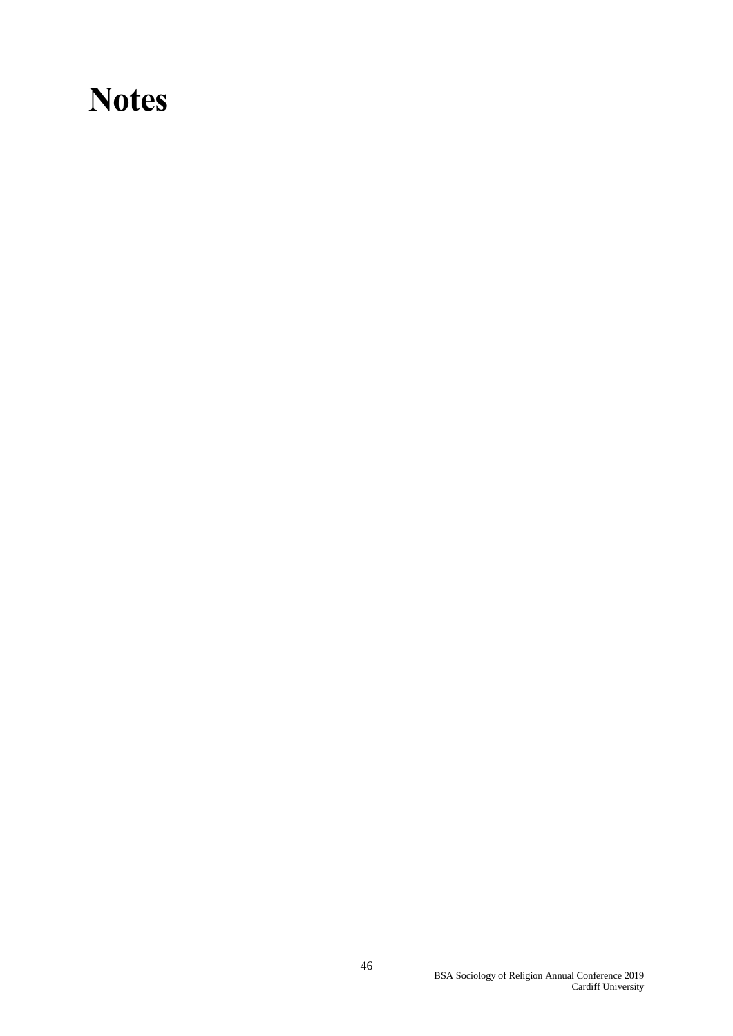# Notes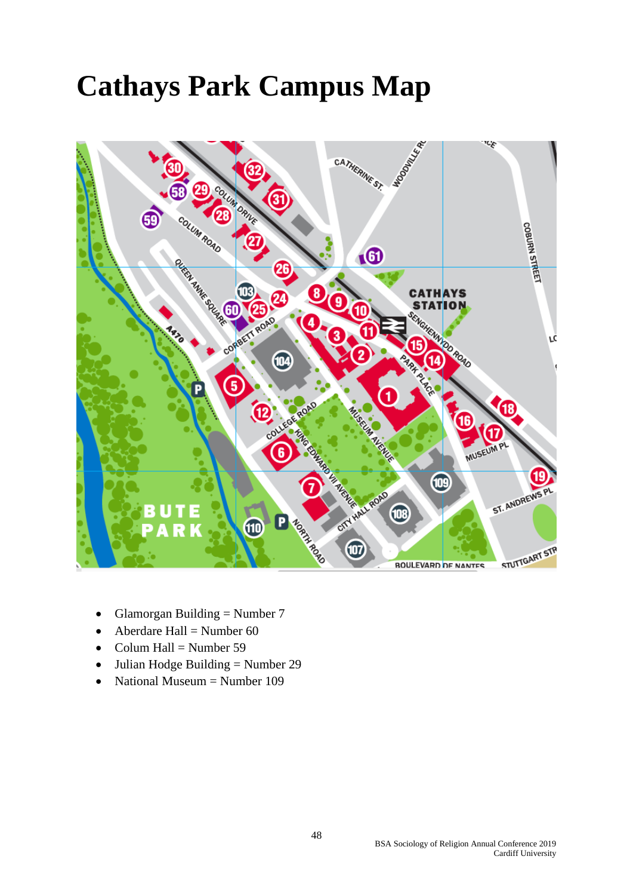# Cathays Park Campus Map

- Glamorgan Building = Number 7
- Aberdare Hall = Number 60
- Colum Hall = Number 59
- Julian Hodge Building = Number 29
- National Museum = Number 109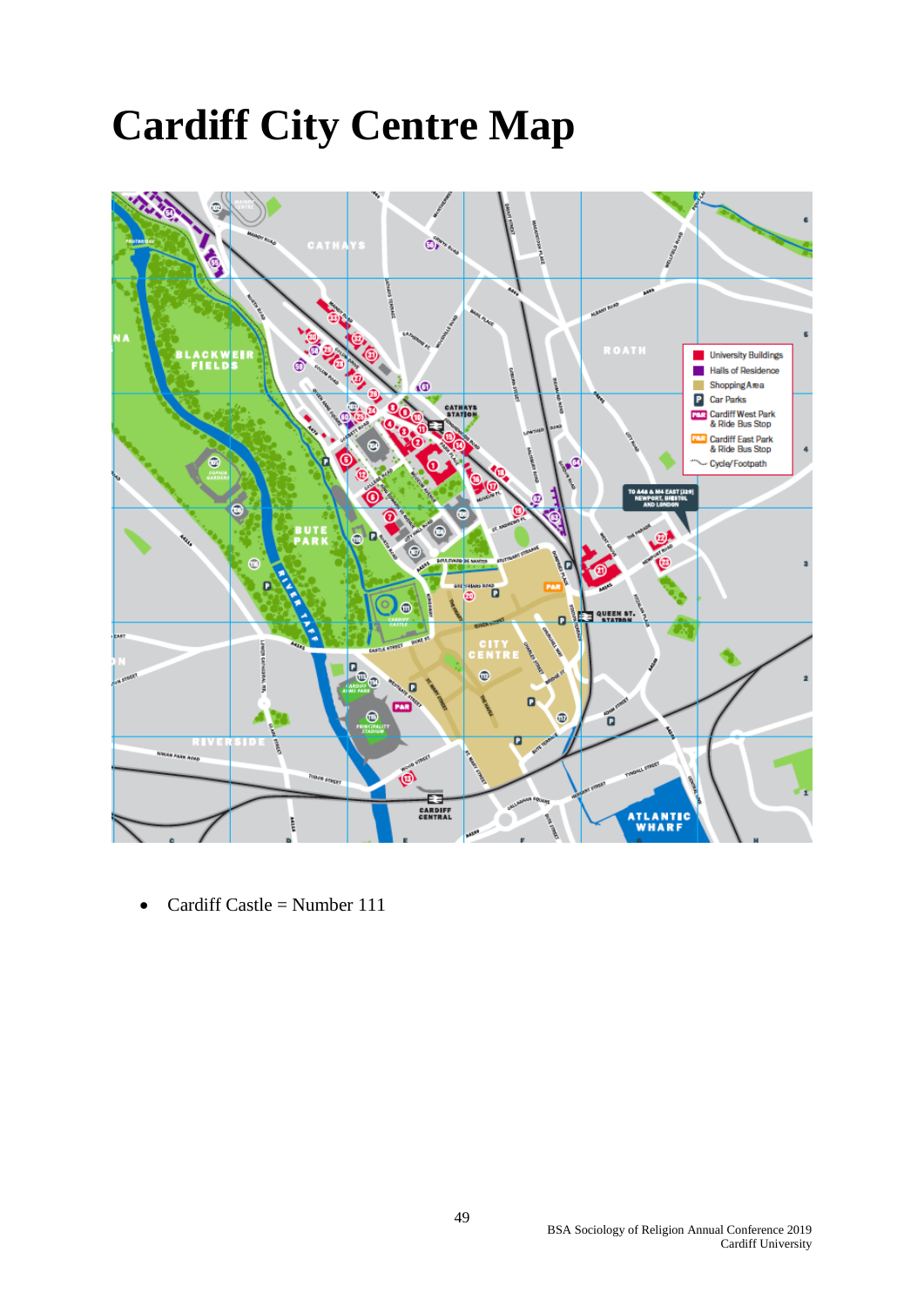# Cardiff City Centre Map

University Buildings
Halls of Residence
Shopping Area
Car Parks
Cardiff West Park & Ride Bus Stop
Cardiff East Park & Ride Bus Stop
Cycle/Footpath

TO A48 & M4 EAST (J29) NEWPORT, BRISTOL AND LONDON

CATHAYS
BLACKWEIR FIELDS
ROATH
BUTE PARK
CITY CENTRE
RIVERSIDE
ATLANTIC WHARF
CATHAYS STATION
QUEEN ST. STATION
CARDIFF CENTRAL
RIVER TAFF

- Cardiff Castle = Number 111